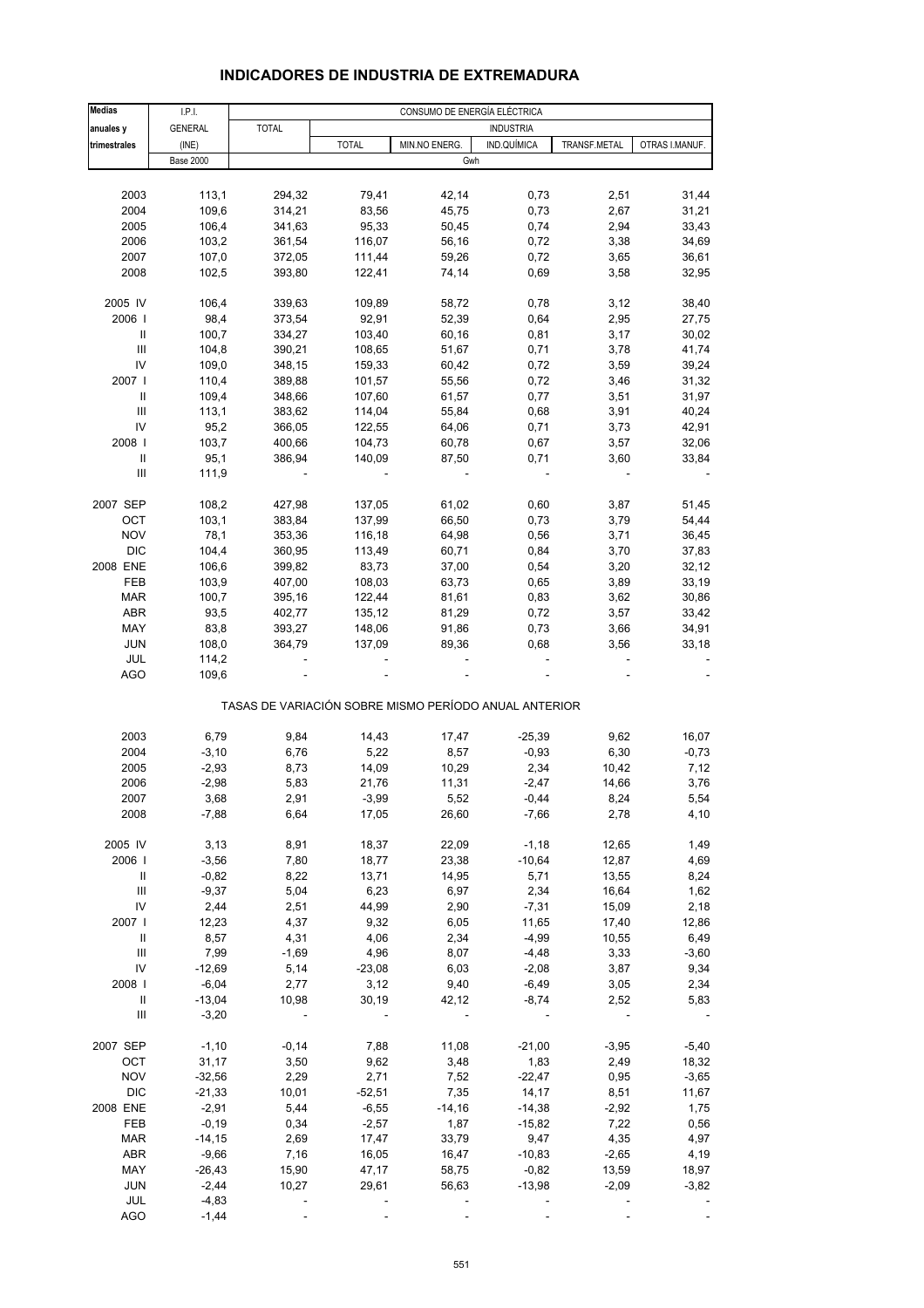## INDICADORES DE INDUSTRIA DE EXTREMADURA

| Medias anuales y trimestrales | I.P.I. GENERAL (INE) | CONSUMO DE ENERGÍA ELÉCTRICA | | | | | |
|---|---|---|---|---|---|---|---|
| | | TOTAL | INDUSTRIA | | | | |
| | | | TOTAL | MIN.NO ENERG. | IND.QUÍMICA | TRANSF.METAL | OTRAS I.MANUF. |
| | Base 2000 | Gwh | | | | | |
| 2003 | 113,1 | 294,32 | 79,41 | 42,14 | 0,73 | 2,51 | 31,44 |
| 2004 | 109,6 | 314,21 | 83,56 | 45,75 | 0,73 | 2,67 | 31,21 |
| 2005 | 106,4 | 341,63 | 95,33 | 50,45 | 0,74 | 2,94 | 33,43 |
| 2006 | 103,2 | 361,54 | 116,07 | 56,16 | 0,72 | 3,38 | 34,69 |
| 2007 | 107,0 | 372,05 | 111,44 | 59,26 | 0,72 | 3,65 | 36,61 |
| 2008 | 102,5 | 393,80 | 122,41 | 74,14 | 0,69 | 3,58 | 32,95 |
| 2005 IV | 106,4 | 339,63 | 109,89 | 58,72 | 0,78 | 3,12 | 38,40 |
| 2006 I | 98,4 | 373,54 | 92,91 | 52,39 | 0,64 | 2,95 | 27,75 |
| II | 100,7 | 334,27 | 103,40 | 60,16 | 0,81 | 3,17 | 30,02 |
| III | 104,8 | 390,21 | 108,65 | 51,67 | 0,71 | 3,78 | 41,74 |
| IV | 109,0 | 348,15 | 159,33 | 60,42 | 0,72 | 3,59 | 39,24 |
| 2007 I | 110,4 | 389,88 | 101,57 | 55,56 | 0,72 | 3,46 | 31,32 |
| II | 109,4 | 348,66 | 107,60 | 61,57 | 0,77 | 3,51 | 31,97 |
| III | 113,1 | 383,62 | 114,04 | 55,84 | 0,68 | 3,91 | 40,24 |
| IV | 95,2 | 366,05 | 122,55 | 64,06 | 0,71 | 3,73 | 42,91 |
| 2008 I | 103,7 | 400,66 | 104,73 | 60,78 | 0,67 | 3,57 | 32,06 |
| II | 95,1 | 386,94 | 140,09 | 87,50 | 0,71 | 3,60 | 33,84 |
| III | 111,9 | - | - | - | - | - | - |
| 2007 SEP | 108,2 | 427,98 | 137,05 | 61,02 | 0,60 | 3,87 | 51,45 |
| OCT | 103,1 | 383,84 | 137,99 | 66,50 | 0,73 | 3,79 | 54,44 |
| NOV | 78,1 | 353,36 | 116,18 | 64,98 | 0,56 | 3,71 | 36,45 |
| DIC | 104,4 | 360,95 | 113,49 | 60,71 | 0,84 | 3,70 | 37,83 |
| 2008 ENE | 106,6 | 399,82 | 83,73 | 37,00 | 0,54 | 3,20 | 32,12 |
| FEB | 103,9 | 407,00 | 108,03 | 63,73 | 0,65 | 3,89 | 33,19 |
| MAR | 100,7 | 395,16 | 122,44 | 81,61 | 0,83 | 3,62 | 30,86 |
| ABR | 93,5 | 402,77 | 135,12 | 81,29 | 0,72 | 3,57 | 33,42 |
| MAY | 83,8 | 393,27 | 148,06 | 91,86 | 0,73 | 3,66 | 34,91 |
| JUN | 108,0 | 364,79 | 137,09 | 89,36 | 0,68 | 3,56 | 33,18 |
| JUL | 114,2 | - | - | - | - | - | - |
| AGO | 109,6 | - | - | - | - | - | - |
| TASAS DE VARIACIÓN SOBRE MISMO PERÍODO ANUAL ANTERIOR | | | | | | | |
| 2003 | 6,79 | 9,84 | 14,43 | 17,47 | -25,39 | 9,62 | 16,07 |
| 2004 | -3,10 | 6,76 | 5,22 | 8,57 | -0,93 | 6,30 | -0,73 |
| 2005 | -2,93 | 8,73 | 14,09 | 10,29 | 2,34 | 10,42 | 7,12 |
| 2006 | -2,98 | 5,83 | 21,76 | 11,31 | -2,47 | 14,66 | 3,76 |
| 2007 | 3,68 | 2,91 | -3,99 | 5,52 | -0,44 | 8,24 | 5,54 |
| 2008 | -7,88 | 6,64 | 17,05 | 26,60 | -7,66 | 2,78 | 4,10 |
| 2005 IV | 3,13 | 8,91 | 18,37 | 22,09 | -1,18 | 12,65 | 1,49 |
| 2006 I | -3,56 | 7,80 | 18,77 | 23,38 | -10,64 | 12,87 | 4,69 |
| II | -0,82 | 8,22 | 13,71 | 14,95 | 5,71 | 13,55 | 8,24 |
| III | -9,37 | 5,04 | 6,23 | 6,97 | 2,34 | 16,64 | 1,62 |
| IV | 2,44 | 2,51 | 44,99 | 2,90 | -7,31 | 15,09 | 2,18 |
| 2007 I | 12,23 | 4,37 | 9,32 | 6,05 | 11,65 | 17,40 | 12,86 |
| II | 8,57 | 4,31 | 4,06 | 2,34 | -4,99 | 10,55 | 6,49 |
| III | 7,99 | -1,69 | 4,96 | 8,07 | -4,48 | 3,33 | -3,60 |
| IV | -12,69 | 5,14 | -23,08 | 6,03 | -2,08 | 3,87 | 9,34 |
| 2008 I | -6,04 | 2,77 | 3,12 | 9,40 | -6,49 | 3,05 | 2,34 |
| II | -13,04 | 10,98 | 30,19 | 42,12 | -8,74 | 2,52 | 5,83 |
| III | -3,20 | - | - | - | - | - | - |
| 2007 SEP | -1,10 | -0,14 | 7,88 | 11,08 | -21,00 | -3,95 | -5,40 |
| OCT | 31,17 | 3,50 | 9,62 | 3,48 | 1,83 | 2,49 | 18,32 |
| NOV | -32,56 | 2,29 | 2,71 | 7,52 | -22,47 | 0,95 | -3,65 |
| DIC | -21,33 | 10,01 | -52,51 | 7,35 | 14,17 | 8,51 | 11,67 |
| 2008 ENE | -2,91 | 5,44 | -6,55 | -14,16 | -14,38 | -2,92 | 1,75 |
| FEB | -0,19 | 0,34 | -2,57 | 1,87 | -15,82 | 7,22 | 0,56 |
| MAR | -14,15 | 2,69 | 17,47 | 33,79 | 9,47 | 4,35 | 4,97 |
| ABR | -9,66 | 7,16 | 16,05 | 16,47 | -10,83 | -2,65 | 4,19 |
| MAY | -26,43 | 15,90 | 47,17 | 58,75 | -0,82 | 13,59 | 18,97 |
| JUN | -2,44 | 10,27 | 29,61 | 56,63 | -13,98 | -2,09 | -3,82 |
| JUL | -4,83 | - | - | - | - | - | - |
| AGO | -1,44 | - | - | - | - | - | - |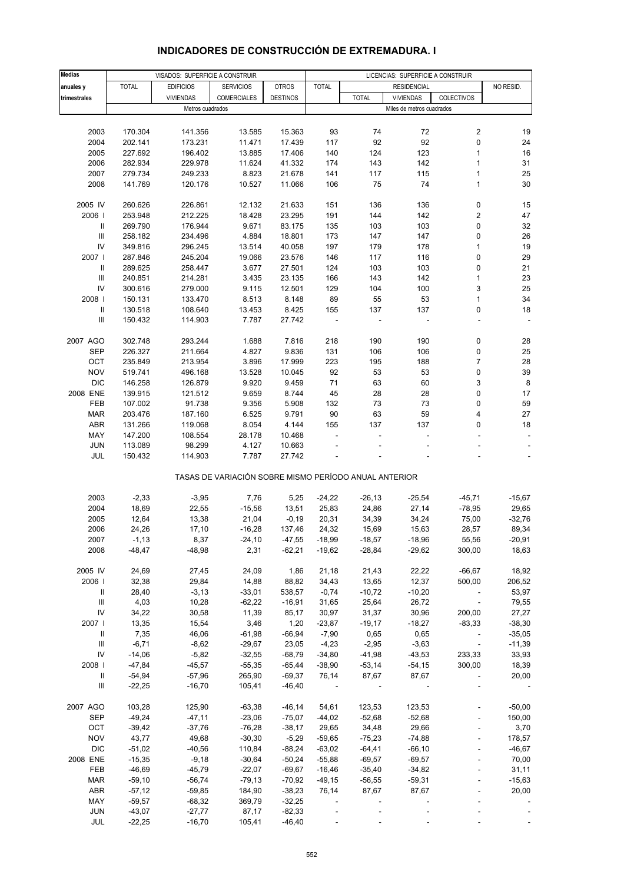# INDICADORES DE CONSTRUCCIÓN DE EXTREMADURA. I

| Medias anuales y trimestrales | VISADOS: SUPERFICIE A CONSTRUIR | | | | LICENCIAS: SUPERFICIE A CONSTRUIR | | | | |
|---|---|---|---|---|---|---|---|---|---|
| | TOTAL | EDIFICIOS VIVIENDAS | SERVICIOS COMERCIALES | OTROS DESTINOS | TOTAL | RESIDENCIAL | | | NO RESID. |
| | | | | | | TOTAL | VIVIENDAS | COLECTIVOS | |
| | Metros cuadrados | | | | Miles de metros cuadrados | | | | |
| 2003 | 170.304 | 141.356 | 13.585 | 15.363 | 93 | 74 | 72 | 2 | 19 |
| 2004 | 202.141 | 173.231 | 11.471 | 17.439 | 117 | 92 | 92 | 0 | 24 |
| 2005 | 227.692 | 196.402 | 13.885 | 17.406 | 140 | 124 | 123 | 1 | 16 |
| 2006 | 282.934 | 229.978 | 11.624 | 41.332 | 174 | 143 | 142 | 1 | 31 |
| 2007 | 279.734 | 249.233 | 8.823 | 21.678 | 141 | 117 | 115 | 1 | 25 |
| 2008 | 141.769 | 120.176 | 10.527 | 11.066 | 106 | 75 | 74 | 1 | 30 |
| 2005 IV | 260.626 | 226.861 | 12.132 | 21.633 | 151 | 136 | 136 | 0 | 15 |
| 2006 I | 253.948 | 212.225 | 18.428 | 23.295 | 191 | 144 | 142 | 2 | 47 |
| II | 269.790 | 176.944 | 9.671 | 83.175 | 135 | 103 | 103 | 0 | 32 |
| III | 258.182 | 234.496 | 4.884 | 18.801 | 173 | 147 | 147 | 0 | 26 |
| IV | 349.816 | 296.245 | 13.514 | 40.058 | 197 | 179 | 178 | 1 | 19 |
| 2007 I | 287.846 | 245.204 | 19.066 | 23.576 | 146 | 117 | 116 | 0 | 29 |
| II | 289.625 | 258.447 | 3.677 | 27.501 | 124 | 103 | 103 | 0 | 21 |
| III | 240.851 | 214.281 | 3.435 | 23.135 | 166 | 143 | 142 | 1 | 23 |
| IV | 300.616 | 279.000 | 9.115 | 12.501 | 129 | 104 | 100 | 3 | 25 |
| 2008 I | 150.131 | 133.470 | 8.513 | 8.148 | 89 | 55 | 53 | 1 | 34 |
| II | 130.518 | 108.640 | 13.453 | 8.425 | 155 | 137 | 137 | 0 | 18 |
| III | 150.432 | 114.903 | 7.787 | 27.742 | - | - | - | - | - |
| 2007 AGO | 302.748 | 293.244 | 1.688 | 7.816 | 218 | 190 | 190 | 0 | 28 |
| SEP | 226.327 | 211.664 | 4.827 | 9.836 | 131 | 106 | 106 | 0 | 25 |
| OCT | 235.849 | 213.954 | 3.896 | 17.999 | 223 | 195 | 188 | 7 | 28 |
| NOV | 519.741 | 496.168 | 13.528 | 10.045 | 92 | 53 | 53 | 0 | 39 |
| DIC | 146.258 | 126.879 | 9.920 | 9.459 | 71 | 63 | 60 | 3 | 8 |
| 2008 ENE | 139.915 | 121.512 | 9.659 | 8.744 | 45 | 28 | 28 | 0 | 17 |
| FEB | 107.002 | 91.738 | 9.356 | 5.908 | 132 | 73 | 73 | 0 | 59 |
| MAR | 203.476 | 187.160 | 6.525 | 9.791 | 90 | 63 | 59 | 4 | 27 |
| ABR | 131.266 | 119.068 | 8.054 | 4.144 | 155 | 137 | 137 | 0 | 18 |
| MAY | 147.200 | 108.554 | 28.178 | 10.468 | - | - | - | - | - |
| JUN | 113.089 | 98.299 | 4.127 | 10.663 | - | - | - | - | - |
| JUL | 150.432 | 114.903 | 7.787 | 27.742 | - | - | - | - | - |
| | TASAS DE VARIACIÓN SOBRE MISMO PERÍODO ANUAL ANTERIOR | | | | | | | | |
| 2003 | -2,33 | -3,95 | 7,76 | 5,25 | -24,22 | -26,13 | -25,54 | -45,71 | -15,67 |
| 2004 | 18,69 | 22,55 | -15,56 | 13,51 | 25,83 | 24,86 | 27,14 | -78,95 | 29,65 |
| 2005 | 12,64 | 13,38 | 21,04 | -0,19 | 20,31 | 34,39 | 34,24 | 75,00 | -32,76 |
| 2006 | 24,26 | 17,10 | -16,28 | 137,46 | 24,32 | 15,69 | 15,63 | 28,57 | 89,34 |
| 2007 | -1,13 | 8,37 | -24,10 | -47,55 | -18,99 | -18,57 | -18,96 | 55,56 | -20,91 |
| 2008 | -48,47 | -48,98 | 2,31 | -62,21 | -19,62 | -28,84 | -29,62 | 300,00 | 18,63 |
| 2005 IV | 24,69 | 27,45 | 24,09 | 1,86 | 21,18 | 21,43 | 22,22 | -66,67 | 18,92 |
| 2006 I | 32,38 | 29,84 | 14,88 | 88,82 | 34,43 | 13,65 | 12,37 | 500,00 | 206,52 |
| II | 28,40 | -3,13 | -33,01 | 538,57 | -0,74 | -10,72 | -10,20 | - | 53,97 |
| III | 4,03 | 10,28 | -62,22 | -16,91 | 31,65 | 25,64 | 26,72 | - | 79,55 |
| IV | 34,22 | 30,58 | 11,39 | 85,17 | 30,97 | 31,37 | 30,96 | 200,00 | 27,27 |
| 2007 I | 13,35 | 15,54 | 3,46 | 1,20 | -23,87 | -19,17 | -18,27 | -83,33 | -38,30 |
| II | 7,35 | 46,06 | -61,98 | -66,94 | -7,90 | 0,65 | 0,65 | - | -35,05 |
| III | -6,71 | -8,62 | -29,67 | 23,05 | -4,23 | -2,95 | -3,63 | - | -11,39 |
| IV | -14,06 | -5,82 | -32,55 | -68,79 | -34,80 | -41,98 | -43,53 | 233,33 | 33,93 |
| 2008 I | -47,84 | -45,57 | -55,35 | -65,44 | -38,90 | -53,14 | -54,15 | 300,00 | 18,39 |
| II | -54,94 | -57,96 | 265,90 | -69,37 | 76,14 | 87,67 | 87,67 | - | 20,00 |
| III | -22,25 | -16,70 | 105,41 | -46,40 | - | - | - | - | - |
| 2007 AGO | 103,28 | 125,90 | -63,38 | -46,14 | 54,61 | 123,53 | 123,53 | - | -50,00 |
| SEP | -49,24 | -47,11 | -23,06 | -75,07 | -44,02 | -52,68 | -52,68 | - | 150,00 |
| OCT | -39,42 | -37,76 | -76,28 | -38,17 | 29,65 | 34,48 | 29,66 | - | 3,70 |
| NOV | 43,77 | 49,68 | -30,30 | -5,29 | -59,65 | -75,23 | -74,88 | - | 178,57 |
| DIC | -51,02 | -40,56 | 110,84 | -88,24 | -63,02 | -64,41 | -66,10 | - | -46,67 |
| 2008 ENE | -15,35 | -9,18 | -30,64 | -50,24 | -55,88 | -69,57 | -69,57 | - | 70,00 |
| FEB | -46,69 | -45,79 | -22,07 | -69,67 | -16,46 | -35,40 | -34,82 | - | 31,11 |
| MAR | -59,10 | -56,74 | -79,13 | -70,92 | -49,15 | -56,55 | -59,31 | - | -15,63 |
| ABR | -57,12 | -59,85 | 184,90 | -38,23 | 76,14 | 87,67 | 87,67 | - | 20,00 |
| MAY | -59,57 | -68,32 | 369,79 | -32,25 | - | - | - | - | - |
| JUN | -43,07 | -27,77 | 87,17 | -82,33 | - | - | - | - | - |
| JUL | -22,25 | -16,70 | 105,41 | -46,40 | - | - | - | - | - |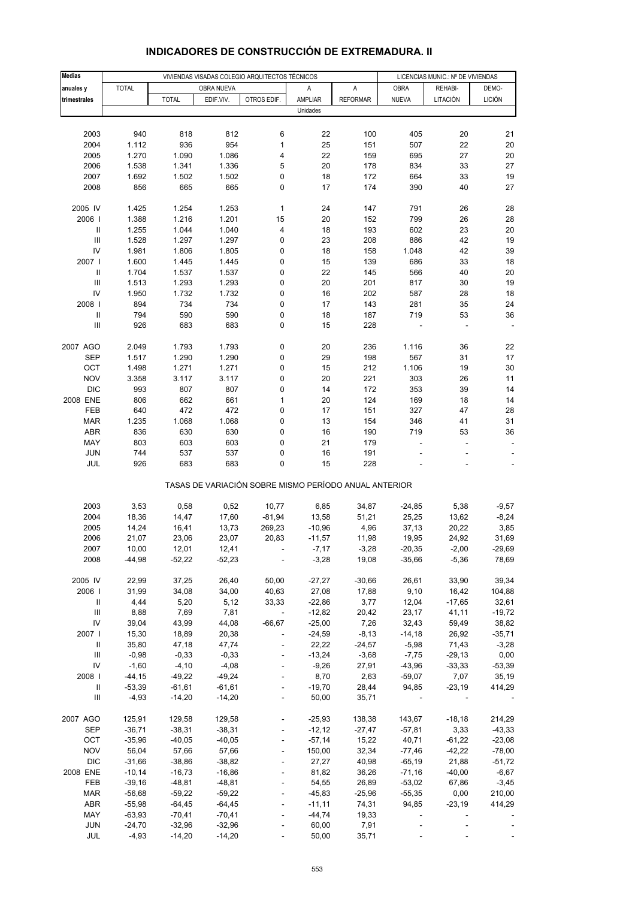# INDICADORES DE CONSTRUCCIÓN DE EXTREMADURA. II

| Medias anuales y trimestrales | VIVIENDAS VISADAS COLEGIO ARQUITECTOS TÉCNICOS | | | | | | LICENCIAS MUNIC.: Nº DE VIVIENDAS | | |
|---|---|---|---|---|---|---|---|---|---|
| | TOTAL | OBRA NUEVA | | | A | A | OBRA | REHABI- | DEMO- |
| | | TOTAL | EDIF.VIV. | OTROS EDIF. | AMPLIAR | REFORMAR | NUEVA | LITACIÓN | LICIÓN |
| | Unidades | | | | | | | | |
| 2003 | 940 | 818 | 812 | 6 | 22 | 100 | 405 | 20 | 21 |
| 2004 | 1.112 | 936 | 954 | 1 | 25 | 151 | 507 | 22 | 20 |
| 2005 | 1.270 | 1.090 | 1.086 | 4 | 22 | 159 | 695 | 27 | 20 |
| 2006 | 1.538 | 1.341 | 1.336 | 5 | 20 | 178 | 834 | 33 | 27 |
| 2007 | 1.692 | 1.502 | 1.502 | 0 | 18 | 172 | 664 | 33 | 19 |
| 2008 | 856 | 665 | 665 | 0 | 17 | 174 | 390 | 40 | 27 |
| 2005 IV | 1.425 | 1.254 | 1.253 | 1 | 24 | 147 | 791 | 26 | 28 |
| 2006 I | 1.388 | 1.216 | 1.201 | 15 | 20 | 152 | 799 | 26 | 28 |
| II | 1.255 | 1.044 | 1.040 | 4 | 18 | 193 | 602 | 23 | 20 |
| III | 1.528 | 1.297 | 1.297 | 0 | 23 | 208 | 886 | 42 | 19 |
| IV | 1.981 | 1.806 | 1.805 | 0 | 18 | 158 | 1.048 | 42 | 39 |
| 2007 I | 1.600 | 1.445 | 1.445 | 0 | 15 | 139 | 686 | 33 | 18 |
| II | 1.704 | 1.537 | 1.537 | 0 | 22 | 145 | 566 | 40 | 20 |
| III | 1.513 | 1.293 | 1.293 | 0 | 20 | 201 | 817 | 30 | 19 |
| IV | 1.950 | 1.732 | 1.732 | 0 | 16 | 202 | 587 | 28 | 18 |
| 2008 I | 894 | 734 | 734 | 0 | 17 | 143 | 281 | 35 | 24 |
| II | 794 | 590 | 590 | 0 | 18 | 187 | 719 | 53 | 36 |
| III | 926 | 683 | 683 | 0 | 15 | 228 | - | - | - |
| 2007 AGO | 2.049 | 1.793 | 1.793 | 0 | 20 | 236 | 1.116 | 36 | 22 |
| SEP | 1.517 | 1.290 | 1.290 | 0 | 29 | 198 | 567 | 31 | 17 |
| OCT | 1.498 | 1.271 | 1.271 | 0 | 15 | 212 | 1.106 | 19 | 30 |
| NOV | 3.358 | 3.117 | 3.117 | 0 | 20 | 221 | 303 | 26 | 11 |
| DIC | 993 | 807 | 807 | 0 | 14 | 172 | 353 | 39 | 14 |
| 2008 ENE | 806 | 662 | 661 | 1 | 20 | 124 | 169 | 18 | 14 |
| FEB | 640 | 472 | 472 | 0 | 17 | 151 | 327 | 47 | 28 |
| MAR | 1.235 | 1.068 | 1.068 | 0 | 13 | 154 | 346 | 41 | 31 |
| ABR | 836 | 630 | 630 | 0 | 16 | 190 | 719 | 53 | 36 |
| MAY | 803 | 603 | 603 | 0 | 21 | 179 | - | - | - |
| JUN | 744 | 537 | 537 | 0 | 16 | 191 | - | - | - |
| JUL | 926 | 683 | 683 | 0 | 15 | 228 | - | - | - |
| | TASAS DE VARIACIÓN SOBRE MISMO PERÍODO ANUAL ANTERIOR | | | | | | | | |
| 2003 | 3,53 | 0,58 | 0,52 | 10,77 | 6,85 | 34,87 | -24,85 | 5,38 | -9,57 |
| 2004 | 18,36 | 14,47 | 17,60 | -81,94 | 13,58 | 51,21 | 25,25 | 13,62 | -8,24 |
| 2005 | 14,24 | 16,41 | 13,73 | 269,23 | -10,96 | 4,96 | 37,13 | 20,22 | 3,85 |
| 2006 | 21,07 | 23,06 | 23,07 | 20,83 | -11,57 | 11,98 | 19,95 | 24,92 | 31,69 |
| 2007 | 10,00 | 12,01 | 12,41 | - | -7,17 | -3,28 | -20,35 | -2,00 | -29,69 |
| 2008 | -44,98 | -52,22 | -52,23 | - | -3,28 | 19,08 | -35,66 | -5,36 | 78,69 |
| 2005 IV | 22,99 | 37,25 | 26,40 | 50,00 | -27,27 | -30,66 | 26,61 | 33,90 | 39,34 |
| 2006 I | 31,99 | 34,08 | 34,00 | 40,63 | 27,08 | 17,88 | 9,10 | 16,42 | 104,88 |
| II | 4,44 | 5,20 | 5,12 | 33,33 | -22,86 | 3,77 | 12,04 | -17,65 | 32,61 |
| III | 8,88 | 7,69 | 7,81 | - | -12,82 | 20,42 | 23,17 | 41,11 | -19,72 |
| IV | 39,04 | 43,99 | 44,08 | -66,67 | -25,00 | 7,26 | 32,43 | 59,49 | 38,82 |
| 2007 I | 15,30 | 18,89 | 20,38 | - | -24,59 | -8,13 | -14,18 | 26,92 | -35,71 |
| II | 35,80 | 47,18 | 47,74 | - | 22,22 | -24,57 | -5,98 | 71,43 | -3,28 |
| III | -0,98 | -0,33 | -0,33 | - | -13,24 | -3,68 | -7,75 | -29,13 | 0,00 |
| IV | -1,60 | -4,10 | -4,08 | - | -9,26 | 27,91 | -43,96 | -33,33 | -53,39 |
| 2008 I | -44,15 | -49,22 | -49,24 | - | 8,70 | 2,63 | -59,07 | 7,07 | 35,19 |
| II | -53,39 | -61,61 | -61,61 | - | -19,70 | 28,44 | 94,85 | -23,19 | 414,29 |
| III | -4,93 | -14,20 | -14,20 | - | 50,00 | 35,71 | - | - | - |
| 2007 AGO | 125,91 | 129,58 | 129,58 | - | -25,93 | 138,38 | 143,67 | -18,18 | 214,29 |
| SEP | -36,71 | -38,31 | -38,31 | - | -12,12 | -27,47 | -57,81 | 3,33 | -43,33 |
| OCT | -35,96 | -40,05 | -40,05 | - | -57,14 | 15,22 | 40,71 | -61,22 | -23,08 |
| NOV | 56,04 | 57,66 | 57,66 | - | 150,00 | 32,34 | -77,46 | -42,22 | -78,00 |
| DIC | -31,66 | -38,86 | -38,82 | - | 27,27 | 40,98 | -65,19 | 21,88 | -51,72 |
| 2008 ENE | -10,14 | -16,73 | -16,86 | - | 81,82 | 36,26 | -71,16 | -40,00 | -6,67 |
| FEB | -39,16 | -48,81 | -48,81 | - | 54,55 | 26,89 | -53,02 | 67,86 | -3,45 |
| MAR | -56,68 | -59,22 | -59,22 | - | -45,83 | -25,96 | -55,35 | 0,00 | 210,00 |
| ABR | -55,98 | -64,45 | -64,45 | - | -11,11 | 74,31 | 94,85 | -23,19 | 414,29 |
| MAY | -63,93 | -70,41 | -70,41 | - | -44,74 | 19,33 | - | - | - |
| JUN | -24,70 | -32,96 | -32,96 | - | 60,00 | 7,91 | - | - | - |
| JUL | -4,93 | -14,20 | -14,20 | - | 50,00 | 35,71 | - | - | - |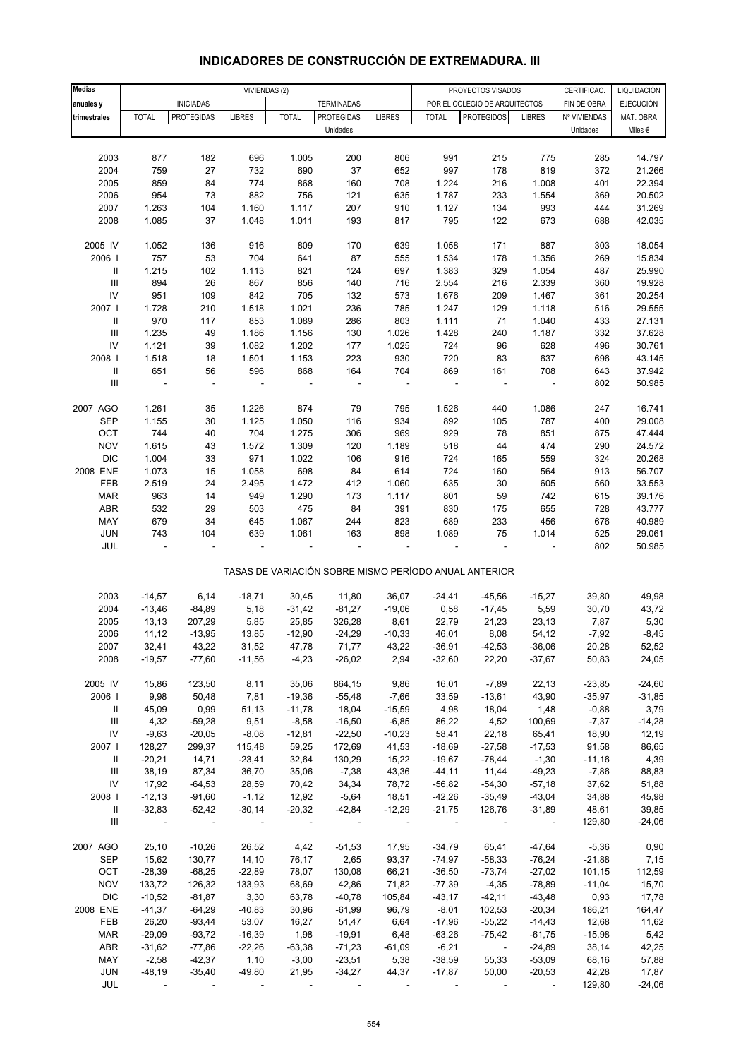# INDICADORES DE CONSTRUCCIÓN DE EXTREMADURA. III

| Medias anuales y trimestrales | VIVIENDAS (2) | | | | | | PROYECTOS VISADOS | | | CERTIFICAC. | LIQUIDACIÓN |
|---|---|---|---|---|---|---|---|---|---|---|---|
| | INICIADAS | | | TERMINADAS | | | POR EL COLEGIO DE ARQUITECTOS | | | FIN DE OBRA | EJECUCIÓN |
| | TOTAL | PROTEGIDAS | LIBRES | TOTAL | PROTEGIDAS | LIBRES | TOTAL | PROTEGIDOS | LIBRES | Nº VIVIENDAS | MAT. OBRA |
| | Unidades | | | | | | | | | Unidades | Miles € |
| 2003 | 877 | 182 | 696 | 1.005 | 200 | 806 | 991 | 215 | 775 | 285 | 14.797 |
| 2004 | 759 | 27 | 732 | 690 | 37 | 652 | 997 | 178 | 819 | 372 | 21.266 |
| 2005 | 859 | 84 | 774 | 868 | 160 | 708 | 1.224 | 216 | 1.008 | 401 | 22.394 |
| 2006 | 954 | 73 | 882 | 756 | 121 | 635 | 1.787 | 233 | 1.554 | 369 | 20.502 |
| 2007 | 1.263 | 104 | 1.160 | 1.117 | 207 | 910 | 1.127 | 134 | 993 | 444 | 31.269 |
| 2008 | 1.085 | 37 | 1.048 | 1.011 | 193 | 817 | 795 | 122 | 673 | 688 | 42.035 |
| 2005 IV | 1.052 | 136 | 916 | 809 | 170 | 639 | 1.058 | 171 | 887 | 303 | 18.054 |
| 2006 I | 757 | 53 | 704 | 641 | 87 | 555 | 1.534 | 178 | 1.356 | 269 | 15.834 |
| II | 1.215 | 102 | 1.113 | 821 | 124 | 697 | 1.383 | 329 | 1.054 | 487 | 25.990 |
| III | 894 | 26 | 867 | 856 | 140 | 716 | 2.554 | 216 | 2.339 | 360 | 19.928 |
| IV | 951 | 109 | 842 | 705 | 132 | 573 | 1.676 | 209 | 1.467 | 361 | 20.254 |
| 2007 I | 1.728 | 210 | 1.518 | 1.021 | 236 | 785 | 1.247 | 129 | 1.118 | 516 | 29.555 |
| II | 970 | 117 | 853 | 1.089 | 286 | 803 | 1.111 | 71 | 1.040 | 433 | 27.131 |
| III | 1.235 | 49 | 1.186 | 1.156 | 130 | 1.026 | 1.428 | 240 | 1.187 | 332 | 37.628 |
| IV | 1.121 | 39 | 1.082 | 1.202 | 177 | 1.025 | 724 | 96 | 628 | 496 | 30.761 |
| 2008 I | 1.518 | 18 | 1.501 | 1.153 | 223 | 930 | 720 | 83 | 637 | 696 | 43.145 |
| II | 651 | 56 | 596 | 868 | 164 | 704 | 869 | 161 | 708 | 643 | 37.942 |
| III | - | - | - | - | - | - | - | - | - | 802 | 50.985 |
| 2007 AGO | 1.261 | 35 | 1.226 | 874 | 79 | 795 | 1.526 | 440 | 1.086 | 247 | 16.741 |
| SEP | 1.155 | 30 | 1.125 | 1.050 | 116 | 934 | 892 | 105 | 787 | 400 | 29.008 |
| OCT | 744 | 40 | 704 | 1.275 | 306 | 969 | 929 | 78 | 851 | 875 | 47.444 |
| NOV | 1.615 | 43 | 1.572 | 1.309 | 120 | 1.189 | 518 | 44 | 474 | 290 | 24.572 |
| DIC | 1.004 | 33 | 971 | 1.022 | 106 | 916 | 724 | 165 | 559 | 324 | 20.268 |
| 2008 ENE | 1.073 | 15 | 1.058 | 698 | 84 | 614 | 724 | 160 | 564 | 913 | 56.707 |
| FEB | 2.519 | 24 | 2.495 | 1.472 | 412 | 1.060 | 635 | 30 | 605 | 560 | 33.553 |
| MAR | 963 | 14 | 949 | 1.290 | 173 | 1.117 | 801 | 59 | 742 | 615 | 39.176 |
| ABR | 532 | 29 | 503 | 475 | 84 | 391 | 830 | 175 | 655 | 728 | 43.777 |
| MAY | 679 | 34 | 645 | 1.067 | 244 | 823 | 689 | 233 | 456 | 676 | 40.989 |
| JUN | 743 | 104 | 639 | 1.061 | 163 | 898 | 1.089 | 75 | 1.014 | 525 | 29.061 |
| JUL | - | - | - | - | - | - | - | - | - | 802 | 50.985 |
| | TASAS DE VARIACIÓN SOBRE MISMO PERÍODO ANUAL ANTERIOR | | | | | | | | | | |
| 2003 | -14,57 | 6,14 | -18,71 | 30,45 | 11,80 | 36,07 | -24,41 | -45,56 | -15,27 | 39,80 | 49,98 |
| 2004 | -13,46 | -84,89 | 5,18 | -31,42 | -81,27 | -19,06 | 0,58 | -17,45 | 5,59 | 30,70 | 43,72 |
| 2005 | 13,13 | 207,29 | 5,85 | 25,85 | 326,28 | 8,61 | 22,79 | 21,23 | 23,13 | 7,87 | 5,30 |
| 2006 | 11,12 | -13,95 | 13,85 | -12,90 | -24,29 | -10,33 | 46,01 | 8,08 | 54,12 | -7,92 | -8,45 |
| 2007 | 32,41 | 43,22 | 31,52 | 47,78 | 71,77 | 43,22 | -36,91 | -42,53 | -36,06 | 20,28 | 52,52 |
| 2008 | -19,57 | -77,60 | -11,56 | -4,23 | -26,02 | 2,94 | -32,60 | 22,20 | -37,67 | 50,83 | 24,05 |
| 2005 IV | 15,86 | 123,50 | 8,11 | 35,06 | 864,15 | 9,86 | 16,01 | -7,89 | 22,13 | -23,85 | -24,60 |
| 2006 I | 9,98 | 50,48 | 7,81 | -19,36 | -55,48 | -7,66 | 33,59 | -13,61 | 43,90 | -35,97 | -31,85 |
| II | 45,09 | 0,99 | 51,13 | -11,78 | 18,04 | -15,59 | 4,98 | 18,04 | 1,48 | -0,88 | 3,79 |
| III | 4,32 | -59,28 | 9,51 | -8,58 | -16,50 | -6,85 | 86,22 | 4,52 | 100,69 | -7,37 | -14,28 |
| IV | -9,63 | -20,05 | -8,08 | -12,81 | -22,50 | -10,23 | 58,41 | 22,18 | 65,41 | 18,90 | 12,19 |
| 2007 I | 128,27 | 299,37 | 115,48 | 59,25 | 172,69 | 41,53 | -18,69 | -27,58 | -17,53 | 91,58 | 86,65 |
| II | -20,21 | 14,71 | -23,41 | 32,64 | 130,29 | 15,22 | -19,67 | -78,44 | -1,30 | -11,16 | 4,39 |
| III | 38,19 | 87,34 | 36,70 | 35,06 | -7,38 | 43,36 | -44,11 | 11,44 | -49,23 | -7,86 | 88,83 |
| IV | 17,92 | -64,53 | 28,59 | 70,42 | 34,34 | 78,72 | -56,82 | -54,30 | -57,18 | 37,62 | 51,88 |
| 2008 I | -12,13 | -91,60 | -1,12 | 12,92 | -5,64 | 18,51 | -42,26 | -35,49 | -43,04 | 34,88 | 45,98 |
| II | -32,83 | -52,42 | -30,14 | -20,32 | -42,84 | -12,29 | -21,75 | 126,76 | -31,89 | 48,61 | 39,85 |
| III | - | - | - | - | - | - | - | - | - | 129,80 | -24,06 |
| 2007 AGO | 25,10 | -10,26 | 26,52 | 4,42 | -51,53 | 17,95 | -34,79 | 65,41 | -47,64 | -5,36 | 0,90 |
| SEP | 15,62 | 130,77 | 14,10 | 76,17 | 2,65 | 93,37 | -74,97 | -58,33 | -76,24 | -21,88 | 7,15 |
| OCT | -28,39 | -68,25 | -22,89 | 78,07 | 130,08 | 66,21 | -36,50 | -73,74 | -27,02 | 101,15 | 112,59 |
| NOV | 133,72 | 126,32 | 133,93 | 68,69 | 42,86 | 71,82 | -77,39 | -4,35 | -78,89 | -11,04 | 15,70 |
| DIC | -10,52 | -81,87 | 3,30 | 63,78 | -40,78 | 105,84 | -43,17 | -42,11 | -43,48 | 0,93 | 17,78 |
| 2008 ENE | -41,37 | -64,29 | -40,83 | 30,96 | -61,99 | 96,79 | -8,01 | 102,53 | -20,34 | 186,21 | 164,47 |
| FEB | 26,20 | -93,44 | 53,07 | 16,27 | 51,47 | 6,64 | -17,96 | -55,22 | -14,43 | 12,68 | 11,62 |
| MAR | -29,09 | -93,72 | -16,39 | 1,98 | -19,91 | 6,48 | -63,26 | -75,42 | -61,75 | -15,98 | 5,42 |
| ABR | -31,62 | -77,86 | -22,26 | -63,38 | -71,23 | -61,09 | -6,21 | - | -24,89 | 38,14 | 42,25 |
| MAY | -2,58 | -42,37 | 1,10 | -3,00 | -23,51 | 5,38 | -38,59 | 55,33 | -53,09 | 68,16 | 57,88 |
| JUN | -48,19 | -35,40 | -49,80 | 21,95 | -34,27 | 44,37 | -17,87 | 50,00 | -20,53 | 42,28 | 17,87 |
| JUL | - | - | - | - | - | - | - | - | - | 129,80 | -24,06 |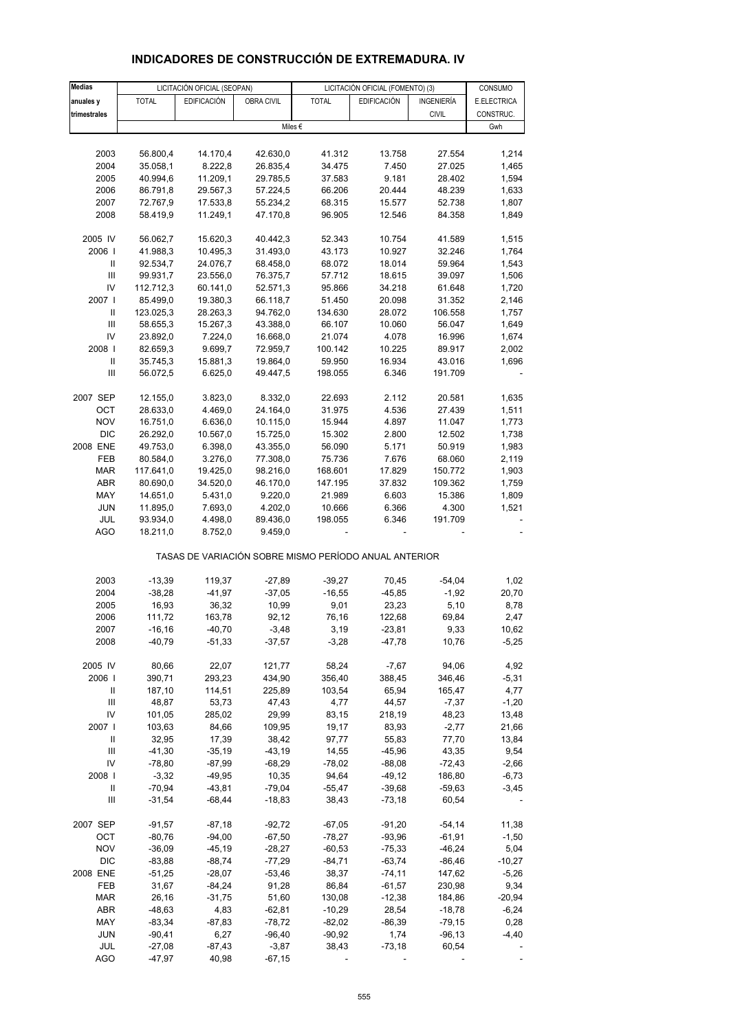# INDICADORES DE CONSTRUCCIÓN DE EXTREMADURA. IV

| Medias anuales y trimestrales | LICITACIÓN OFICIAL (SEOPAN) | | | LICITACIÓN OFICIAL (FOMENTO) (3) | | | CONSUMO |
|---|---|---|---|---|---|---|---|
| | TOTAL | EDIFICACIÓN | OBRA CIVIL | TOTAL | EDIFICACIÓN | INGENIERÍA CIVIL | E.ELECTRICA CONSTRUC. |
| | Miles € | | | | | | Gwh |
| 2003 | 56.800,4 | 14.170,4 | 42.630,0 | 41.312 | 13.758 | 27.554 | 1,214 |
| 2004 | 35.058,1 | 8.222,8 | 26.835,4 | 34.475 | 7.450 | 27.025 | 1,465 |
| 2005 | 40.994,6 | 11.209,1 | 29.785,5 | 37.583 | 9.181 | 28.402 | 1,594 |
| 2006 | 86.791,8 | 29.567,3 | 57.224,5 | 66.206 | 20.444 | 48.239 | 1,633 |
| 2007 | 72.767,9 | 17.533,8 | 55.234,2 | 68.315 | 15.577 | 52.738 | 1,807 |
| 2008 | 58.419,9 | 11.249,1 | 47.170,8 | 96.905 | 12.546 | 84.358 | 1,849 |
| 2005 IV | 56.062,7 | 15.620,3 | 40.442,3 | 52.343 | 10.754 | 41.589 | 1,515 |
| 2006 I | 41.988,3 | 10.495,3 | 31.493,0 | 43.173 | 10.927 | 32.246 | 1,764 |
| II | 92.534,7 | 24.076,7 | 68.458,0 | 68.072 | 18.014 | 59.964 | 1,543 |
| III | 99.931,7 | 23.556,0 | 76.375,7 | 57.712 | 18.615 | 39.097 | 1,506 |
| IV | 112.712,3 | 60.141,0 | 52.571,3 | 95.866 | 34.218 | 61.648 | 1,720 |
| 2007 I | 85.499,0 | 19.380,3 | 66.118,7 | 51.450 | 20.098 | 31.352 | 2,146 |
| II | 123.025,3 | 28.263,3 | 94.762,0 | 134.630 | 28.072 | 106.558 | 1,757 |
| III | 58.655,3 | 15.267,3 | 43.388,0 | 66.107 | 10.060 | 56.047 | 1,649 |
| IV | 23.892,0 | 7.224,0 | 16.668,0 | 21.074 | 4.078 | 16.996 | 1,674 |
| 2008 I | 82.659,3 | 9.699,7 | 72.959,7 | 100.142 | 10.225 | 89.917 | 2,002 |
| II | 35.745,3 | 15.881,3 | 19.864,0 | 59.950 | 16.934 | 43.016 | 1,696 |
| III | 56.072,5 | 6.625,0 | 49.447,5 | 198.055 | 6.346 | 191.709 | - |
| 2007 SEP | 12.155,0 | 3.823,0 | 8.332,0 | 22.693 | 2.112 | 20.581 | 1,635 |
| OCT | 28.633,0 | 4.469,0 | 24.164,0 | 31.975 | 4.536 | 27.439 | 1,511 |
| NOV | 16.751,0 | 6.636,0 | 10.115,0 | 15.944 | 4.897 | 11.047 | 1,773 |
| DIC | 26.292,0 | 10.567,0 | 15.725,0 | 15.302 | 2.800 | 12.502 | 1,738 |
| 2008 ENE | 49.753,0 | 6.398,0 | 43.355,0 | 56.090 | 5.171 | 50.919 | 1,983 |
| FEB | 80.584,0 | 3.276,0 | 77.308,0 | 75.736 | 7.676 | 68.060 | 2,119 |
| MAR | 117.641,0 | 19.425,0 | 98.216,0 | 168.601 | 17.829 | 150.772 | 1,903 |
| ABR | 80.690,0 | 34.520,0 | 46.170,0 | 147.195 | 37.832 | 109.362 | 1,759 |
| MAY | 14.651,0 | 5.431,0 | 9.220,0 | 21.989 | 6.603 | 15.386 | 1,809 |
| JUN | 11.895,0 | 7.693,0 | 4.202,0 | 10.666 | 6.366 | 4.300 | 1,521 |
| JUL | 93.934,0 | 4.498,0 | 89.436,0 | 198.055 | 6.346 | 191.709 | - |
| AGO | 18.211,0 | 8.752,0 | 9.459,0 | - | - | - | - |
| TASAS DE VARIACIÓN SOBRE MISMO PERÍODO ANUAL ANTERIOR | | | | | | | |
| 2003 | -13,39 | 119,37 | -27,89 | -39,27 | 70,45 | -54,04 | 1,02 |
| 2004 | -38,28 | -41,97 | -37,05 | -16,55 | -45,85 | -1,92 | 20,70 |
| 2005 | 16,93 | 36,32 | 10,99 | 9,01 | 23,23 | 5,10 | 8,78 |
| 2006 | 111,72 | 163,78 | 92,12 | 76,16 | 122,68 | 69,84 | 2,47 |
| 2007 | -16,16 | -40,70 | -3,48 | 3,19 | -23,81 | 9,33 | 10,62 |
| 2008 | -40,79 | -51,33 | -37,57 | -3,28 | -47,78 | 10,76 | -5,25 |
| 2005 IV | 80,66 | 22,07 | 121,77 | 58,24 | -7,67 | 94,06 | 4,92 |
| 2006 I | 390,71 | 293,23 | 434,90 | 356,40 | 388,45 | 346,46 | -5,31 |
| II | 187,10 | 114,51 | 225,89 | 103,54 | 65,94 | 165,47 | 4,77 |
| III | 48,87 | 53,73 | 47,43 | 4,77 | 44,57 | -7,37 | -1,20 |
| IV | 101,05 | 285,02 | 29,99 | 83,15 | 218,19 | 48,23 | 13,48 |
| 2007 I | 103,63 | 84,66 | 109,95 | 19,17 | 83,93 | -2,77 | 21,66 |
| II | 32,95 | 17,39 | 38,42 | 97,77 | 55,83 | 77,70 | 13,84 |
| III | -41,30 | -35,19 | -43,19 | 14,55 | -45,96 | 43,35 | 9,54 |
| IV | -78,80 | -87,99 | -68,29 | -78,02 | -88,08 | -72,43 | -2,66 |
| 2008 I | -3,32 | -49,95 | 10,35 | 94,64 | -49,12 | 186,80 | -6,73 |
| II | -70,94 | -43,81 | -79,04 | -55,47 | -39,68 | -59,63 | -3,45 |
| III | -31,54 | -68,44 | -18,83 | 38,43 | -73,18 | 60,54 | - |
| 2007 SEP | -91,57 | -87,18 | -92,72 | -67,05 | -91,20 | -54,14 | 11,38 |
| OCT | -80,76 | -94,00 | -67,50 | -78,27 | -93,96 | -61,91 | -1,50 |
| NOV | -36,09 | -45,19 | -28,27 | -60,53 | -75,33 | -46,24 | 5,04 |
| DIC | -83,88 | -88,74 | -77,29 | -84,71 | -63,74 | -86,46 | -10,27 |
| 2008 ENE | -51,25 | -28,07 | -53,46 | 38,37 | -74,11 | 147,62 | -5,26 |
| FEB | 31,67 | -84,24 | 91,28 | 86,84 | -61,57 | 230,98 | 9,34 |
| MAR | 26,16 | -31,75 | 51,60 | 130,08 | -12,38 | 184,86 | -20,94 |
| ABR | -48,63 | 4,83 | -62,81 | -10,29 | 28,54 | -18,78 | -6,24 |
| MAY | -83,34 | -87,83 | -78,72 | -82,02 | -86,39 | -79,15 | 0,28 |
| JUN | -90,41 | 6,27 | -96,40 | -90,92 | 1,74 | -96,13 | -4,40 |
| JUL | -27,08 | -87,43 | -3,87 | 38,43 | -73,18 | 60,54 | - |
| AGO | -47,97 | 40,98 | -67,15 | - | - | - | - |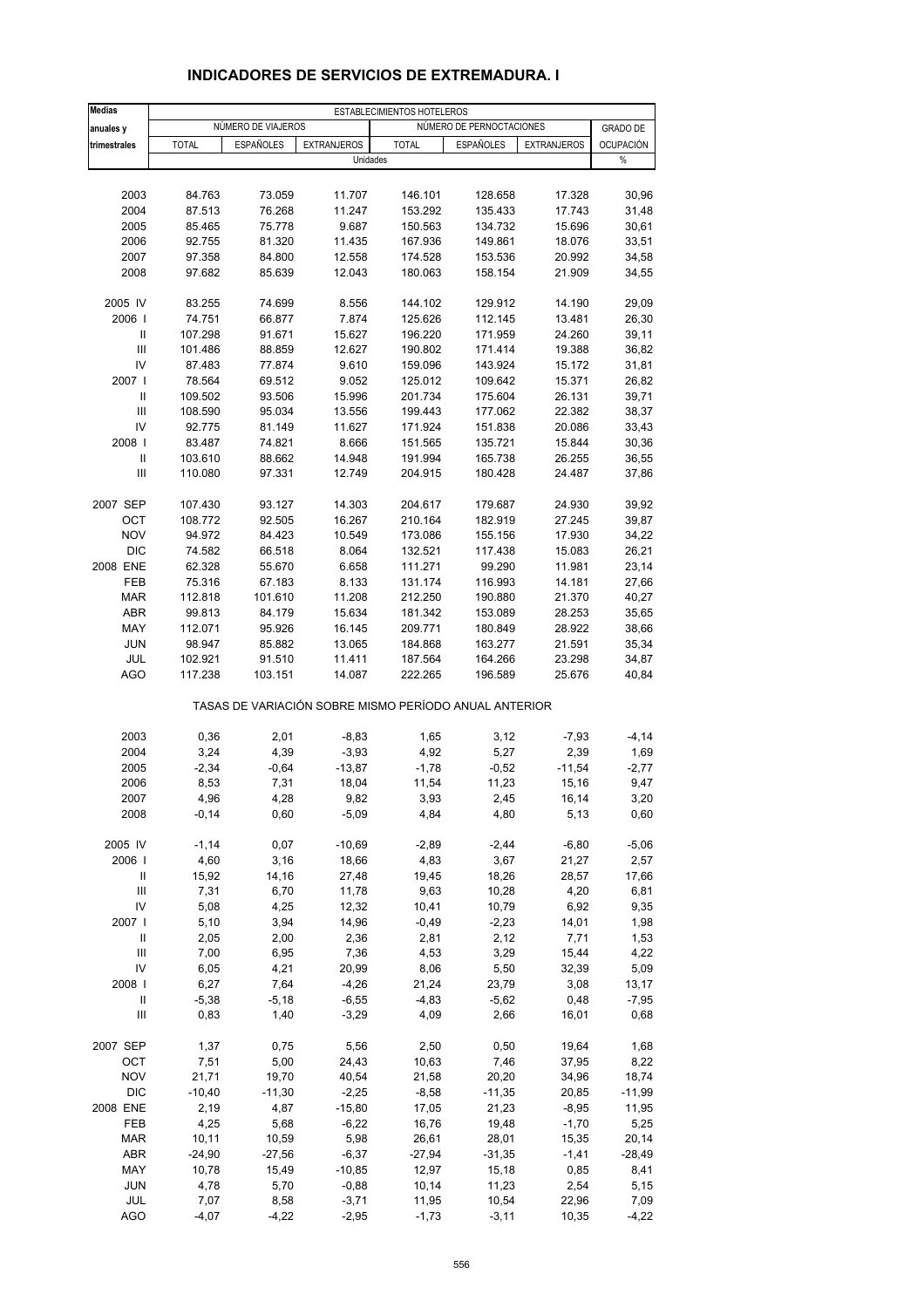# INDICADORES DE SERVICIOS DE EXTREMADURA. I

| Medias anuales y trimestrales | ESTABLECIMIENTOS HOTELEROS | | | | | | |
|---|---|---|---|---|---|---|---|
| | NÚMERO DE VIAJEROS | | | NÚMERO DE PERNOCTACIONES | | | GRADO DE OCUPACIÓN |
| | TOTAL | ESPAÑOLES | EXTRANJEROS | TOTAL | ESPAÑOLES | EXTRANJEROS | |
| | Unidades | | | | | | % |
| 2003 | 84.763 | 73.059 | 11.707 | 146.101 | 128.658 | 17.328 | 30,96 |
| 2004 | 87.513 | 76.268 | 11.247 | 153.292 | 135.433 | 17.743 | 31,48 |
| 2005 | 85.465 | 75.778 | 9.687 | 150.563 | 134.732 | 15.696 | 30,61 |
| 2006 | 92.755 | 81.320 | 11.435 | 167.936 | 149.861 | 18.076 | 33,51 |
| 2007 | 97.358 | 84.800 | 12.558 | 174.528 | 153.536 | 20.992 | 34,58 |
| 2008 | 97.682 | 85.639 | 12.043 | 180.063 | 158.154 | 21.909 | 34,55 |
| 2005 IV | 83.255 | 74.699 | 8.556 | 144.102 | 129.912 | 14.190 | 29,09 |
| 2006 I | 74.751 | 66.877 | 7.874 | 125.626 | 112.145 | 13.481 | 26,30 |
| II | 107.298 | 91.671 | 15.627 | 196.220 | 171.959 | 24.260 | 39,11 |
| III | 101.486 | 88.859 | 12.627 | 190.802 | 171.414 | 19.388 | 36,82 |
| IV | 87.483 | 77.874 | 9.610 | 159.096 | 143.924 | 15.172 | 31,81 |
| 2007 I | 78.564 | 69.512 | 9.052 | 125.012 | 109.642 | 15.371 | 26,82 |
| II | 109.502 | 93.506 | 15.996 | 201.734 | 175.604 | 26.131 | 39,71 |
| III | 108.590 | 95.034 | 13.556 | 199.443 | 177.062 | 22.382 | 38,37 |
| IV | 92.775 | 81.149 | 11.627 | 171.924 | 151.838 | 20.086 | 33,43 |
| 2008 I | 83.487 | 74.821 | 8.666 | 151.565 | 135.721 | 15.844 | 30,36 |
| II | 103.610 | 88.662 | 14.948 | 191.994 | 165.738 | 26.255 | 36,55 |
| III | 110.080 | 97.331 | 12.749 | 204.915 | 180.428 | 24.487 | 37,86 |
| 2007 SEP | 107.430 | 93.127 | 14.303 | 204.617 | 179.687 | 24.930 | 39,92 |
| OCT | 108.772 | 92.505 | 16.267 | 210.164 | 182.919 | 27.245 | 39,87 |
| NOV | 94.972 | 84.423 | 10.549 | 173.086 | 155.156 | 17.930 | 34,22 |
| DIC | 74.582 | 66.518 | 8.064 | 132.521 | 117.438 | 15.083 | 26,21 |
| 2008 ENE | 62.328 | 55.670 | 6.658 | 111.271 | 99.290 | 11.981 | 23,14 |
| FEB | 75.316 | 67.183 | 8.133 | 131.174 | 116.993 | 14.181 | 27,66 |
| MAR | 112.818 | 101.610 | 11.208 | 212.250 | 190.880 | 21.370 | 40,27 |
| ABR | 99.813 | 84.179 | 15.634 | 181.342 | 153.089 | 28.253 | 35,65 |
| MAY | 112.071 | 95.926 | 16.145 | 209.771 | 180.849 | 28.922 | 38,66 |
| JUN | 98.947 | 85.882 | 13.065 | 184.868 | 163.277 | 21.591 | 35,34 |
| JUL | 102.921 | 91.510 | 11.411 | 187.564 | 164.266 | 23.298 | 34,87 |
| AGO | 117.238 | 103.151 | 14.087 | 222.265 | 196.589 | 25.676 | 40,84 |
| | TASAS DE VARIACIÓN SOBRE MISMO PERÍODO ANUAL ANTERIOR | | | | | | |
| 2003 | 0,36 | 2,01 | -8,83 | 1,65 | 3,12 | -7,93 | -4,14 |
| 2004 | 3,24 | 4,39 | -3,93 | 4,92 | 5,27 | 2,39 | 1,69 |
| 2005 | -2,34 | -0,64 | -13,87 | -1,78 | -0,52 | -11,54 | -2,77 |
| 2006 | 8,53 | 7,31 | 18,04 | 11,54 | 11,23 | 15,16 | 9,47 |
| 2007 | 4,96 | 4,28 | 9,82 | 3,93 | 2,45 | 16,14 | 3,20 |
| 2008 | -0,14 | 0,60 | -5,09 | 4,84 | 4,80 | 5,13 | 0,60 |
| 2005 IV | -1,14 | 0,07 | -10,69 | -2,89 | -2,44 | -6,80 | -5,06 |
| 2006 I | 4,60 | 3,16 | 18,66 | 4,83 | 3,67 | 21,27 | 2,57 |
| II | 15,92 | 14,16 | 27,48 | 19,45 | 18,26 | 28,57 | 17,66 |
| III | 7,31 | 6,70 | 11,78 | 9,63 | 10,28 | 4,20 | 6,81 |
| IV | 5,08 | 4,25 | 12,32 | 10,41 | 10,79 | 6,92 | 9,35 |
| 2007 I | 5,10 | 3,94 | 14,96 | -0,49 | -2,23 | 14,01 | 1,98 |
| II | 2,05 | 2,00 | 2,36 | 2,81 | 2,12 | 7,71 | 1,53 |
| III | 7,00 | 6,95 | 7,36 | 4,53 | 3,29 | 15,44 | 4,22 |
| IV | 6,05 | 4,21 | 20,99 | 8,06 | 5,50 | 32,39 | 5,09 |
| 2008 I | 6,27 | 7,64 | -4,26 | 21,24 | 23,79 | 3,08 | 13,17 |
| II | -5,38 | -5,18 | -6,55 | -4,83 | -5,62 | 0,48 | -7,95 |
| III | 0,83 | 1,40 | -3,29 | 4,09 | 2,66 | 16,01 | 0,68 |
| 2007 SEP | 1,37 | 0,75 | 5,56 | 2,50 | 0,50 | 19,64 | 1,68 |
| OCT | 7,51 | 5,00 | 24,43 | 10,63 | 7,46 | 37,95 | 8,22 |
| NOV | 21,71 | 19,70 | 40,54 | 21,58 | 20,20 | 34,96 | 18,74 |
| DIC | -10,40 | -11,30 | -2,25 | -8,58 | -11,35 | 20,85 | -11,99 |
| 2008 ENE | 2,19 | 4,87 | -15,80 | 17,05 | 21,23 | -8,95 | 11,95 |
| FEB | 4,25 | 5,68 | -6,22 | 16,76 | 19,48 | -1,70 | 5,25 |
| MAR | 10,11 | 10,59 | 5,98 | 26,61 | 28,01 | 15,35 | 20,14 |
| ABR | -24,90 | -27,56 | -6,37 | -27,94 | -31,35 | -1,41 | -28,49 |
| MAY | 10,78 | 15,49 | -10,85 | 12,97 | 15,18 | 0,85 | 8,41 |
| JUN | 4,78 | 5,70 | -0,88 | 10,14 | 11,23 | 2,54 | 5,15 |
| JUL | 7,07 | 8,58 | -3,71 | 11,95 | 10,54 | 22,96 | 7,09 |
| AGO | -4,07 | -4,22 | -2,95 | -1,73 | -3,11 | 10,35 | -4,22 |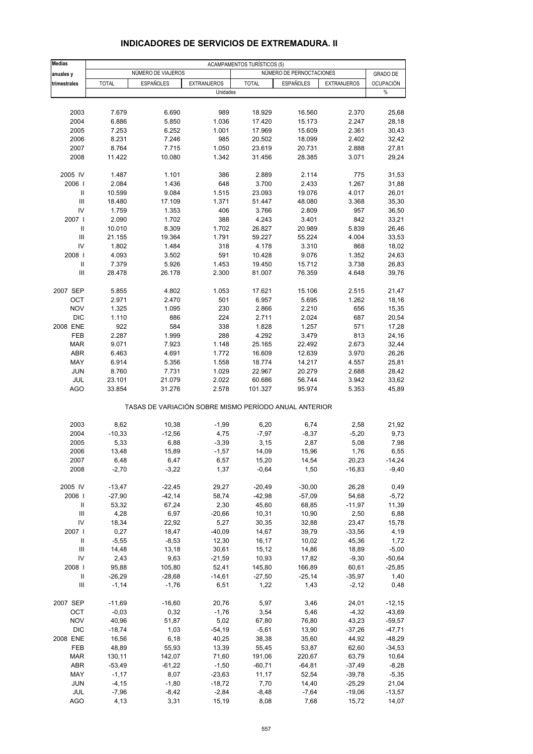# INDICADORES DE SERVICIOS DE EXTREMADURA. II

| Medias anuales y trimestrales | ACAMPAMENTOS TURÍSTICOS (5) | | | | | | |
|---|---|---|---|---|---|---|---|
| | NÚMERO DE VIAJEROS | | | NÚMERO DE PERNOCTACIONES | | | GRADO DE OCUPACIÓN |
| | TOTAL | ESPAÑOLES | EXTRANJEROS | TOTAL | ESPAÑOLES | EXTRANJEROS | |
| | Unidades | | | | | | % |
| 2003 | 7.679 | 6.690 | 989 | 18.929 | 16.560 | 2.370 | 25,68 |
| 2004 | 6.886 | 5.850 | 1.036 | 17.420 | 15.173 | 2.247 | 28,18 |
| 2005 | 7.253 | 6.252 | 1.001 | 17.969 | 15.609 | 2.361 | 30,43 |
| 2006 | 8.231 | 7.246 | 985 | 20.502 | 18.099 | 2.402 | 32,42 |
| 2007 | 8.764 | 7.715 | 1.050 | 23.619 | 20.731 | 2.888 | 27,81 |
| 2008 | 11.422 | 10.080 | 1.342 | 31.456 | 28.385 | 3.071 | 29,24 |
| 2005 IV | 1.487 | 1.101 | 386 | 2.889 | 2.114 | 775 | 31,53 |
| 2006 I | 2.084 | 1.436 | 648 | 3.700 | 2.433 | 1.267 | 31,88 |
| II | 10.599 | 9.084 | 1.515 | 23.093 | 19.076 | 4.017 | 26,01 |
| III | 18.480 | 17.109 | 1.371 | 51.447 | 48.080 | 3.368 | 35,30 |
| IV | 1.759 | 1.353 | 406 | 3.766 | 2.809 | 957 | 36,50 |
| 2007 I | 2.090 | 1.702 | 388 | 4.243 | 3.401 | 842 | 33,21 |
| II | 10.010 | 8.309 | 1.702 | 26.827 | 20.989 | 5.839 | 26,46 |
| III | 21.155 | 19.364 | 1.791 | 59.227 | 55.224 | 4.004 | 33,53 |
| IV | 1.802 | 1.484 | 318 | 4.178 | 3.310 | 868 | 18,02 |
| 2008 I | 4.093 | 3.502 | 591 | 10.428 | 9.076 | 1.352 | 24,63 |
| II | 7.379 | 5.926 | 1.453 | 19.450 | 15.712 | 3.738 | 26,83 |
| III | 28.478 | 26.178 | 2.300 | 81.007 | 76.359 | 4.648 | 39,76 |
| 2007 SEP | 5.855 | 4.802 | 1.053 | 17.621 | 15.106 | 2.515 | 21,47 |
| OCT | 2.971 | 2.470 | 501 | 6.957 | 5.695 | 1.262 | 18,16 |
| NOV | 1.325 | 1.095 | 230 | 2.866 | 2.210 | 656 | 15,35 |
| DIC | 1.110 | 886 | 224 | 2.711 | 2.024 | 687 | 20,54 |
| 2008 ENE | 922 | 584 | 338 | 1.828 | 1.257 | 571 | 17,28 |
| FEB | 2.287 | 1.999 | 288 | 4.292 | 3.479 | 813 | 24,16 |
| MAR | 9.071 | 7.923 | 1.148 | 25.165 | 22.492 | 2.673 | 32,44 |
| ABR | 6.463 | 4.691 | 1.772 | 16.609 | 12.639 | 3.970 | 26,26 |
| MAY | 6.914 | 5.356 | 1.558 | 18.774 | 14.217 | 4.557 | 25,81 |
| JUN | 8.760 | 7.731 | 1.029 | 22.967 | 20.279 | 2.688 | 28,42 |
| JUL | 23.101 | 21.079 | 2.022 | 60.686 | 56.744 | 3.942 | 33,62 |
| AGO | 33.854 | 31.276 | 2.578 | 101.327 | 95.974 | 5.353 | 45,89 |
| | TASAS DE VARIACIÓN SOBRE MISMO PERÍODO ANUAL ANTERIOR | | | | | | |
| 2003 | 8,62 | 10,38 | -1,99 | 6,20 | 6,74 | 2,58 | 21,92 |
| 2004 | -10,33 | -12,56 | 4,75 | -7,97 | -8,37 | -5,20 | 9,73 |
| 2005 | 5,33 | 6,88 | -3,39 | 3,15 | 2,87 | 5,08 | 7,98 |
| 2006 | 13,48 | 15,89 | -1,57 | 14,09 | 15,96 | 1,76 | 6,55 |
| 2007 | 6,48 | 6,47 | 6,57 | 15,20 | 14,54 | 20,23 | -14,24 |
| 2008 | -2,70 | -3,22 | 1,37 | -0,64 | 1,50 | -16,83 | -9,40 |
| 2005 IV | -13,47 | -22,45 | 29,27 | -20,49 | -30,00 | 26,28 | 0,49 |
| 2006 I | -27,90 | -42,14 | 58,74 | -42,98 | -57,09 | 54,68 | -5,72 |
| II | 53,32 | 67,24 | 2,30 | 45,60 | 68,85 | -11,97 | 11,39 |
| III | 4,28 | 6,97 | -20,66 | 10,31 | 10,90 | 2,50 | 6,88 |
| IV | 18,34 | 22,92 | 5,27 | 30,35 | 32,88 | 23,47 | 15,78 |
| 2007 I | 0,27 | 18,47 | -40,09 | 14,67 | 39,79 | -33,56 | 4,19 |
| II | -5,55 | -8,53 | 12,30 | 16,17 | 10,02 | 45,36 | 1,72 |
| III | 14,48 | 13,18 | 30,61 | 15,12 | 14,86 | 18,89 | -5,00 |
| IV | 2,43 | 9,63 | -21,59 | 10,93 | 17,82 | -9,30 | -50,64 |
| 2008 I | 95,88 | 105,80 | 52,41 | 145,80 | 166,89 | 60,61 | -25,85 |
| II | -26,29 | -28,68 | -14,61 | -27,50 | -25,14 | -35,97 | 1,40 |
| III | -1,14 | -1,76 | 6,51 | 1,22 | 1,43 | -2,12 | 0,48 |
| 2007 SEP | -11,69 | -16,60 | 20,76 | 5,97 | 3,46 | 24,01 | -12,15 |
| OCT | -0,03 | 0,32 | -1,76 | 3,54 | 5,46 | -4,32 | -43,69 |
| NOV | 40,96 | 51,87 | 5,02 | 67,80 | 76,80 | 43,23 | -59,57 |
| DIC | -18,74 | 1,03 | -54,19 | -5,61 | 13,90 | -37,26 | -47,71 |
| 2008 ENE | 16,56 | 6,18 | 40,25 | 38,38 | 35,60 | 44,92 | -48,29 |
| FEB | 48,89 | 55,93 | 13,39 | 55,45 | 53,87 | 62,60 | -34,53 |
| MAR | 130,11 | 142,07 | 71,60 | 191,06 | 220,67 | 63,79 | 10,64 |
| ABR | -53,49 | -61,22 | -1,50 | -60,71 | -64,81 | -37,49 | -8,28 |
| MAY | -1,17 | 8,07 | -23,63 | 11,17 | 52,54 | -39,78 | -5,35 |
| JUN | -4,15 | -1,80 | -18,72 | 7,70 | 14,40 | -25,29 | 21,04 |
| JUL | -7,96 | -8,42 | -2,84 | -8,48 | -7,64 | -19,06 | -13,57 |
| AGO | 4,13 | 3,31 | 15,19 | 8,08 | 7,68 | 15,72 | 14,07 |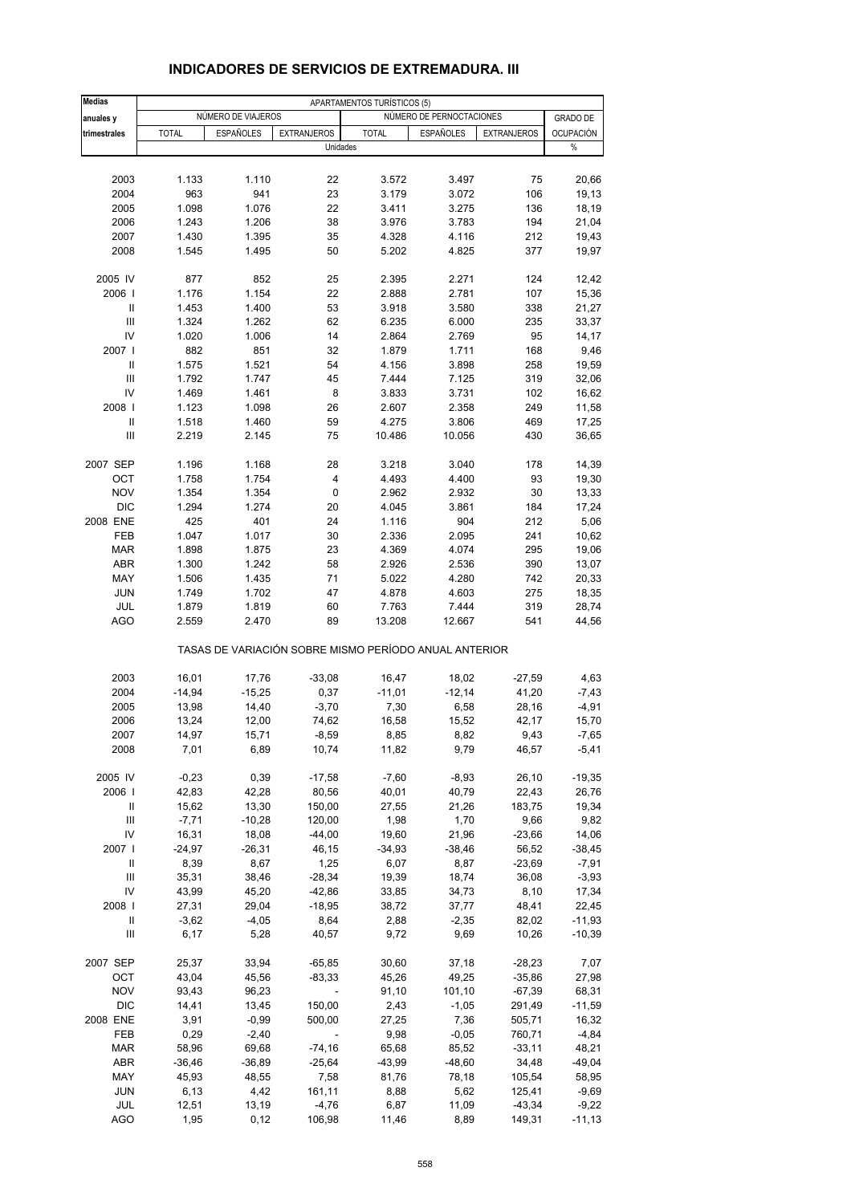# INDICADORES DE SERVICIOS DE EXTREMADURA. III

| Medias anuales y trimestrales | APARTAMENTOS TURÍSTICOS (5) | | | | | | |
|---|---|---|---|---|---|---|---|
| | NÚMERO DE VIAJEROS | | | NÚMERO DE PERNOCTACIONES | | | GRADO DE OCUPACIÓN |
| | TOTAL | ESPAÑOLES | EXTRANJEROS | TOTAL | ESPAÑOLES | EXTRANJEROS | |
| | Unidades | | | | | | % |
| 2003 | 1.133 | 1.110 | 22 | 3.572 | 3.497 | 75 | 20,66 |
| 2004 | 963 | 941 | 23 | 3.179 | 3.072 | 106 | 19,13 |
| 2005 | 1.098 | 1.076 | 22 | 3.411 | 3.275 | 136 | 18,19 |
| 2006 | 1.243 | 1.206 | 38 | 3.976 | 3.783 | 194 | 21,04 |
| 2007 | 1.430 | 1.395 | 35 | 4.328 | 4.116 | 212 | 19,43 |
| 2008 | 1.545 | 1.495 | 50 | 5.202 | 4.825 | 377 | 19,97 |
| 2005 IV | 877 | 852 | 25 | 2.395 | 2.271 | 124 | 12,42 |
| 2006 I | 1.176 | 1.154 | 22 | 2.888 | 2.781 | 107 | 15,36 |
| II | 1.453 | 1.400 | 53 | 3.918 | 3.580 | 338 | 21,27 |
| III | 1.324 | 1.262 | 62 | 6.235 | 6.000 | 235 | 33,37 |
| IV | 1.020 | 1.006 | 14 | 2.864 | 2.769 | 95 | 14,17 |
| 2007 I | 882 | 851 | 32 | 1.879 | 1.711 | 168 | 9,46 |
| II | 1.575 | 1.521 | 54 | 4.156 | 3.898 | 258 | 19,59 |
| III | 1.792 | 1.747 | 45 | 7.444 | 7.125 | 319 | 32,06 |
| IV | 1.469 | 1.461 | 8 | 3.833 | 3.731 | 102 | 16,62 |
| 2008 I | 1.123 | 1.098 | 26 | 2.607 | 2.358 | 249 | 11,58 |
| II | 1.518 | 1.460 | 59 | 4.275 | 3.806 | 469 | 17,25 |
| III | 2.219 | 2.145 | 75 | 10.486 | 10.056 | 430 | 36,65 |
| 2007 SEP | 1.196 | 1.168 | 28 | 3.218 | 3.040 | 178 | 14,39 |
| OCT | 1.758 | 1.754 | 4 | 4.493 | 4.400 | 93 | 19,30 |
| NOV | 1.354 | 1.354 | 0 | 2.962 | 2.932 | 30 | 13,33 |
| DIC | 1.294 | 1.274 | 20 | 4.045 | 3.861 | 184 | 17,24 |
| 2008 ENE | 425 | 401 | 24 | 1.116 | 904 | 212 | 5,06 |
| FEB | 1.047 | 1.017 | 30 | 2.336 | 2.095 | 241 | 10,62 |
| MAR | 1.898 | 1.875 | 23 | 4.369 | 4.074 | 295 | 19,06 |
| ABR | 1.300 | 1.242 | 58 | 2.926 | 2.536 | 390 | 13,07 |
| MAY | 1.506 | 1.435 | 71 | 5.022 | 4.280 | 742 | 20,33 |
| JUN | 1.749 | 1.702 | 47 | 4.878 | 4.603 | 275 | 18,35 |
| JUL | 1.879 | 1.819 | 60 | 7.763 | 7.444 | 319 | 28,74 |
| AGO | 2.559 | 2.470 | 89 | 13.208 | 12.667 | 541 | 44,56 |
| | TASAS DE VARIACIÓN SOBRE MISMO PERÍODO ANUAL ANTERIOR | | | | | | |
| 2003 | 16,01 | 17,76 | -33,08 | 16,47 | 18,02 | -27,59 | 4,63 |
| 2004 | -14,94 | -15,25 | 0,37 | -11,01 | -12,14 | 41,20 | -7,43 |
| 2005 | 13,98 | 14,40 | -3,70 | 7,30 | 6,58 | 28,16 | -4,91 |
| 2006 | 13,24 | 12,00 | 74,62 | 16,58 | 15,52 | 42,17 | 15,70 |
| 2007 | 14,97 | 15,71 | -8,59 | 8,85 | 8,82 | 9,43 | -7,65 |
| 2008 | 7,01 | 6,89 | 10,74 | 11,82 | 9,79 | 46,57 | -5,41 |
| 2005 IV | -0,23 | 0,39 | -17,58 | -7,60 | -8,93 | 26,10 | -19,35 |
| 2006 I | 42,83 | 42,28 | 80,56 | 40,01 | 40,79 | 22,43 | 26,76 |
| II | 15,62 | 13,30 | 150,00 | 27,55 | 21,26 | 183,75 | 19,34 |
| III | -7,71 | -10,28 | 120,00 | 1,98 | 1,70 | 9,66 | 9,82 |
| IV | 16,31 | 18,08 | -44,00 | 19,60 | 21,96 | -23,66 | 14,06 |
| 2007 I | -24,97 | -26,31 | 46,15 | -34,93 | -38,46 | 56,52 | -38,45 |
| II | 8,39 | 8,67 | 1,25 | 6,07 | 8,87 | -23,69 | -7,91 |
| III | 35,31 | 38,46 | -28,34 | 19,39 | 18,74 | 36,08 | -3,93 |
| IV | 43,99 | 45,20 | -42,86 | 33,85 | 34,73 | 8,10 | 17,34 |
| 2008 I | 27,31 | 29,04 | -18,95 | 38,72 | 37,77 | 48,41 | 22,45 |
| II | -3,62 | -4,05 | 8,64 | 2,88 | -2,35 | 82,02 | -11,93 |
| III | 6,17 | 5,28 | 40,57 | 9,72 | 9,69 | 10,26 | -10,39 |
| 2007 SEP | 25,37 | 33,94 | -65,85 | 30,60 | 37,18 | -28,23 | 7,07 |
| OCT | 43,04 | 45,56 | -83,33 | 45,26 | 49,25 | -35,86 | 27,98 |
| NOV | 93,43 | 96,23 | - | 91,10 | 101,10 | -67,39 | 68,31 |
| DIC | 14,41 | 13,45 | 150,00 | 2,43 | -1,05 | 291,49 | -11,59 |
| 2008 ENE | 3,91 | -0,99 | 500,00 | 27,25 | 7,36 | 505,71 | 16,32 |
| FEB | 0,29 | -2,40 | - | 9,98 | -0,05 | 760,71 | -4,84 |
| MAR | 58,96 | 69,68 | -74,16 | 65,68 | 85,52 | -33,11 | 48,21 |
| ABR | -36,46 | -36,89 | -25,64 | -43,99 | -48,60 | 34,48 | -49,04 |
| MAY | 45,93 | 48,55 | 7,58 | 81,76 | 78,18 | 105,54 | 58,95 |
| JUN | 6,13 | 4,42 | 161,11 | 8,88 | 5,62 | 125,41 | -9,69 |
| JUL | 12,51 | 13,19 | -4,76 | 6,87 | 11,09 | -43,34 | -9,22 |
| AGO | 1,95 | 0,12 | 106,98 | 11,46 | 8,89 | 149,31 | -11,13 |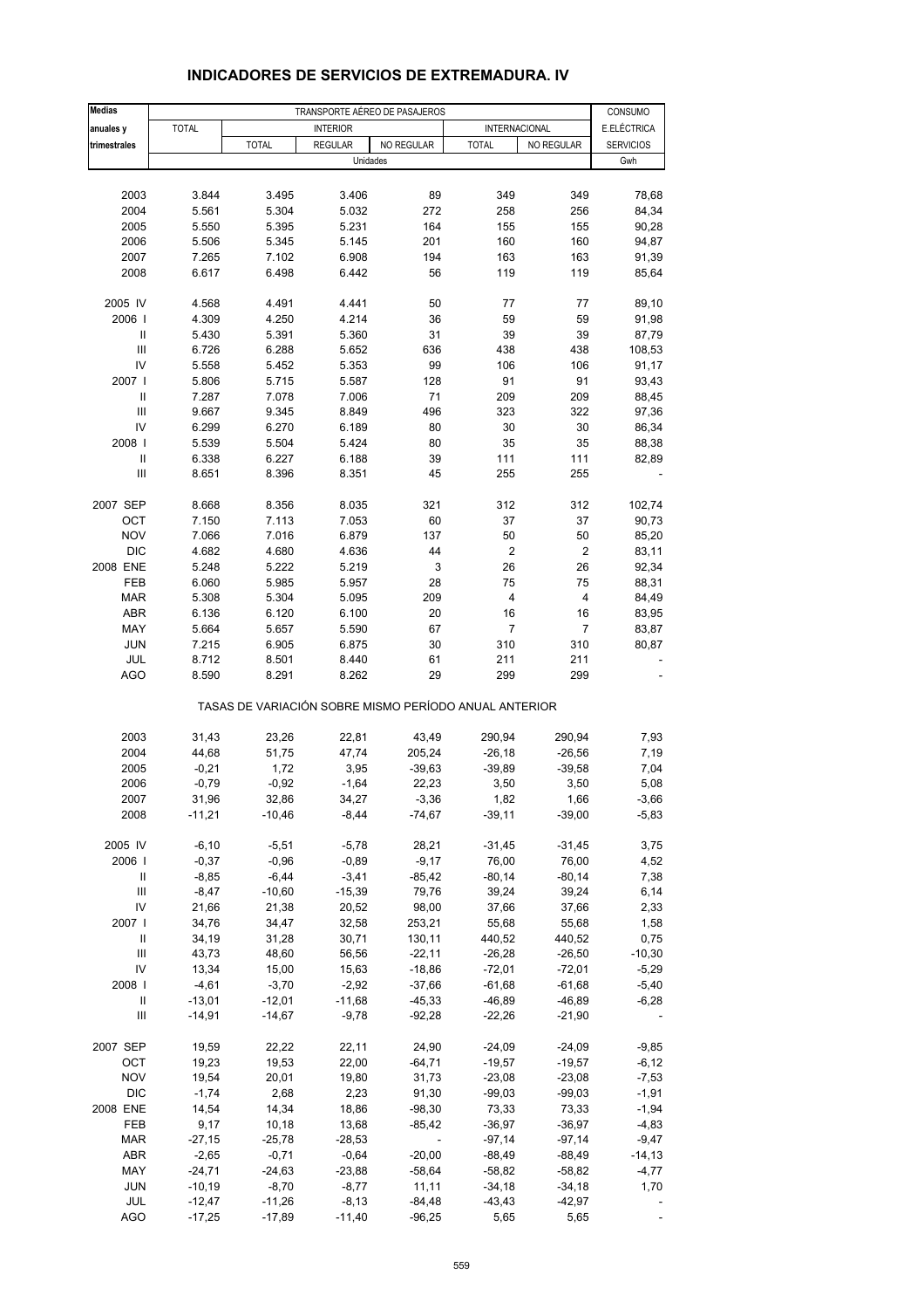# INDICADORES DE SERVICIOS DE EXTREMADURA. IV

| Medias anuales y trimestrales | TRANSPORTE AÉREO DE PASAJEROS | | | | | | CONSUMO E.ELÉCTRICA SERVICIOS |
|---|---|---|---|---|---|---|---|
| | TOTAL | INTERIOR | | | INTERNACIONAL | | |
| | | TOTAL | REGULAR | NO REGULAR | TOTAL | NO REGULAR | |
| | Unidades | | | | | | Gwh |
| 2003 | 3.844 | 3.495 | 3.406 | 89 | 349 | 349 | 78,68 |
| 2004 | 5.561 | 5.304 | 5.032 | 272 | 258 | 256 | 84,34 |
| 2005 | 5.550 | 5.395 | 5.231 | 164 | 155 | 155 | 90,28 |
| 2006 | 5.506 | 5.345 | 5.145 | 201 | 160 | 160 | 94,87 |
| 2007 | 7.265 | 7.102 | 6.908 | 194 | 163 | 163 | 91,39 |
| 2008 | 6.617 | 6.498 | 6.442 | 56 | 119 | 119 | 85,64 |
| 2005 IV | 4.568 | 4.491 | 4.441 | 50 | 77 | 77 | 89,10 |
| 2006 I | 4.309 | 4.250 | 4.214 | 36 | 59 | 59 | 91,98 |
| II | 5.430 | 5.391 | 5.360 | 31 | 39 | 39 | 87,79 |
| III | 6.726 | 6.288 | 5.652 | 636 | 438 | 438 | 108,53 |
| IV | 5.558 | 5.452 | 5.353 | 99 | 106 | 106 | 91,17 |
| 2007 I | 5.806 | 5.715 | 5.587 | 128 | 91 | 91 | 93,43 |
| II | 7.287 | 7.078 | 7.006 | 71 | 209 | 209 | 88,45 |
| III | 9.667 | 9.345 | 8.849 | 496 | 323 | 322 | 97,36 |
| IV | 6.299 | 6.270 | 6.189 | 80 | 30 | 30 | 86,34 |
| 2008 I | 5.539 | 5.504 | 5.424 | 80 | 35 | 35 | 88,38 |
| II | 6.338 | 6.227 | 6.188 | 39 | 111 | 111 | 82,89 |
| III | 8.651 | 8.396 | 8.351 | 45 | 255 | 255 | - |
| 2007 SEP | 8.668 | 8.356 | 8.035 | 321 | 312 | 312 | 102,74 |
| OCT | 7.150 | 7.113 | 7.053 | 60 | 37 | 37 | 90,73 |
| NOV | 7.066 | 7.016 | 6.879 | 137 | 50 | 50 | 85,20 |
| DIC | 4.682 | 4.680 | 4.636 | 44 | 2 | 2 | 83,11 |
| 2008 ENE | 5.248 | 5.222 | 5.219 | 3 | 26 | 26 | 92,34 |
| FEB | 6.060 | 5.985 | 5.957 | 28 | 75 | 75 | 88,31 |
| MAR | 5.308 | 5.304 | 5.095 | 209 | 4 | 4 | 84,49 |
| ABR | 6.136 | 6.120 | 6.100 | 20 | 16 | 16 | 83,95 |
| MAY | 5.664 | 5.657 | 5.590 | 67 | 7 | 7 | 83,87 |
| JUN | 7.215 | 6.905 | 6.875 | 30 | 310 | 310 | 80,87 |
| JUL | 8.712 | 8.501 | 8.440 | 61 | 211 | 211 | - |
| AGO | 8.590 | 8.291 | 8.262 | 29 | 299 | 299 | - |
| TASAS DE VARIACIÓN SOBRE MISMO PERÍODO ANUAL ANTERIOR | | | | | | | |
| 2003 | 31,43 | 23,26 | 22,81 | 43,49 | 290,94 | 290,94 | 7,93 |
| 2004 | 44,68 | 51,75 | 47,74 | 205,24 | -26,18 | -26,56 | 7,19 |
| 2005 | -0,21 | 1,72 | 3,95 | -39,63 | -39,89 | -39,58 | 7,04 |
| 2006 | -0,79 | -0,92 | -1,64 | 22,23 | 3,50 | 3,50 | 5,08 |
| 2007 | 31,96 | 32,86 | 34,27 | -3,36 | 1,82 | 1,66 | -3,66 |
| 2008 | -11,21 | -10,46 | -8,44 | -74,67 | -39,11 | -39,00 | -5,83 |
| 2005 IV | -6,10 | -5,51 | -5,78 | 28,21 | -31,45 | -31,45 | 3,75 |
| 2006 I | -0,37 | -0,96 | -0,89 | -9,17 | 76,00 | 76,00 | 4,52 |
| II | -8,85 | -6,44 | -3,41 | -85,42 | -80,14 | -80,14 | 7,38 |
| III | -8,47 | -10,60 | -15,39 | 79,76 | 39,24 | 39,24 | 6,14 |
| IV | 21,66 | 21,38 | 20,52 | 98,00 | 37,66 | 37,66 | 2,33 |
| 2007 I | 34,76 | 34,47 | 32,58 | 253,21 | 55,68 | 55,68 | 1,58 |
| II | 34,19 | 31,28 | 30,71 | 130,11 | 440,52 | 440,52 | 0,75 |
| III | 43,73 | 48,60 | 56,56 | -22,11 | -26,28 | -26,50 | -10,30 |
| IV | 13,34 | 15,00 | 15,63 | -18,86 | -72,01 | -72,01 | -5,29 |
| 2008 I | -4,61 | -3,70 | -2,92 | -37,66 | -61,68 | -61,68 | -5,40 |
| II | -13,01 | -12,01 | -11,68 | -45,33 | -46,89 | -46,89 | -6,28 |
| III | -14,91 | -14,67 | -9,78 | -92,28 | -22,26 | -21,90 | - |
| 2007 SEP | 19,59 | 22,22 | 22,11 | 24,90 | -24,09 | -24,09 | -9,85 |
| OCT | 19,23 | 19,53 | 22,00 | -64,71 | -19,57 | -19,57 | -6,12 |
| NOV | 19,54 | 20,01 | 19,80 | 31,73 | -23,08 | -23,08 | -7,53 |
| DIC | -1,74 | 2,68 | 2,23 | 91,30 | -99,03 | -99,03 | -1,91 |
| 2008 ENE | 14,54 | 14,34 | 18,86 | -98,30 | 73,33 | 73,33 | -1,94 |
| FEB | 9,17 | 10,18 | 13,68 | -85,42 | -36,97 | -36,97 | -4,83 |
| MAR | -27,15 | -25,78 | -28,53 | - | -97,14 | -97,14 | -9,47 |
| ABR | -2,65 | -0,71 | -0,64 | -20,00 | -88,49 | -88,49 | -14,13 |
| MAY | -24,71 | -24,63 | -23,88 | -58,64 | -58,82 | -58,82 | -4,77 |
| JUN | -10,19 | -8,70 | -8,77 | 11,11 | -34,18 | -34,18 | 1,70 |
| JUL | -12,47 | -11,26 | -8,13 | -84,48 | -43,43 | -42,97 | - |
| AGO | -17,25 | -17,89 | -11,40 | -96,25 | 5,65 | 5,65 | - |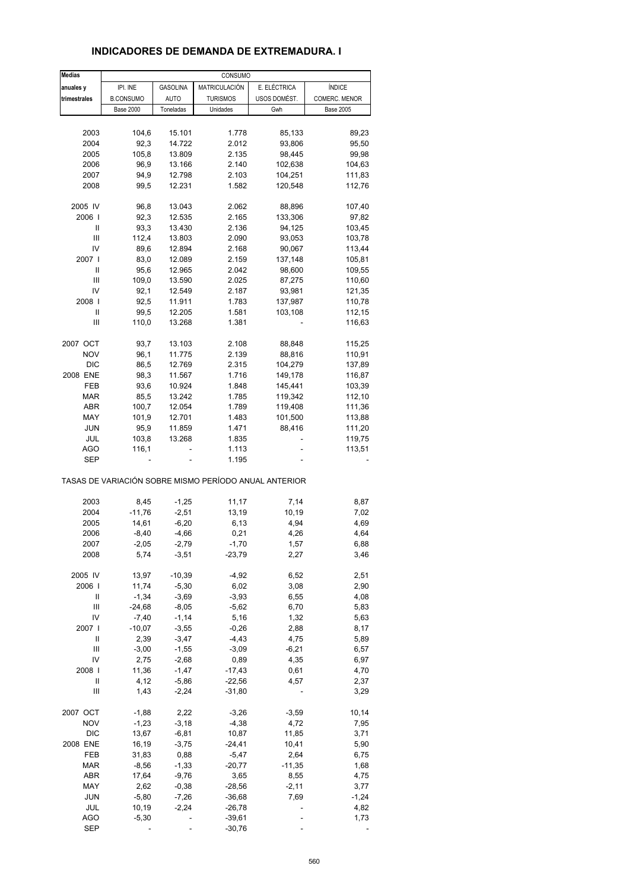## INDICADORES DE DEMANDA DE EXTREMADURA. I

| Medias anuales y trimestrales | CONSUMO | | | | |
|---|---|---|---|---|---|
| | IPI. INE B.CONSUMO | GASOLINA AUTO | MATRICULACIÓN TURISMOS | E. ELÉCTRICA USOS DOMÉST. | ÍNDICE COMERC. MENOR |
| | Base 2000 | Toneladas | Unidades | Gwh | Base 2005 |
| 2003 | 104,6 | 15.101 | 1.778 | 85,133 | 89,23 |
| 2004 | 92,3 | 14.722 | 2.012 | 93,806 | 95,50 |
| 2005 | 105,8 | 13.809 | 2.135 | 98,445 | 99,98 |
| 2006 | 96,9 | 13.166 | 2.140 | 102,638 | 104,63 |
| 2007 | 94,9 | 12.798 | 2.103 | 104,251 | 111,83 |
| 2008 | 99,5 | 12.231 | 1.582 | 120,548 | 112,76 |
| 2005 IV | 96,8 | 13.043 | 2.062 | 88,896 | 107,40 |
| 2006 I | 92,3 | 12.535 | 2.165 | 133,306 | 97,82 |
| II | 93,3 | 13.430 | 2.136 | 94,125 | 103,45 |
| III | 112,4 | 13.803 | 2.090 | 93,053 | 103,78 |
| IV | 89,6 | 12.894 | 2.168 | 90,067 | 113,44 |
| 2007 I | 83,0 | 12.089 | 2.159 | 137,148 | 105,81 |
| II | 95,6 | 12.965 | 2.042 | 98,600 | 109,55 |
| III | 109,0 | 13.590 | 2.025 | 87,275 | 110,60 |
| IV | 92,1 | 12.549 | 2.187 | 93,981 | 121,35 |
| 2008 I | 92,5 | 11.911 | 1.783 | 137,987 | 110,78 |
| II | 99,5 | 12.205 | 1.581 | 103,108 | 112,15 |
| III | 110,0 | 13.268 | 1.381 | - | 116,63 |
| 2007 OCT | 93,7 | 13.103 | 2.108 | 88,848 | 115,25 |
| NOV | 96,1 | 11.775 | 2.139 | 88,816 | 110,91 |
| DIC | 86,5 | 12.769 | 2.315 | 104,279 | 137,89 |
| 2008 ENE | 98,3 | 11.567 | 1.716 | 149,178 | 116,87 |
| FEB | 93,6 | 10.924 | 1.848 | 145,441 | 103,39 |
| MAR | 85,5 | 13.242 | 1.785 | 119,342 | 112,10 |
| ABR | 100,7 | 12.054 | 1.789 | 119,408 | 111,36 |
| MAY | 101,9 | 12.701 | 1.483 | 101,500 | 113,88 |
| JUN | 95,9 | 11.859 | 1.471 | 88,416 | 111,20 |
| JUL | 103,8 | 13.268 | 1.835 | - | 119,75 |
| AGO | 116,1 | - | 1.113 | - | 113,51 |
| SEP | - | - | 1.195 | - | - |

TASAS DE VARIACIÓN SOBRE MISMO PERÍODO ANUAL ANTERIOR

| | IPI. INE B.CONSUMO | GASOLINA AUTO | MATRICULACIÓN TURISMOS | E. ELÉCTRICA USOS DOMÉST. | ÍNDICE COMERC. MENOR |
|---|---|---|---|---|---|
| 2003 | 8,45 | -1,25 | 11,17 | 7,14 | 8,87 |
| 2004 | -11,76 | -2,51 | 13,19 | 10,19 | 7,02 |
| 2005 | 14,61 | -6,20 | 6,13 | 4,94 | 4,69 |
| 2006 | -8,40 | -4,66 | 0,21 | 4,26 | 4,64 |
| 2007 | -2,05 | -2,79 | -1,70 | 1,57 | 6,88 |
| 2008 | 5,74 | -3,51 | -23,79 | 2,27 | 3,46 |
| 2005 IV | 13,97 | -10,39 | -4,92 | 6,52 | 2,51 |
| 2006 I | 11,74 | -5,30 | 6,02 | 3,08 | 2,90 |
| II | -1,34 | -3,69 | -3,93 | 6,55 | 4,08 |
| III | -24,68 | -8,05 | -5,62 | 6,70 | 5,83 |
| IV | -7,40 | -1,14 | 5,16 | 1,32 | 5,63 |
| 2007 I | -10,07 | -3,55 | -0,26 | 2,88 | 8,17 |
| II | 2,39 | -3,47 | -4,43 | 4,75 | 5,89 |
| III | -3,00 | -1,55 | -3,09 | -6,21 | 6,57 |
| IV | 2,75 | -2,68 | 0,89 | 4,35 | 6,97 |
| 2008 I | 11,36 | -1,47 | -17,43 | 0,61 | 4,70 |
| II | 4,12 | -5,86 | -22,56 | 4,57 | 2,37 |
| III | 1,43 | -2,24 | -31,80 | - | 3,29 |
| 2007 OCT | -1,88 | 2,22 | -3,26 | -3,59 | 10,14 |
| NOV | -1,23 | -3,18 | -4,38 | 4,72 | 7,95 |
| DIC | 13,67 | -6,81 | 10,87 | 11,85 | 3,71 |
| 2008 ENE | 16,19 | -3,75 | -24,41 | 10,41 | 5,90 |
| FEB | 31,83 | 0,88 | -5,47 | 2,64 | 6,75 |
| MAR | -8,56 | -1,33 | -20,77 | -11,35 | 1,68 |
| ABR | 17,64 | -9,76 | 3,65 | 8,55 | 4,75 |
| MAY | 2,62 | -0,38 | -28,56 | -2,11 | 3,77 |
| JUN | -5,80 | -7,26 | -36,68 | 7,69 | -1,24 |
| JUL | 10,19 | -2,24 | -26,78 | - | 4,82 |
| AGO | -5,30 | - | -39,61 | - | 1,73 |
| SEP | - | - | -30,76 | - | - |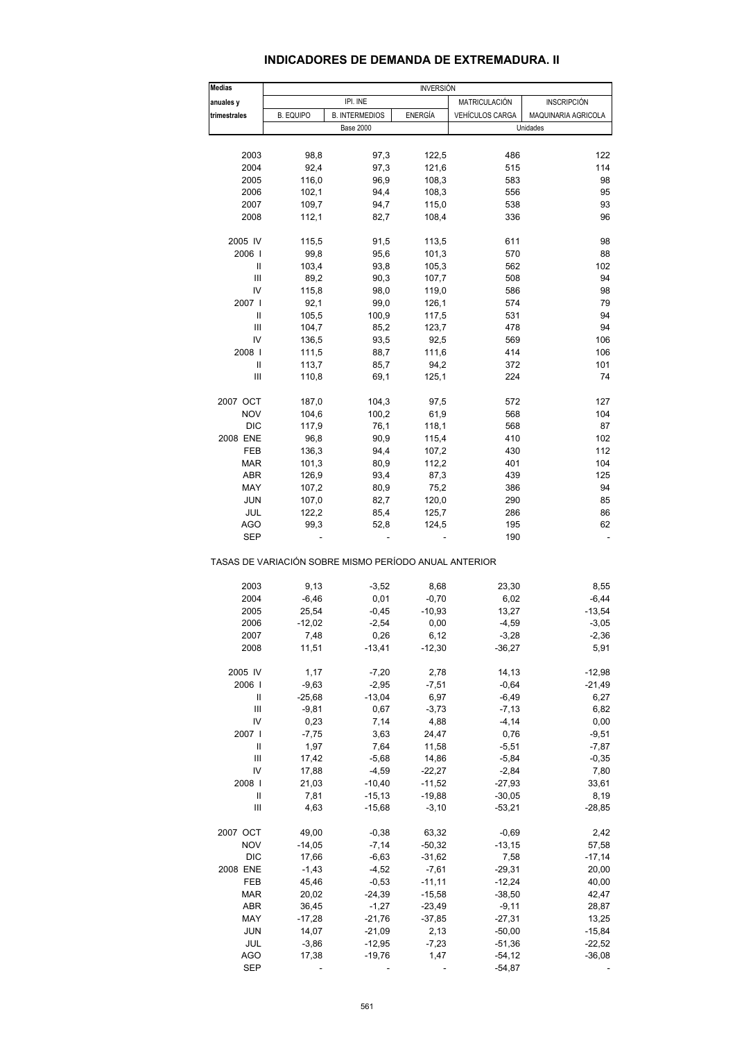# INDICADORES DE DEMANDA DE EXTREMADURA. II

| Medias anuales y trimestrales | INVERSIÓN | | | | |
|---|---|---|---|---|---|
| | IPI. INE | | | MATRICULACIÓN | INSCRIPCIÓN |
| | B. EQUIPO | B. INTERMEDIOS | ENERGÍA | VEHÍCULOS CARGA | MAQUINARIA AGRICOLA |
| | Base 2000 | | | Unidades | |
| 2003 | 98,8 | 97,3 | 122,5 | 486 | 122 |
| 2004 | 92,4 | 97,3 | 121,6 | 515 | 114 |
| 2005 | 116,0 | 96,9 | 108,3 | 583 | 98 |
| 2006 | 102,1 | 94,4 | 108,3 | 556 | 95 |
| 2007 | 109,7 | 94,7 | 115,0 | 538 | 93 |
| 2008 | 112,1 | 82,7 | 108,4 | 336 | 96 |
| 2005 IV | 115,5 | 91,5 | 113,5 | 611 | 98 |
| 2006 I | 99,8 | 95,6 | 101,3 | 570 | 88 |
| II | 103,4 | 93,8 | 105,3 | 562 | 102 |
| III | 89,2 | 90,3 | 107,7 | 508 | 94 |
| IV | 115,8 | 98,0 | 119,0 | 586 | 98 |
| 2007 I | 92,1 | 99,0 | 126,1 | 574 | 79 |
| II | 105,5 | 100,9 | 117,5 | 531 | 94 |
| III | 104,7 | 85,2 | 123,7 | 478 | 94 |
| IV | 136,5 | 93,5 | 92,5 | 569 | 106 |
| 2008 I | 111,5 | 88,7 | 111,6 | 414 | 106 |
| II | 113,7 | 85,7 | 94,2 | 372 | 101 |
| III | 110,8 | 69,1 | 125,1 | 224 | 74 |
| 2007 OCT | 187,0 | 104,3 | 97,5 | 572 | 127 |
| NOV | 104,6 | 100,2 | 61,9 | 568 | 104 |
| DIC | 117,9 | 76,1 | 118,1 | 568 | 87 |
| 2008 ENE | 96,8 | 90,9 | 115,4 | 410 | 102 |
| FEB | 136,3 | 94,4 | 107,2 | 430 | 112 |
| MAR | 101,3 | 80,9 | 112,2 | 401 | 104 |
| ABR | 126,9 | 93,4 | 87,3 | 439 | 125 |
| MAY | 107,2 | 80,9 | 75,2 | 386 | 94 |
| JUN | 107,0 | 82,7 | 120,0 | 290 | 85 |
| JUL | 122,2 | 85,4 | 125,7 | 286 | 86 |
| AGO | 99,3 | 52,8 | 124,5 | 195 | 62 |
| SEP | - | - | - | 190 | - |

TASAS DE VARIACIÓN SOBRE MISMO PERÍODO ANUAL ANTERIOR

| | B. EQUIPO | B. INTERMEDIOS | ENERGÍA | VEHÍCULOS CARGA | MAQUINARIA AGRICOLA |
|---|---|---|---|---|---|
| 2003 | 9,13 | -3,52 | 8,68 | 23,30 | 8,55 |
| 2004 | -6,46 | 0,01 | -0,70 | 6,02 | -6,44 |
| 2005 | 25,54 | -0,45 | -10,93 | 13,27 | -13,54 |
| 2006 | -12,02 | -2,54 | 0,00 | -4,59 | -3,05 |
| 2007 | 7,48 | 0,26 | 6,12 | -3,28 | -2,36 |
| 2008 | 11,51 | -13,41 | -12,30 | -36,27 | 5,91 |
| 2005 IV | 1,17 | -7,20 | 2,78 | 14,13 | -12,98 |
| 2006 I | -9,63 | -2,95 | -7,51 | -0,64 | -21,49 |
| II | -25,68 | -13,04 | 6,97 | -6,49 | 6,27 |
| III | -9,81 | 0,67 | -3,73 | -7,13 | 6,82 |
| IV | 0,23 | 7,14 | 4,88 | -4,14 | 0,00 |
| 2007 I | -7,75 | 3,63 | 24,47 | 0,76 | -9,51 |
| II | 1,97 | 7,64 | 11,58 | -5,51 | -7,87 |
| III | 17,42 | -5,68 | 14,86 | -5,84 | -0,35 |
| IV | 17,88 | -4,59 | -22,27 | -2,84 | 7,80 |
| 2008 I | 21,03 | -10,40 | -11,52 | -27,93 | 33,61 |
| II | 7,81 | -15,13 | -19,88 | -30,05 | 8,19 |
| III | 4,63 | -15,68 | -3,10 | -53,21 | -28,85 |
| 2007 OCT | 49,00 | -0,38 | 63,32 | -0,69 | 2,42 |
| NOV | -14,05 | -7,14 | -50,32 | -13,15 | 57,58 |
| DIC | 17,66 | -6,63 | -31,62 | 7,58 | -17,14 |
| 2008 ENE | -1,43 | -4,52 | -7,61 | -29,31 | 20,00 |
| FEB | 45,46 | -0,53 | -11,11 | -12,24 | 40,00 |
| MAR | 20,02 | -24,39 | -15,58 | -38,50 | 42,47 |
| ABR | 36,45 | -1,27 | -23,49 | -9,11 | 28,87 |
| MAY | -17,28 | -21,76 | -37,85 | -27,31 | 13,25 |
| JUN | 14,07 | -21,09 | 2,13 | -50,00 | -15,84 |
| JUL | -3,86 | -12,95 | -7,23 | -51,36 | -22,52 |
| AGO | 17,38 | -19,76 | 1,47 | -54,12 | -36,08 |
| SEP | - | - | - | -54,87 | - |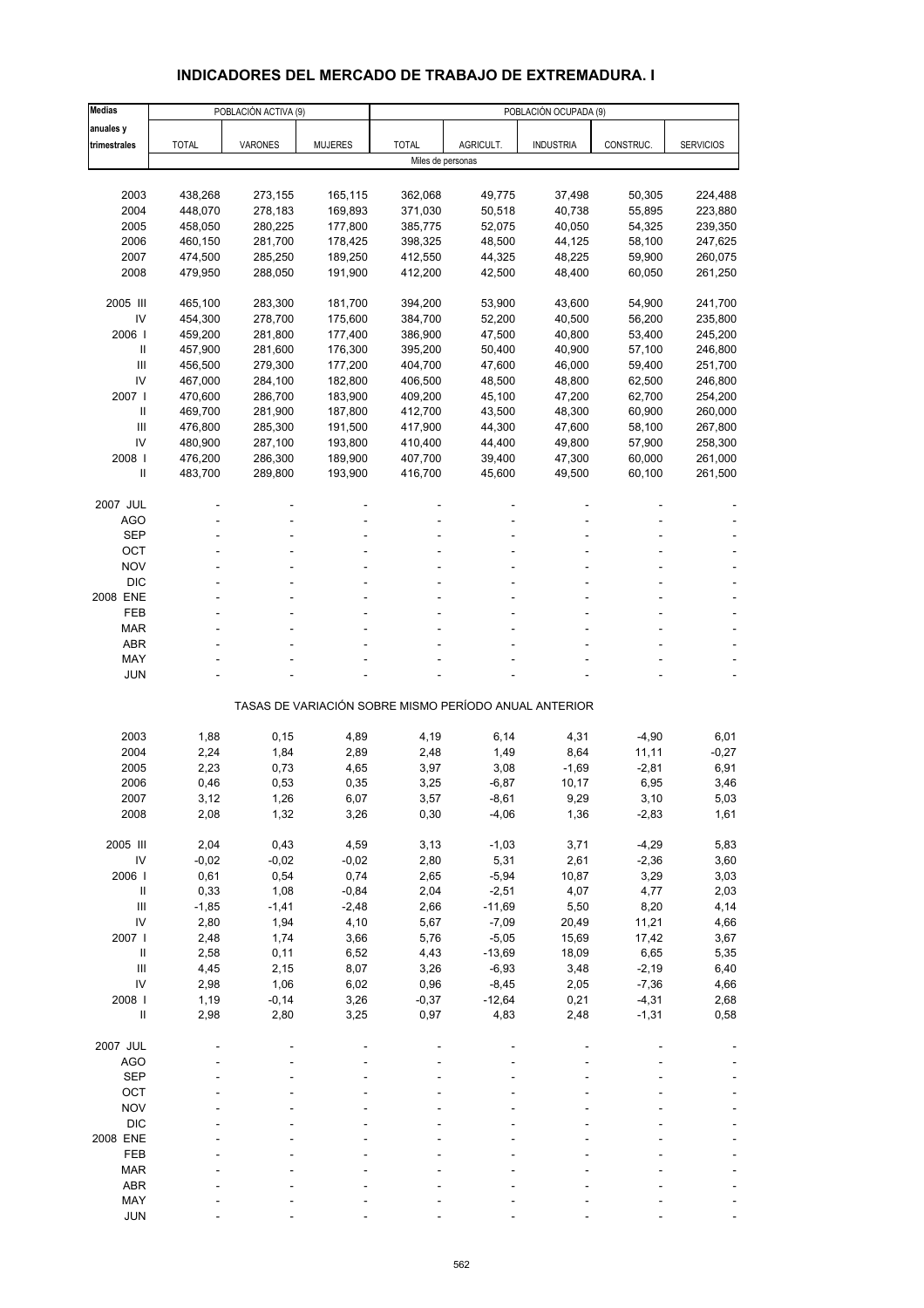# INDICADORES DEL MERCADO DE TRABAJO DE EXTREMADURA. I

| Medias anuales y trimestrales | POBLACIÓN ACTIVA (9) | | | POBLACIÓN OCUPADA (9) | | | | |
|---|---|---|---|---|---|---|---|---|
| | TOTAL | VARONES | MUJERES | TOTAL | AGRICULT. | INDUSTRIA | CONSTRUC. | SERVICIOS |
| | Miles de personas | | | | | | | |
| 2003 | 438,268 | 273,155 | 165,115 | 362,068 | 49,775 | 37,498 | 50,305 | 224,488 |
| 2004 | 448,070 | 278,183 | 169,893 | 371,030 | 50,518 | 40,738 | 55,895 | 223,880 |
| 2005 | 458,050 | 280,225 | 177,800 | 385,775 | 52,075 | 40,050 | 54,325 | 239,350 |
| 2006 | 460,150 | 281,700 | 178,425 | 398,325 | 48,500 | 44,125 | 58,100 | 247,625 |
| 2007 | 474,500 | 285,250 | 189,250 | 412,550 | 44,325 | 48,225 | 59,900 | 260,075 |
| 2008 | 479,950 | 288,050 | 191,900 | 412,200 | 42,500 | 48,400 | 60,050 | 261,250 |
| 2005 III | 465,100 | 283,300 | 181,700 | 394,200 | 53,900 | 43,600 | 54,900 | 241,700 |
| IV | 454,300 | 278,700 | 175,600 | 384,700 | 52,200 | 40,500 | 56,200 | 235,800 |
| 2006 I | 459,200 | 281,800 | 177,400 | 386,900 | 47,500 | 40,800 | 53,400 | 245,200 |
| II | 457,900 | 281,600 | 176,300 | 395,200 | 50,400 | 40,900 | 57,100 | 246,800 |
| III | 456,500 | 279,300 | 177,200 | 404,700 | 47,600 | 46,000 | 59,400 | 251,700 |
| IV | 467,000 | 284,100 | 182,800 | 406,500 | 48,500 | 48,800 | 62,500 | 246,800 |
| 2007 I | 470,600 | 286,700 | 183,900 | 409,200 | 45,100 | 47,200 | 62,700 | 254,200 |
| II | 469,700 | 281,900 | 187,800 | 412,700 | 43,500 | 48,300 | 60,900 | 260,000 |
| III | 476,800 | 285,300 | 191,500 | 417,900 | 44,300 | 47,600 | 58,100 | 267,800 |
| IV | 480,900 | 287,100 | 193,800 | 410,400 | 44,400 | 49,800 | 57,900 | 258,300 |
| 2008 I | 476,200 | 286,300 | 189,900 | 407,700 | 39,400 | 47,300 | 60,000 | 261,000 |
| II | 483,700 | 289,800 | 193,900 | 416,700 | 45,600 | 49,500 | 60,100 | 261,500 |
| 2007 JUL | - | - | - | - | - | - | - | - |
| AGO | - | - | - | - | - | - | - | - |
| SEP | - | - | - | - | - | - | - | - |
| OCT | - | - | - | - | - | - | - | - |
| NOV | - | - | - | - | - | - | - | - |
| DIC | - | - | - | - | - | - | - | - |
| 2008 ENE | - | - | - | - | - | - | - | - |
| FEB | - | - | - | - | - | - | - | - |
| MAR | - | - | - | - | - | - | - | - |
| ABR | - | - | - | - | - | - | - | - |
| MAY | - | - | - | - | - | - | - | - |
| JUN | - | - | - | - | - | - | - | - |
| | TASAS DE VARIACIÓN SOBRE MISMO PERÍODO ANUAL ANTERIOR | | | | | | | |
| 2003 | 1,88 | 0,15 | 4,89 | 4,19 | 6,14 | 4,31 | -4,90 | 6,01 |
| 2004 | 2,24 | 1,84 | 2,89 | 2,48 | 1,49 | 8,64 | 11,11 | -0,27 |
| 2005 | 2,23 | 0,73 | 4,65 | 3,97 | 3,08 | -1,69 | -2,81 | 6,91 |
| 2006 | 0,46 | 0,53 | 0,35 | 3,25 | -6,87 | 10,17 | 6,95 | 3,46 |
| 2007 | 3,12 | 1,26 | 6,07 | 3,57 | -8,61 | 9,29 | 3,10 | 5,03 |
| 2008 | 2,08 | 1,32 | 3,26 | 0,30 | -4,06 | 1,36 | -2,83 | 1,61 |
| 2005 III | 2,04 | 0,43 | 4,59 | 3,13 | -1,03 | 3,71 | -4,29 | 5,83 |
| IV | -0,02 | -0,02 | -0,02 | 2,80 | 5,31 | 2,61 | -2,36 | 3,60 |
| 2006 I | 0,61 | 0,54 | 0,74 | 2,65 | -5,94 | 10,87 | 3,29 | 3,03 |
| II | 0,33 | 1,08 | -0,84 | 2,04 | -2,51 | 4,07 | 4,77 | 2,03 |
| III | -1,85 | -1,41 | -2,48 | 2,66 | -11,69 | 5,50 | 8,20 | 4,14 |
| IV | 2,80 | 1,94 | 4,10 | 5,67 | -7,09 | 20,49 | 11,21 | 4,66 |
| 2007 I | 2,48 | 1,74 | 3,66 | 5,76 | -5,05 | 15,69 | 17,42 | 3,67 |
| II | 2,58 | 0,11 | 6,52 | 4,43 | -13,69 | 18,09 | 6,65 | 5,35 |
| III | 4,45 | 2,15 | 8,07 | 3,26 | -6,93 | 3,48 | -2,19 | 6,40 |
| IV | 2,98 | 1,06 | 6,02 | 0,96 | -8,45 | 2,05 | -7,36 | 4,66 |
| 2008 I | 1,19 | -0,14 | 3,26 | -0,37 | -12,64 | 0,21 | -4,31 | 2,68 |
| II | 2,98 | 2,80 | 3,25 | 0,97 | 4,83 | 2,48 | -1,31 | 0,58 |
| 2007 JUL | - | - | - | - | - | - | - | - |
| AGO | - | - | - | - | - | - | - | - |
| SEP | - | - | - | - | - | - | - | - |
| OCT | - | - | - | - | - | - | - | - |
| NOV | - | - | - | - | - | - | - | - |
| DIC | - | - | - | - | - | - | - | - |
| 2008 ENE | - | - | - | - | - | - | - | - |
| FEB | - | - | - | - | - | - | - | - |
| MAR | - | - | - | - | - | - | - | - |
| ABR | - | - | - | - | - | - | - | - |
| MAY | - | - | - | - | - | - | - | - |
| JUN | - | - | - | - | - | - | - | - |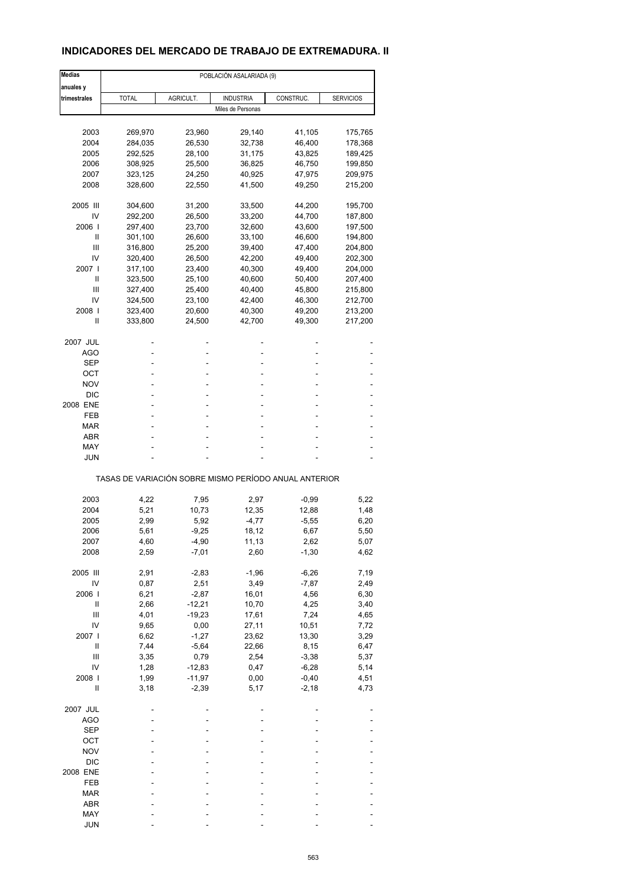# INDICADORES DEL MERCADO DE TRABAJO DE EXTREMADURA. II

| Medias anuales y trimestrales | POBLACIÓN ASALARIADA (9) | | | | |
|---|---|---|---|---|---|
| | TOTAL | AGRICULT. | INDUSTRIA | CONSTRUC. | SERVICIOS |
| | Miles de Personas | | | | |
| 2003 | 269,970 | 23,960 | 29,140 | 41,105 | 175,765 |
| 2004 | 284,035 | 26,530 | 32,738 | 46,400 | 178,368 |
| 2005 | 292,525 | 28,100 | 31,175 | 43,825 | 189,425 |
| 2006 | 308,925 | 25,500 | 36,825 | 46,750 | 199,850 |
| 2007 | 323,125 | 24,250 | 40,925 | 47,975 | 209,975 |
| 2008 | 328,600 | 22,550 | 41,500 | 49,250 | 215,200 |
| 2005 III | 304,600 | 31,200 | 33,500 | 44,200 | 195,700 |
| IV | 292,200 | 26,500 | 33,200 | 44,700 | 187,800 |
| 2006 I | 297,400 | 23,700 | 32,600 | 43,600 | 197,500 |
| II | 301,100 | 26,600 | 33,100 | 46,600 | 194,800 |
| III | 316,800 | 25,200 | 39,400 | 47,400 | 204,800 |
| IV | 320,400 | 26,500 | 42,200 | 49,400 | 202,300 |
| 2007 I | 317,100 | 23,400 | 40,300 | 49,400 | 204,000 |
| II | 323,500 | 25,100 | 40,600 | 50,400 | 207,400 |
| III | 327,400 | 25,400 | 40,400 | 45,800 | 215,800 |
| IV | 324,500 | 23,100 | 42,400 | 46,300 | 212,700 |
| 2008 I | 323,400 | 20,600 | 40,300 | 49,200 | 213,200 |
| II | 333,800 | 24,500 | 42,700 | 49,300 | 217,200 |
| 2007 JUL | - | - | - | - | - |
| AGO | - | - | - | - | - |
| SEP | - | - | - | - | - |
| OCT | - | - | - | - | - |
| NOV | - | - | - | - | - |
| DIC | - | - | - | - | - |
| 2008 ENE | - | - | - | - | - |
| FEB | - | - | - | - | - |
| MAR | - | - | - | - | - |
| ABR | - | - | - | - | - |
| MAY | - | - | - | - | - |
| JUN | - | - | - | - | - |
| | TASAS DE VARIACIÓN SOBRE MISMO PERÍODO ANUAL ANTERIOR | | | | |
| 2003 | 4,22 | 7,95 | 2,97 | -0,99 | 5,22 |
| 2004 | 5,21 | 10,73 | 12,35 | 12,88 | 1,48 |
| 2005 | 2,99 | 5,92 | -4,77 | -5,55 | 6,20 |
| 2006 | 5,61 | -9,25 | 18,12 | 6,67 | 5,50 |
| 2007 | 4,60 | -4,90 | 11,13 | 2,62 | 5,07 |
| 2008 | 2,59 | -7,01 | 2,60 | -1,30 | 4,62 |
| 2005 III | 2,91 | -2,83 | -1,96 | -6,26 | 7,19 |
| IV | 0,87 | 2,51 | 3,49 | -7,87 | 2,49 |
| 2006 I | 6,21 | -2,87 | 16,01 | 4,56 | 6,30 |
| II | 2,66 | -12,21 | 10,70 | 4,25 | 3,40 |
| III | 4,01 | -19,23 | 17,61 | 7,24 | 4,65 |
| IV | 9,65 | 0,00 | 27,11 | 10,51 | 7,72 |
| 2007 I | 6,62 | -1,27 | 23,62 | 13,30 | 3,29 |
| II | 7,44 | -5,64 | 22,66 | 8,15 | 6,47 |
| III | 3,35 | 0,79 | 2,54 | -3,38 | 5,37 |
| IV | 1,28 | -12,83 | 0,47 | -6,28 | 5,14 |
| 2008 I | 1,99 | -11,97 | 0,00 | -0,40 | 4,51 |
| II | 3,18 | -2,39 | 5,17 | -2,18 | 4,73 |
| 2007 JUL | - | - | - | - | - |
| AGO | - | - | - | - | - |
| SEP | - | - | - | - | - |
| OCT | - | - | - | - | - |
| NOV | - | - | - | - | - |
| DIC | - | - | - | - | - |
| 2008 ENE | - | - | - | - | - |
| FEB | - | - | - | - | - |
| MAR | - | - | - | - | - |
| ABR | - | - | - | - | - |
| MAY | - | - | - | - | - |
| JUN | - | - | - | - | - |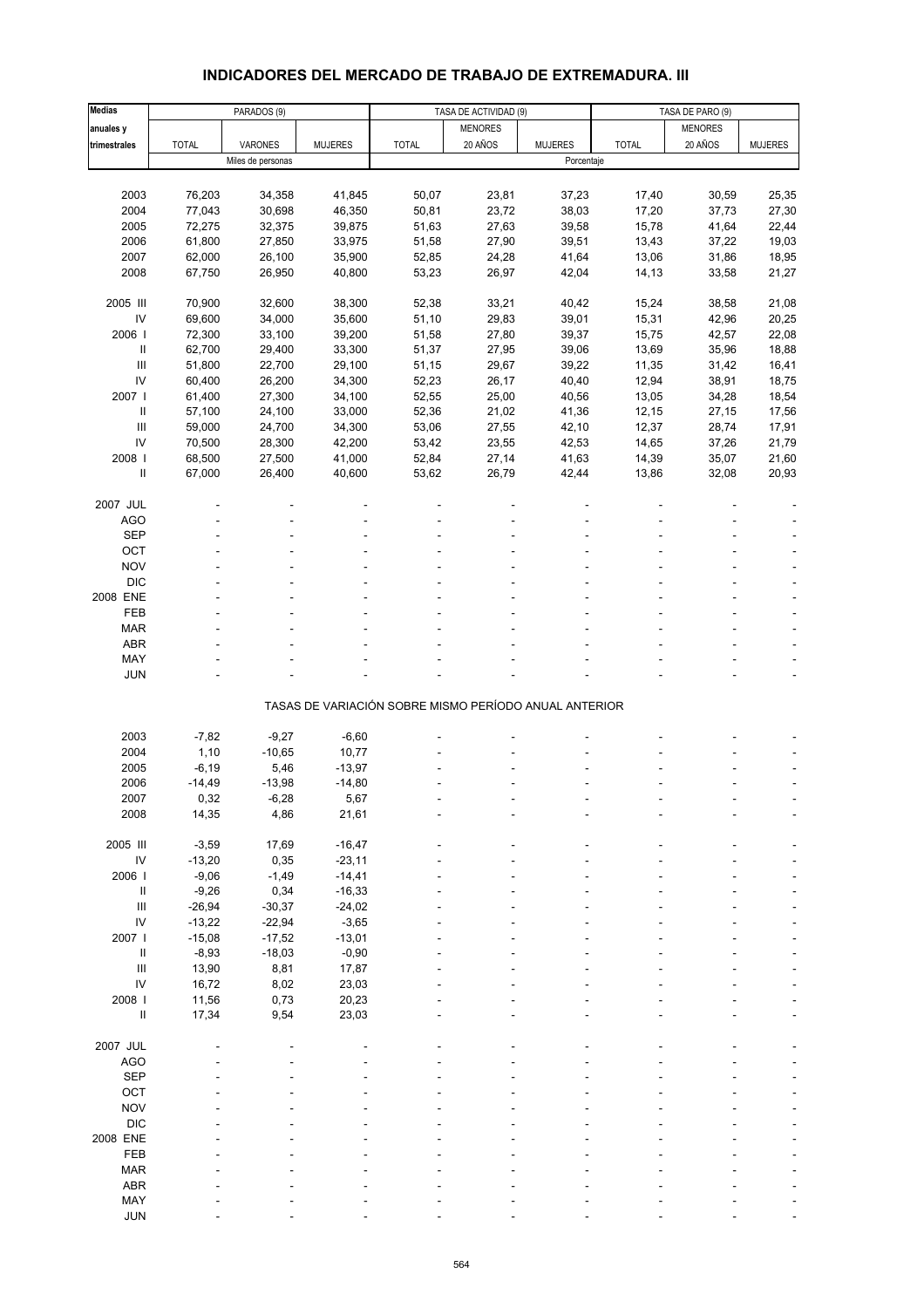## INDICADORES DEL MERCADO DE TRABAJO DE EXTREMADURA. III

| Medias anuales y trimestrales | PARADOS (9) | | | TASA DE ACTIVIDAD (9) | | | TASA DE PARO (9) | | |
|---|---|---|---|---|---|---|---|---|---|
| | TOTAL | VARONES | MUJERES | TOTAL | MENORES 20 AÑOS | MUJERES | TOTAL | MENORES 20 AÑOS | MUJERES |
| | Miles de personas | | | Porcentaje | | | | | |
| 2003 | 76,203 | 34,358 | 41,845 | 50,07 | 23,81 | 37,23 | 17,40 | 30,59 | 25,35 |
| 2004 | 77,043 | 30,698 | 46,350 | 50,81 | 23,72 | 38,03 | 17,20 | 37,73 | 27,30 |
| 2005 | 72,275 | 32,375 | 39,875 | 51,63 | 27,63 | 39,58 | 15,78 | 41,64 | 22,44 |
| 2006 | 61,800 | 27,850 | 33,975 | 51,58 | 27,90 | 39,51 | 13,43 | 37,22 | 19,03 |
| 2007 | 62,000 | 26,100 | 35,900 | 52,85 | 24,28 | 41,64 | 13,06 | 31,86 | 18,95 |
| 2008 | 67,750 | 26,950 | 40,800 | 53,23 | 26,97 | 42,04 | 14,13 | 33,58 | 21,27 |
| 2005 III | 70,900 | 32,600 | 38,300 | 52,38 | 33,21 | 40,42 | 15,24 | 38,58 | 21,08 |
| IV | 69,600 | 34,000 | 35,600 | 51,10 | 29,83 | 39,01 | 15,31 | 42,96 | 20,25 |
| 2006 I | 72,300 | 33,100 | 39,200 | 51,58 | 27,80 | 39,37 | 15,75 | 42,57 | 22,08 |
| II | 62,700 | 29,400 | 33,300 | 51,37 | 27,95 | 39,06 | 13,69 | 35,96 | 18,88 |
| III | 51,800 | 22,700 | 29,100 | 51,15 | 29,67 | 39,22 | 11,35 | 31,42 | 16,41 |
| IV | 60,400 | 26,200 | 34,300 | 52,23 | 26,17 | 40,40 | 12,94 | 38,91 | 18,75 |
| 2007 I | 61,400 | 27,300 | 34,100 | 52,55 | 25,00 | 40,56 | 13,05 | 34,28 | 18,54 |
| II | 57,100 | 24,100 | 33,000 | 52,36 | 21,02 | 41,36 | 12,15 | 27,15 | 17,56 |
| III | 59,000 | 24,700 | 34,300 | 53,06 | 27,55 | 42,10 | 12,37 | 28,74 | 17,91 |
| IV | 70,500 | 28,300 | 42,200 | 53,42 | 23,55 | 42,53 | 14,65 | 37,26 | 21,79 |
| 2008 I | 68,500 | 27,500 | 41,000 | 52,84 | 27,14 | 41,63 | 14,39 | 35,07 | 21,60 |
| II | 67,000 | 26,400 | 40,600 | 53,62 | 26,79 | 42,44 | 13,86 | 32,08 | 20,93 |
| 2007 JUL | - | - | - | - | - | - | - | - | - |
| AGO | - | - | - | - | - | - | - | - | - |
| SEP | - | - | - | - | - | - | - | - | - |
| OCT | - | - | - | - | - | - | - | - | - |
| NOV | - | - | - | - | - | - | - | - | - |
| DIC | - | - | - | - | - | - | - | - | - |
| 2008 ENE | - | - | - | - | - | - | - | - | - |
| FEB | - | - | - | - | - | - | - | - | - |
| MAR | - | - | - | - | - | - | - | - | - |
| ABR | - | - | - | - | - | - | - | - | - |
| MAY | - | - | - | - | - | - | - | - | - |
| JUN | - | - | - | - | - | - | - | - | - |
| TASAS DE VARIACIÓN SOBRE MISMO PERÍODO ANUAL ANTERIOR | | | | | | | | | |
| 2003 | -7,82 | -9,27 | -6,60 | - | - | - | - | - | - |
| 2004 | 1,10 | -10,65 | 10,77 | - | - | - | - | - | - |
| 2005 | -6,19 | 5,46 | -13,97 | - | - | - | - | - | - |
| 2006 | -14,49 | -13,98 | -14,80 | - | - | - | - | - | - |
| 2007 | 0,32 | -6,28 | 5,67 | - | - | - | - | - | - |
| 2008 | 14,35 | 4,86 | 21,61 | - | - | - | - | - | - |
| 2005 III | -3,59 | 17,69 | -16,47 | - | - | - | - | - | - |
| IV | -13,20 | 0,35 | -23,11 | - | - | - | - | - | - |
| 2006 I | -9,06 | -1,49 | -14,41 | - | - | - | - | - | - |
| II | -9,26 | 0,34 | -16,33 | - | - | - | - | - | - |
| III | -26,94 | -30,37 | -24,02 | - | - | - | - | - | - |
| IV | -13,22 | -22,94 | -3,65 | - | - | - | - | - | - |
| 2007 I | -15,08 | -17,52 | -13,01 | - | - | - | - | - | - |
| II | -8,93 | -18,03 | -0,90 | - | - | - | - | - | - |
| III | 13,90 | 8,81 | 17,87 | - | - | - | - | - | - |
| IV | 16,72 | 8,02 | 23,03 | - | - | - | - | - | - |
| 2008 I | 11,56 | 0,73 | 20,23 | - | - | - | - | - | - |
| II | 17,34 | 9,54 | 23,03 | - | - | - | - | - | - |
| 2007 JUL | - | - | - | - | - | - | - | - | - |
| AGO | - | - | - | - | - | - | - | - | - |
| SEP | - | - | - | - | - | - | - | - | - |
| OCT | - | - | - | - | - | - | - | - | - |
| NOV | - | - | - | - | - | - | - | - | - |
| DIC | - | - | - | - | - | - | - | - | - |
| 2008 ENE | - | - | - | - | - | - | - | - | - |
| FEB | - | - | - | - | - | - | - | - | - |
| MAR | - | - | - | - | - | - | - | - | - |
| ABR | - | - | - | - | - | - | - | - | - |
| MAY | - | - | - | - | - | - | - | - | - |
| JUN | - | - | - | - | - | - | - | - | - |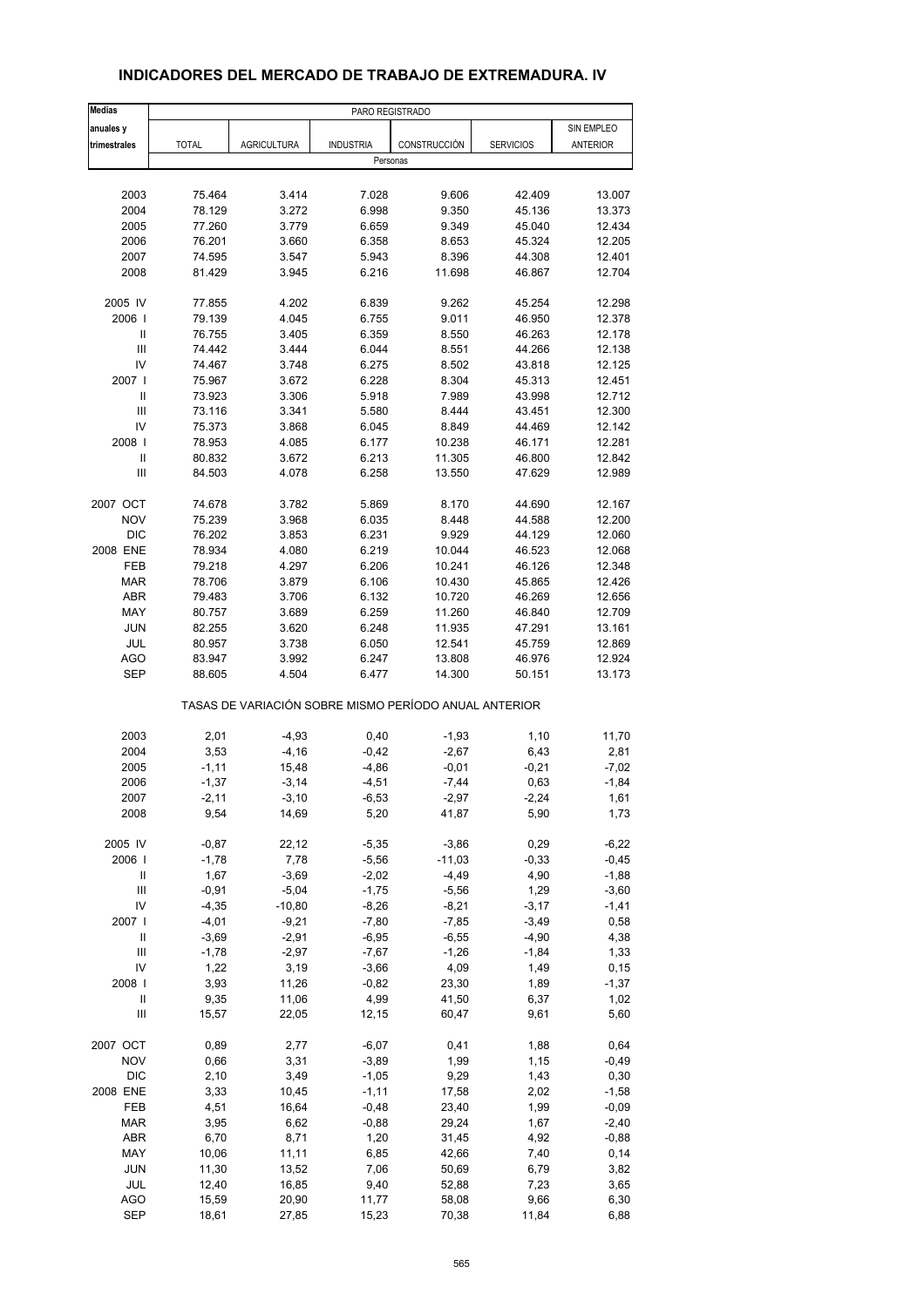# INDICADORES DEL MERCADO DE TRABAJO DE EXTREMADURA. IV

| Medias anuales y trimestrales | PARO REGISTRADO | | | | | |
|---|---|---|---|---|---|---|
| | TOTAL | AGRICULTURA | INDUSTRIA | CONSTRUCCIÓN | SERVICIOS | SIN EMPLEO ANTERIOR |
| | Personas | | | | | |
| 2003 | 75.464 | 3.414 | 7.028 | 9.606 | 42.409 | 13.007 |
| 2004 | 78.129 | 3.272 | 6.998 | 9.350 | 45.136 | 13.373 |
| 2005 | 77.260 | 3.779 | 6.659 | 9.349 | 45.040 | 12.434 |
| 2006 | 76.201 | 3.660 | 6.358 | 8.653 | 45.324 | 12.205 |
| 2007 | 74.595 | 3.547 | 5.943 | 8.396 | 44.308 | 12.401 |
| 2008 | 81.429 | 3.945 | 6.216 | 11.698 | 46.867 | 12.704 |
| 2005 IV | 77.855 | 4.202 | 6.839 | 9.262 | 45.254 | 12.298 |
| 2006 I | 79.139 | 4.045 | 6.755 | 9.011 | 46.950 | 12.378 |
| II | 76.755 | 3.405 | 6.359 | 8.550 | 46.263 | 12.178 |
| III | 74.442 | 3.444 | 6.044 | 8.551 | 44.266 | 12.138 |
| IV | 74.467 | 3.748 | 6.275 | 8.502 | 43.818 | 12.125 |
| 2007 I | 75.967 | 3.672 | 6.228 | 8.304 | 45.313 | 12.451 |
| II | 73.923 | 3.306 | 5.918 | 7.989 | 43.998 | 12.712 |
| III | 73.116 | 3.341 | 5.580 | 8.444 | 43.451 | 12.300 |
| IV | 75.373 | 3.868 | 6.045 | 8.849 | 44.469 | 12.142 |
| 2008 I | 78.953 | 4.085 | 6.177 | 10.238 | 46.171 | 12.281 |
| II | 80.832 | 3.672 | 6.213 | 11.305 | 46.800 | 12.842 |
| III | 84.503 | 4.078 | 6.258 | 13.550 | 47.629 | 12.989 |
| 2007 OCT | 74.678 | 3.782 | 5.869 | 8.170 | 44.690 | 12.167 |
| NOV | 75.239 | 3.968 | 6.035 | 8.448 | 44.588 | 12.200 |
| DIC | 76.202 | 3.853 | 6.231 | 9.929 | 44.129 | 12.060 |
| 2008 ENE | 78.934 | 4.080 | 6.219 | 10.044 | 46.523 | 12.068 |
| FEB | 79.218 | 4.297 | 6.206 | 10.241 | 46.126 | 12.348 |
| MAR | 78.706 | 3.879 | 6.106 | 10.430 | 45.865 | 12.426 |
| ABR | 79.483 | 3.706 | 6.132 | 10.720 | 46.269 | 12.656 |
| MAY | 80.757 | 3.689 | 6.259 | 11.260 | 46.840 | 12.709 |
| JUN | 82.255 | 3.620 | 6.248 | 11.935 | 47.291 | 13.161 |
| JUL | 80.957 | 3.738 | 6.050 | 12.541 | 45.759 | 12.869 |
| AGO | 83.947 | 3.992 | 6.247 | 13.808 | 46.976 | 12.924 |
| SEP | 88.605 | 4.504 | 6.477 | 14.300 | 50.151 | 13.173 |
| | TASAS DE VARIACIÓN SOBRE MISMO PERÍODO ANUAL ANTERIOR | | | | | |
| 2003 | 2,01 | -4,93 | 0,40 | -1,93 | 1,10 | 11,70 |
| 2004 | 3,53 | -4,16 | -0,42 | -2,67 | 6,43 | 2,81 |
| 2005 | -1,11 | 15,48 | -4,86 | -0,01 | -0,21 | -7,02 |
| 2006 | -1,37 | -3,14 | -4,51 | -7,44 | 0,63 | -1,84 |
| 2007 | -2,11 | -3,10 | -6,53 | -2,97 | -2,24 | 1,61 |
| 2008 | 9,54 | 14,69 | 5,20 | 41,87 | 5,90 | 1,73 |
| 2005 IV | -0,87 | 22,12 | -5,35 | -3,86 | 0,29 | -6,22 |
| 2006 I | -1,78 | 7,78 | -5,56 | -11,03 | -0,33 | -0,45 |
| II | 1,67 | -3,69 | -2,02 | -4,49 | 4,90 | -1,88 |
| III | -0,91 | -5,04 | -1,75 | -5,56 | 1,29 | -3,60 |
| IV | -4,35 | -10,80 | -8,26 | -8,21 | -3,17 | -1,41 |
| 2007 I | -4,01 | -9,21 | -7,80 | -7,85 | -3,49 | 0,58 |
| II | -3,69 | -2,91 | -6,95 | -6,55 | -4,90 | 4,38 |
| III | -1,78 | -2,97 | -7,67 | -1,26 | -1,84 | 1,33 |
| IV | 1,22 | 3,19 | -3,66 | 4,09 | 1,49 | 0,15 |
| 2008 I | 3,93 | 11,26 | -0,82 | 23,30 | 1,89 | -1,37 |
| II | 9,35 | 11,06 | 4,99 | 41,50 | 6,37 | 1,02 |
| III | 15,57 | 22,05 | 12,15 | 60,47 | 9,61 | 5,60 |
| 2007 OCT | 0,89 | 2,77 | -6,07 | 0,41 | 1,88 | 0,64 |
| NOV | 0,66 | 3,31 | -3,89 | 1,99 | 1,15 | -0,49 |
| DIC | 2,10 | 3,49 | -1,05 | 9,29 | 1,43 | 0,30 |
| 2008 ENE | 3,33 | 10,45 | -1,11 | 17,58 | 2,02 | -1,58 |
| FEB | 4,51 | 16,64 | -0,48 | 23,40 | 1,99 | -0,09 |
| MAR | 3,95 | 6,62 | -0,88 | 29,24 | 1,67 | -2,40 |
| ABR | 6,70 | 8,71 | 1,20 | 31,45 | 4,92 | -0,88 |
| MAY | 10,06 | 11,11 | 6,85 | 42,66 | 7,40 | 0,14 |
| JUN | 11,30 | 13,52 | 7,06 | 50,69 | 6,79 | 3,82 |
| JUL | 12,40 | 16,85 | 9,40 | 52,88 | 7,23 | 3,65 |
| AGO | 15,59 | 20,90 | 11,77 | 58,08 | 9,66 | 6,30 |
| SEP | 18,61 | 27,85 | 15,23 | 70,38 | 11,84 | 6,88 |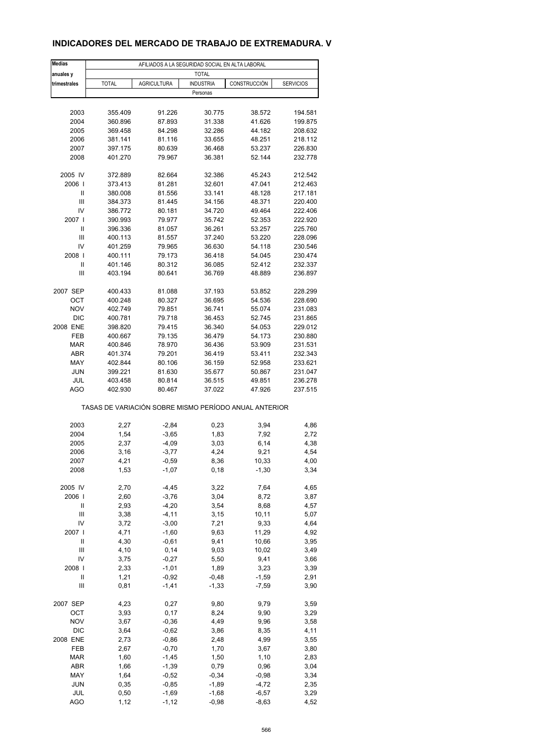## INDICADORES DEL MERCADO DE TRABAJO DE EXTREMADURA. V

| Medias anuales y trimestrales | AFILIADOS A LA SEGURIDAD SOCIAL EN ALTA LABORAL | | | | |
|---|---|---|---|---|---|
| | TOTAL | | | | |
| | TOTAL | AGRICULTURA | INDUSTRIA | CONSTRUCCIÓN | SERVICIOS |
| | Personas | | | | |
| 2003 | 355.409 | 91.226 | 30.775 | 38.572 | 194.581 |
| 2004 | 360.896 | 87.893 | 31.338 | 41.626 | 199.875 |
| 2005 | 369.458 | 84.298 | 32.286 | 44.182 | 208.632 |
| 2006 | 381.141 | 81.116 | 33.655 | 48.251 | 218.112 |
| 2007 | 397.175 | 80.639 | 36.468 | 53.237 | 226.830 |
| 2008 | 401.270 | 79.967 | 36.381 | 52.144 | 232.778 |
| 2005 IV | 372.889 | 82.664 | 32.386 | 45.243 | 212.542 |
| 2006 I | 373.413 | 81.281 | 32.601 | 47.041 | 212.463 |
| II | 380.008 | 81.556 | 33.141 | 48.128 | 217.181 |
| III | 384.373 | 81.445 | 34.156 | 48.371 | 220.400 |
| IV | 386.772 | 80.181 | 34.720 | 49.464 | 222.406 |
| 2007 I | 390.993 | 79.977 | 35.742 | 52.353 | 222.920 |
| II | 396.336 | 81.057 | 36.261 | 53.257 | 225.760 |
| III | 400.113 | 81.557 | 37.240 | 53.220 | 228.096 |
| IV | 401.259 | 79.965 | 36.630 | 54.118 | 230.546 |
| 2008 I | 400.111 | 79.173 | 36.418 | 54.045 | 230.474 |
| II | 401.146 | 80.312 | 36.085 | 52.412 | 232.337 |
| III | 403.194 | 80.641 | 36.769 | 48.889 | 236.897 |
| 2007 SEP | 400.433 | 81.088 | 37.193 | 53.852 | 228.299 |
| OCT | 400.248 | 80.327 | 36.695 | 54.536 | 228.690 |
| NOV | 402.749 | 79.851 | 36.741 | 55.074 | 231.083 |
| DIC | 400.781 | 79.718 | 36.453 | 52.745 | 231.865 |
| 2008 ENE | 398.820 | 79.415 | 36.340 | 54.053 | 229.012 |
| FEB | 400.667 | 79.135 | 36.479 | 54.173 | 230.880 |
| MAR | 400.846 | 78.970 | 36.436 | 53.909 | 231.531 |
| ABR | 401.374 | 79.201 | 36.419 | 53.411 | 232.343 |
| MAY | 402.844 | 80.106 | 36.159 | 52.958 | 233.621 |
| JUN | 399.221 | 81.630 | 35.677 | 50.867 | 231.047 |
| JUL | 403.458 | 80.814 | 36.515 | 49.851 | 236.278 |
| AGO | 402.930 | 80.467 | 37.022 | 47.926 | 237.515 |
| | TASAS DE VARIACIÓN SOBRE MISMO PERÍODO ANUAL ANTERIOR | | | | |
| 2003 | 2,27 | -2,84 | 0,23 | 3,94 | 4,86 |
| 2004 | 1,54 | -3,65 | 1,83 | 7,92 | 2,72 |
| 2005 | 2,37 | -4,09 | 3,03 | 6,14 | 4,38 |
| 2006 | 3,16 | -3,77 | 4,24 | 9,21 | 4,54 |
| 2007 | 4,21 | -0,59 | 8,36 | 10,33 | 4,00 |
| 2008 | 1,53 | -1,07 | 0,18 | -1,30 | 3,34 |
| 2005 IV | 2,70 | -4,45 | 3,22 | 7,64 | 4,65 |
| 2006 I | 2,60 | -3,76 | 3,04 | 8,72 | 3,87 |
| II | 2,93 | -4,20 | 3,54 | 8,68 | 4,57 |
| III | 3,38 | -4,11 | 3,15 | 10,11 | 5,07 |
| IV | 3,72 | -3,00 | 7,21 | 9,33 | 4,64 |
| 2007 I | 4,71 | -1,60 | 9,63 | 11,29 | 4,92 |
| II | 4,30 | -0,61 | 9,41 | 10,66 | 3,95 |
| III | 4,10 | 0,14 | 9,03 | 10,02 | 3,49 |
| IV | 3,75 | -0,27 | 5,50 | 9,41 | 3,66 |
| 2008 I | 2,33 | -1,01 | 1,89 | 3,23 | 3,39 |
| II | 1,21 | -0,92 | -0,48 | -1,59 | 2,91 |
| III | 0,81 | -1,41 | -1,33 | -7,59 | 3,90 |
| 2007 SEP | 4,23 | 0,27 | 9,80 | 9,79 | 3,59 |
| OCT | 3,93 | 0,17 | 8,24 | 9,90 | 3,29 |
| NOV | 3,67 | -0,36 | 4,49 | 9,96 | 3,58 |
| DIC | 3,64 | -0,62 | 3,86 | 8,35 | 4,11 |
| 2008 ENE | 2,73 | -0,86 | 2,48 | 4,99 | 3,55 |
| FEB | 2,67 | -0,70 | 1,70 | 3,67 | 3,80 |
| MAR | 1,60 | -1,45 | 1,50 | 1,10 | 2,83 |
| ABR | 1,66 | -1,39 | 0,79 | 0,96 | 3,04 |
| MAY | 1,64 | -0,52 | -0,34 | -0,98 | 3,34 |
| JUN | 0,35 | -0,85 | -1,89 | -4,72 | 2,35 |
| JUL | 0,50 | -1,69 | -1,68 | -6,57 | 3,29 |
| AGO | 1,12 | -1,12 | -0,98 | -8,63 | 4,52 |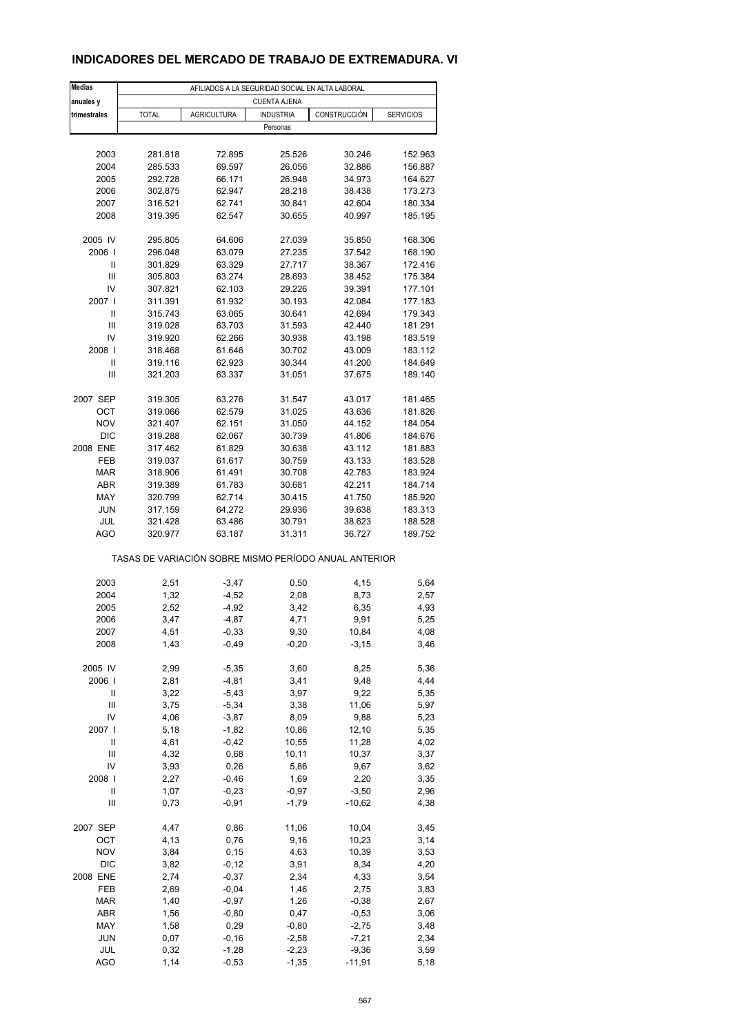# INDICADORES DEL MERCADO DE TRABAJO DE EXTREMADURA. VI

| Medias anuales y trimestrales | AFILIADOS A LA SEGURIDAD SOCIAL EN ALTA LABORAL | | | | |
|---|---|---|---|---|---|
| | CUENTA AJENA | | | | |
| | TOTAL | AGRICULTURA | INDUSTRIA | CONSTRUCCIÓN | SERVICIOS |
| | Personas | | | | |
| 2003 | 281.818 | 72.895 | 25.526 | 30.246 | 152.963 |
| 2004 | 285.533 | 69.597 | 26.056 | 32.886 | 156.887 |
| 2005 | 292.728 | 66.171 | 26.948 | 34.973 | 164.627 |
| 2006 | 302.875 | 62.947 | 28.218 | 38.438 | 173.273 |
| 2007 | 316.521 | 62.741 | 30.841 | 42.604 | 180.334 |
| 2008 | 319.395 | 62.547 | 30.655 | 40.997 | 185.195 |
| 2005 IV | 295.805 | 64.606 | 27.039 | 35.850 | 168.306 |
| 2006 I | 296.048 | 63.079 | 27.235 | 37.542 | 168.190 |
| II | 301.829 | 63.329 | 27.717 | 38.367 | 172.416 |
| III | 305.803 | 63.274 | 28.693 | 38.452 | 175.384 |
| IV | 307.821 | 62.103 | 29.226 | 39.391 | 177.101 |
| 2007 I | 311.391 | 61.932 | 30.193 | 42.084 | 177.183 |
| II | 315.743 | 63.065 | 30.641 | 42.694 | 179.343 |
| III | 319.028 | 63.703 | 31.593 | 42.440 | 181.291 |
| IV | 319.920 | 62.266 | 30.938 | 43.198 | 183.519 |
| 2008 I | 318.468 | 61.646 | 30.702 | 43.009 | 183.112 |
| II | 319.116 | 62.923 | 30.344 | 41.200 | 184.649 |
| III | 321.203 | 63.337 | 31.051 | 37.675 | 189.140 |
| 2007 SEP | 319.305 | 63.276 | 31.547 | 43.017 | 181.465 |
| OCT | 319.066 | 62.579 | 31.025 | 43.636 | 181.826 |
| NOV | 321.407 | 62.151 | 31.050 | 44.152 | 184.054 |
| DIC | 319.288 | 62.067 | 30.739 | 41.806 | 184.676 |
| 2008 ENE | 317.462 | 61.829 | 30.638 | 43.112 | 181.883 |
| FEB | 319.037 | 61.617 | 30.759 | 43.133 | 183.528 |
| MAR | 318.906 | 61.491 | 30.708 | 42.783 | 183.924 |
| ABR | 319.389 | 61.783 | 30.681 | 42.211 | 184.714 |
| MAY | 320.799 | 62.714 | 30.415 | 41.750 | 185.920 |
| JUN | 317.159 | 64.272 | 29.936 | 39.638 | 183.313 |
| JUL | 321.428 | 63.486 | 30.791 | 38.623 | 188.528 |
| AGO | 320.977 | 63.187 | 31.311 | 36.727 | 189.752 |
| | TASAS DE VARIACIÓN SOBRE MISMO PERÍODO ANUAL ANTERIOR | | | | |
| 2003 | 2,51 | -3,47 | 0,50 | 4,15 | 5,64 |
| 2004 | 1,32 | -4,52 | 2,08 | 8,73 | 2,57 |
| 2005 | 2,52 | -4,92 | 3,42 | 6,35 | 4,93 |
| 2006 | 3,47 | -4,87 | 4,71 | 9,91 | 5,25 |
| 2007 | 4,51 | -0,33 | 9,30 | 10,84 | 4,08 |
| 2008 | 1,43 | -0,49 | -0,20 | -3,15 | 3,46 |
| 2005 IV | 2,99 | -5,35 | 3,60 | 8,25 | 5,36 |
| 2006 I | 2,81 | -4,81 | 3,41 | 9,48 | 4,44 |
| II | 3,22 | -5,43 | 3,97 | 9,22 | 5,35 |
| III | 3,75 | -5,34 | 3,38 | 11,06 | 5,97 |
| IV | 4,06 | -3,87 | 8,09 | 9,88 | 5,23 |
| 2007 I | 5,18 | -1,82 | 10,86 | 12,10 | 5,35 |
| II | 4,61 | -0,42 | 10,55 | 11,28 | 4,02 |
| III | 4,32 | 0,68 | 10,11 | 10,37 | 3,37 |
| IV | 3,93 | 0,26 | 5,86 | 9,67 | 3,62 |
| 2008 I | 2,27 | -0,46 | 1,69 | 2,20 | 3,35 |
| II | 1,07 | -0,23 | -0,97 | -3,50 | 2,96 |
| III | 0,73 | -0,91 | -1,79 | -10,62 | 4,38 |
| 2007 SEP | 4,47 | 0,86 | 11,06 | 10,04 | 3,45 |
| OCT | 4,13 | 0,76 | 9,16 | 10,23 | 3,14 |
| NOV | 3,84 | 0,15 | 4,63 | 10,39 | 3,53 |
| DIC | 3,82 | -0,12 | 3,91 | 8,34 | 4,20 |
| 2008 ENE | 2,74 | -0,37 | 2,34 | 4,33 | 3,54 |
| FEB | 2,69 | -0,04 | 1,46 | 2,75 | 3,83 |
| MAR | 1,40 | -0,97 | 1,26 | -0,38 | 2,67 |
| ABR | 1,56 | -0,80 | 0,47 | -0,53 | 3,06 |
| MAY | 1,58 | 0,29 | -0,80 | -2,75 | 3,48 |
| JUN | 0,07 | -0,16 | -2,58 | -7,21 | 2,34 |
| JUL | 0,32 | -1,28 | -2,23 | -9,36 | 3,59 |
| AGO | 1,14 | -0,53 | -1,35 | -11,91 | 5,18 |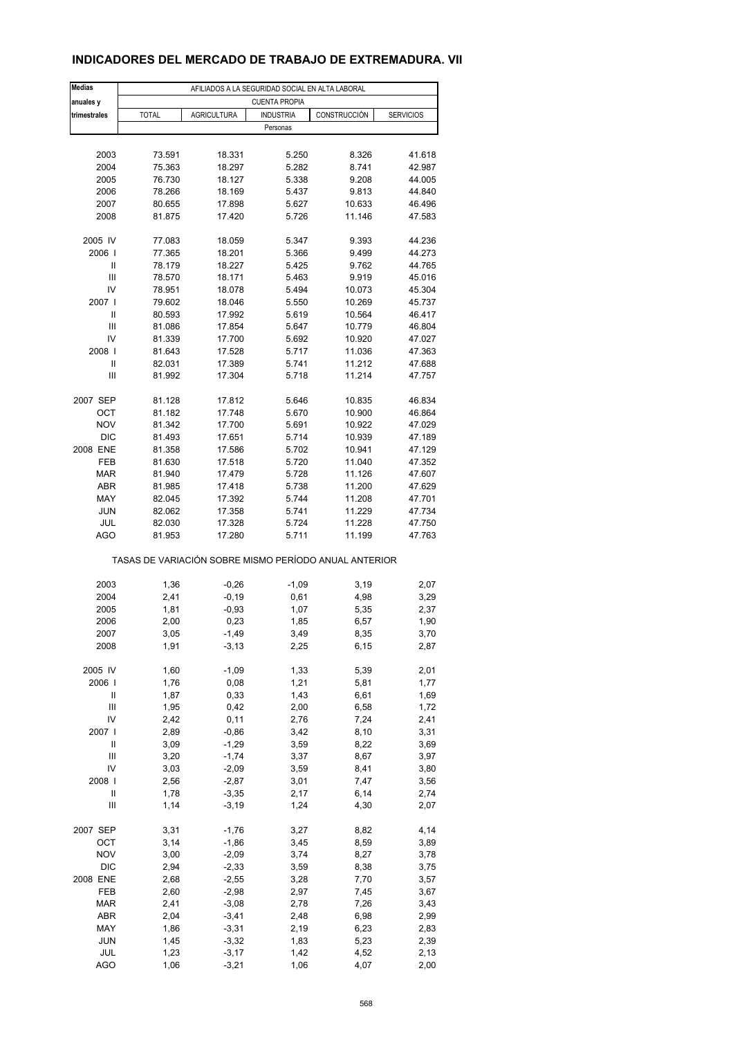## INDICADORES DEL MERCADO DE TRABAJO DE EXTREMADURA. VII

| Medias anuales y trimestrales | AFILIADOS A LA SEGURIDAD SOCIAL EN ALTA LABORAL | | | | |
|---|---|---|---|---|---|
| | CUENTA PROPIA | | | | |
| | TOTAL | AGRICULTURA | INDUSTRIA | CONSTRUCCIÓN | SERVICIOS |
| | Personas | | | | |
| 2003 | 73.591 | 18.331 | 5.250 | 8.326 | 41.618 |
| 2004 | 75.363 | 18.297 | 5.282 | 8.741 | 42.987 |
| 2005 | 76.730 | 18.127 | 5.338 | 9.208 | 44.005 |
| 2006 | 78.266 | 18.169 | 5.437 | 9.813 | 44.840 |
| 2007 | 80.655 | 17.898 | 5.627 | 10.633 | 46.496 |
| 2008 | 81.875 | 17.420 | 5.726 | 11.146 | 47.583 |
| 2005 IV | 77.083 | 18.059 | 5.347 | 9.393 | 44.236 |
| 2006 I | 77.365 | 18.201 | 5.366 | 9.499 | 44.273 |
| II | 78.179 | 18.227 | 5.425 | 9.762 | 44.765 |
| III | 78.570 | 18.171 | 5.463 | 9.919 | 45.016 |
| IV | 78.951 | 18.078 | 5.494 | 10.073 | 45.304 |
| 2007 I | 79.602 | 18.046 | 5.550 | 10.269 | 45.737 |
| II | 80.593 | 17.992 | 5.619 | 10.564 | 46.417 |
| III | 81.086 | 17.854 | 5.647 | 10.779 | 46.804 |
| IV | 81.339 | 17.700 | 5.692 | 10.920 | 47.027 |
| 2008 I | 81.643 | 17.528 | 5.717 | 11.036 | 47.363 |
| II | 82.031 | 17.389 | 5.741 | 11.212 | 47.688 |
| III | 81.992 | 17.304 | 5.718 | 11.214 | 47.757 |
| 2007 SEP | 81.128 | 17.812 | 5.646 | 10.835 | 46.834 |
| OCT | 81.182 | 17.748 | 5.670 | 10.900 | 46.864 |
| NOV | 81.342 | 17.700 | 5.691 | 10.922 | 47.029 |
| DIC | 81.493 | 17.651 | 5.714 | 10.939 | 47.189 |
| 2008 ENE | 81.358 | 17.586 | 5.702 | 10.941 | 47.129 |
| FEB | 81.630 | 17.518 | 5.720 | 11.040 | 47.352 |
| MAR | 81.940 | 17.479 | 5.728 | 11.126 | 47.607 |
| ABR | 81.985 | 17.418 | 5.738 | 11.200 | 47.629 |
| MAY | 82.045 | 17.392 | 5.744 | 11.208 | 47.701 |
| JUN | 82.062 | 17.358 | 5.741 | 11.229 | 47.734 |
| JUL | 82.030 | 17.328 | 5.724 | 11.228 | 47.750 |
| AGO | 81.953 | 17.280 | 5.711 | 11.199 | 47.763 |
| | TASAS DE VARIACIÓN SOBRE MISMO PERÍODO ANUAL ANTERIOR | | | | |
| 2003 | 1,36 | -0,26 | -1,09 | 3,19 | 2,07 |
| 2004 | 2,41 | -0,19 | 0,61 | 4,98 | 3,29 |
| 2005 | 1,81 | -0,93 | 1,07 | 5,35 | 2,37 |
| 2006 | 2,00 | 0,23 | 1,85 | 6,57 | 1,90 |
| 2007 | 3,05 | -1,49 | 3,49 | 8,35 | 3,70 |
| 2008 | 1,91 | -3,13 | 2,25 | 6,15 | 2,87 |
| 2005 IV | 1,60 | -1,09 | 1,33 | 5,39 | 2,01 |
| 2006 I | 1,76 | 0,08 | 1,21 | 5,81 | 1,77 |
| II | 1,87 | 0,33 | 1,43 | 6,61 | 1,69 |
| III | 1,95 | 0,42 | 2,00 | 6,58 | 1,72 |
| IV | 2,42 | 0,11 | 2,76 | 7,24 | 2,41 |
| 2007 I | 2,89 | -0,86 | 3,42 | 8,10 | 3,31 |
| II | 3,09 | -1,29 | 3,59 | 8,22 | 3,69 |
| III | 3,20 | -1,74 | 3,37 | 8,67 | 3,97 |
| IV | 3,03 | -2,09 | 3,59 | 8,41 | 3,80 |
| 2008 I | 2,56 | -2,87 | 3,01 | 7,47 | 3,56 |
| II | 1,78 | -3,35 | 2,17 | 6,14 | 2,74 |
| III | 1,14 | -3,19 | 1,24 | 4,30 | 2,07 |
| 2007 SEP | 3,31 | -1,76 | 3,27 | 8,82 | 4,14 |
| OCT | 3,14 | -1,86 | 3,45 | 8,59 | 3,89 |
| NOV | 3,00 | -2,09 | 3,74 | 8,27 | 3,78 |
| DIC | 2,94 | -2,33 | 3,59 | 8,38 | 3,75 |
| 2008 ENE | 2,68 | -2,55 | 3,28 | 7,70 | 3,57 |
| FEB | 2,60 | -2,98 | 2,97 | 7,45 | 3,67 |
| MAR | 2,41 | -3,08 | 2,78 | 7,26 | 3,43 |
| ABR | 2,04 | -3,41 | 2,48 | 6,98 | 2,99 |
| MAY | 1,86 | -3,31 | 2,19 | 6,23 | 2,83 |
| JUN | 1,45 | -3,32 | 1,83 | 5,23 | 2,39 |
| JUL | 1,23 | -3,17 | 1,42 | 4,52 | 2,13 |
| AGO | 1,06 | -3,21 | 1,06 | 4,07 | 2,00 |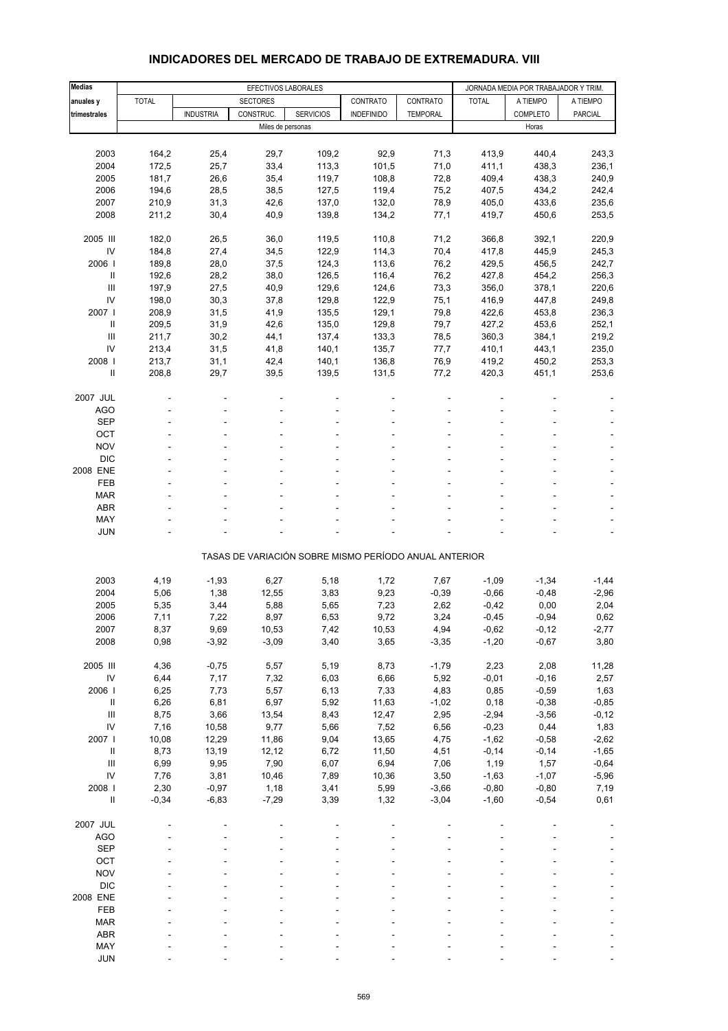# INDICADORES DEL MERCADO DE TRABAJO DE EXTREMADURA. VIII

| Medias anuales y trimestrales | EFECTIVOS LABORALES | | | | | | JORNADA MEDIA POR TRABAJADOR Y TRIM. | | |
|---|---|---|---|---|---|---|---|---|---|
| | TOTAL | SECTORES | | | CONTRATO | CONTRATO | TOTAL | A TIEMPO | A TIEMPO |
| | | INDUSTRIA | CONSTRUC. | SERVICIOS | INDEFINIDO | TEMPORAL | | COMPLETO | PARCIAL |
| | Miles de personas | | | | | | Horas | | |
| 2003 | 164,2 | 25,4 | 29,7 | 109,2 | 92,9 | 71,3 | 413,9 | 440,4 | 243,3 |
| 2004 | 172,5 | 25,7 | 33,4 | 113,3 | 101,5 | 71,0 | 411,1 | 438,3 | 236,1 |
| 2005 | 181,7 | 26,6 | 35,4 | 119,7 | 108,8 | 72,8 | 409,4 | 438,3 | 240,9 |
| 2006 | 194,6 | 28,5 | 38,5 | 127,5 | 119,4 | 75,2 | 407,5 | 434,2 | 242,4 |
| 2007 | 210,9 | 31,3 | 42,6 | 137,0 | 132,0 | 78,9 | 405,0 | 433,6 | 235,6 |
| 2008 | 211,2 | 30,4 | 40,9 | 139,8 | 134,2 | 77,1 | 419,7 | 450,6 | 253,5 |
| 2005 III | 182,0 | 26,5 | 36,0 | 119,5 | 110,8 | 71,2 | 366,8 | 392,1 | 220,9 |
| IV | 184,8 | 27,4 | 34,5 | 122,9 | 114,3 | 70,4 | 417,8 | 445,9 | 245,3 |
| 2006 I | 189,8 | 28,0 | 37,5 | 124,3 | 113,6 | 76,2 | 429,5 | 456,5 | 242,7 |
| II | 192,6 | 28,2 | 38,0 | 126,5 | 116,4 | 76,2 | 427,8 | 454,2 | 256,3 |
| III | 197,9 | 27,5 | 40,9 | 129,6 | 124,6 | 73,3 | 356,0 | 378,1 | 220,6 |
| IV | 198,0 | 30,3 | 37,8 | 129,8 | 122,9 | 75,1 | 416,9 | 447,8 | 249,8 |
| 2007 I | 208,9 | 31,5 | 41,9 | 135,5 | 129,1 | 79,8 | 422,6 | 453,8 | 236,3 |
| II | 209,5 | 31,9 | 42,6 | 135,0 | 129,8 | 79,7 | 427,2 | 453,6 | 252,1 |
| III | 211,7 | 30,2 | 44,1 | 137,4 | 133,3 | 78,5 | 360,3 | 384,1 | 219,2 |
| IV | 213,4 | 31,5 | 41,8 | 140,1 | 135,7 | 77,7 | 410,1 | 443,1 | 235,0 |
| 2008 I | 213,7 | 31,1 | 42,4 | 140,1 | 136,8 | 76,9 | 419,2 | 450,2 | 253,3 |
| II | 208,8 | 29,7 | 39,5 | 139,5 | 131,5 | 77,2 | 420,3 | 451,1 | 253,6 |
| 2007 JUL | - | - | - | - | - | - | - | - | - |
| AGO | - | - | - | - | - | - | - | - | - |
| SEP | - | - | - | - | - | - | - | - | - |
| OCT | - | - | - | - | - | - | - | - | - |
| NOV | - | - | - | - | - | - | - | - | - |
| DIC | - | - | - | - | - | - | - | - | - |
| 2008 ENE | - | - | - | - | - | - | - | - | - |
| FEB | - | - | - | - | - | - | - | - | - |
| MAR | - | - | - | - | - | - | - | - | - |
| ABR | - | - | - | - | - | - | - | - | - |
| MAY | - | - | - | - | - | - | - | - | - |
| JUN | - | - | - | - | - | - | - | - | - |
| | TASAS DE VARIACIÓN SOBRE MISMO PERÍODO ANUAL ANTERIOR | | | | | | | | |
| 2003 | 4,19 | -1,93 | 6,27 | 5,18 | 1,72 | 7,67 | -1,09 | -1,34 | -1,44 |
| 2004 | 5,06 | 1,38 | 12,55 | 3,83 | 9,23 | -0,39 | -0,66 | -0,48 | -2,96 |
| 2005 | 5,35 | 3,44 | 5,88 | 5,65 | 7,23 | 2,62 | -0,42 | 0,00 | 2,04 |
| 2006 | 7,11 | 7,22 | 8,97 | 6,53 | 9,72 | 3,24 | -0,45 | -0,94 | 0,62 |
| 2007 | 8,37 | 9,69 | 10,53 | 7,42 | 10,53 | 4,94 | -0,62 | -0,12 | -2,77 |
| 2008 | 0,98 | -3,92 | -3,09 | 3,40 | 3,65 | -3,35 | -1,20 | -0,67 | 3,80 |
| 2005 III | 4,36 | -0,75 | 5,57 | 5,19 | 8,73 | -1,79 | 2,23 | 2,08 | 11,28 |
| IV | 6,44 | 7,17 | 7,32 | 6,03 | 6,66 | 5,92 | -0,01 | -0,16 | 2,57 |
| 2006 I | 6,25 | 7,73 | 5,57 | 6,13 | 7,33 | 4,83 | 0,85 | -0,59 | 1,63 |
| II | 6,26 | 6,81 | 6,97 | 5,92 | 11,63 | -1,02 | 0,18 | -0,38 | -0,85 |
| III | 8,75 | 3,66 | 13,54 | 8,43 | 12,47 | 2,95 | -2,94 | -3,56 | -0,12 |
| IV | 7,16 | 10,58 | 9,77 | 5,66 | 7,52 | 6,56 | -0,23 | 0,44 | 1,83 |
| 2007 I | 10,08 | 12,29 | 11,86 | 9,04 | 13,65 | 4,75 | -1,62 | -0,58 | -2,62 |
| II | 8,73 | 13,19 | 12,12 | 6,72 | 11,50 | 4,51 | -0,14 | -0,14 | -1,65 |
| III | 6,99 | 9,95 | 7,90 | 6,07 | 6,94 | 7,06 | 1,19 | 1,57 | -0,64 |
| IV | 7,76 | 3,81 | 10,46 | 7,89 | 10,36 | 3,50 | -1,63 | -1,07 | -5,96 |
| 2008 I | 2,30 | -0,97 | 1,18 | 3,41 | 5,99 | -3,66 | -0,80 | -0,80 | 7,19 |
| II | -0,34 | -6,83 | -7,29 | 3,39 | 1,32 | -3,04 | -1,60 | -0,54 | 0,61 |
| 2007 JUL | - | - | - | - | - | - | - | - | - |
| AGO | - | - | - | - | - | - | - | - | - |
| SEP | - | - | - | - | - | - | - | - | - |
| OCT | - | - | - | - | - | - | - | - | - |
| NOV | - | - | - | - | - | - | - | - | - |
| DIC | - | - | - | - | - | - | - | - | - |
| 2008 ENE | - | - | - | - | - | - | - | - | - |
| FEB | - | - | - | - | - | - | - | - | - |
| MAR | - | - | - | - | - | - | - | - | - |
| ABR | - | - | - | - | - | - | - | - | - |
| MAY | - | - | - | - | - | - | - | - | - |
| JUN | - | - | - | - | - | - | - | - | - |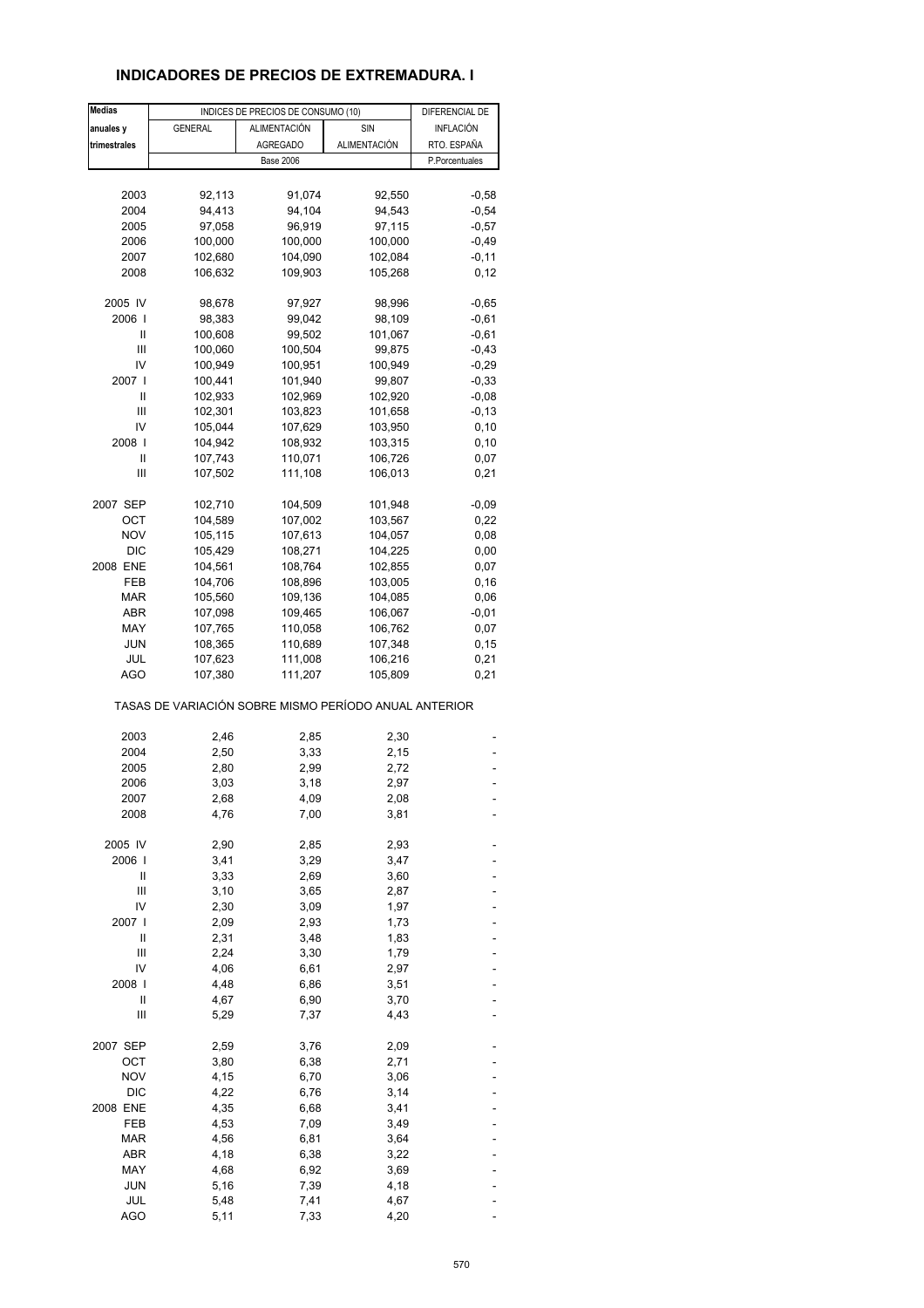## INDICADORES DE PRECIOS DE EXTREMADURA. I

| Medias anuales y trimestrales | INDICES DE PRECIOS DE CONSUMO (10) | | | DIFERENCIAL DE INFLACIÓN RTO. ESPAÑA |
|---|---|---|---|---|
| | GENERAL | ALIMENTACIÓN AGREGADO | SIN ALIMENTACIÓN | |
| | Base 2006 | | | P.Porcentuales |
| 2003 | 92,113 | 91,074 | 92,550 | -0,58 |
| 2004 | 94,413 | 94,104 | 94,543 | -0,54 |
| 2005 | 97,058 | 96,919 | 97,115 | -0,57 |
| 2006 | 100,000 | 100,000 | 100,000 | -0,49 |
| 2007 | 102,680 | 104,090 | 102,084 | -0,11 |
| 2008 | 106,632 | 109,903 | 105,268 | 0,12 |
| 2005 IV | 98,678 | 97,927 | 98,996 | -0,65 |
| 2006 I | 98,383 | 99,042 | 98,109 | -0,61 |
| II | 100,608 | 99,502 | 101,067 | -0,61 |
| III | 100,060 | 100,504 | 99,875 | -0,43 |
| IV | 100,949 | 100,951 | 100,949 | -0,29 |
| 2007 I | 100,441 | 101,940 | 99,807 | -0,33 |
| II | 102,933 | 102,969 | 102,920 | -0,08 |
| III | 102,301 | 103,823 | 101,658 | -0,13 |
| IV | 105,044 | 107,629 | 103,950 | 0,10 |
| 2008 I | 104,942 | 108,932 | 103,315 | 0,10 |
| II | 107,743 | 110,071 | 106,726 | 0,07 |
| III | 107,502 | 111,108 | 106,013 | 0,21 |
| 2007 SEP | 102,710 | 104,509 | 101,948 | -0,09 |
| OCT | 104,589 | 107,002 | 103,567 | 0,22 |
| NOV | 105,115 | 107,613 | 104,057 | 0,08 |
| DIC | 105,429 | 108,271 | 104,225 | 0,00 |
| 2008 ENE | 104,561 | 108,764 | 102,855 | 0,07 |
| FEB | 104,706 | 108,896 | 103,005 | 0,16 |
| MAR | 105,560 | 109,136 | 104,085 | 0,06 |
| ABR | 107,098 | 109,465 | 106,067 | -0,01 |
| MAY | 107,765 | 110,058 | 106,762 | 0,07 |
| JUN | 108,365 | 110,689 | 107,348 | 0,15 |
| JUL | 107,623 | 111,008 | 106,216 | 0,21 |
| AGO | 107,380 | 111,207 | 105,809 | 0,21 |
| TASAS DE VARIACIÓN SOBRE MISMO PERÍODO ANUAL ANTERIOR | | | | |
| 2003 | 2,46 | 2,85 | 2,30 | - |
| 2004 | 2,50 | 3,33 | 2,15 | - |
| 2005 | 2,80 | 2,99 | 2,72 | - |
| 2006 | 3,03 | 3,18 | 2,97 | - |
| 2007 | 2,68 | 4,09 | 2,08 | - |
| 2008 | 4,76 | 7,00 | 3,81 | - |
| 2005 IV | 2,90 | 2,85 | 2,93 | - |
| 2006 I | 3,41 | 3,29 | 3,47 | - |
| II | 3,33 | 2,69 | 3,60 | - |
| III | 3,10 | 3,65 | 2,87 | - |
| IV | 2,30 | 3,09 | 1,97 | - |
| 2007 I | 2,09 | 2,93 | 1,73 | - |
| II | 2,31 | 3,48 | 1,83 | - |
| III | 2,24 | 3,30 | 1,79 | - |
| IV | 4,06 | 6,61 | 2,97 | - |
| 2008 I | 4,48 | 6,86 | 3,51 | - |
| II | 4,67 | 6,90 | 3,70 | - |
| III | 5,29 | 7,37 | 4,43 | - |
| 2007 SEP | 2,59 | 3,76 | 2,09 | - |
| OCT | 3,80 | 6,38 | 2,71 | - |
| NOV | 4,15 | 6,70 | 3,06 | - |
| DIC | 4,22 | 6,76 | 3,14 | - |
| 2008 ENE | 4,35 | 6,68 | 3,41 | - |
| FEB | 4,53 | 7,09 | 3,49 | - |
| MAR | 4,56 | 6,81 | 3,64 | - |
| ABR | 4,18 | 6,38 | 3,22 | - |
| MAY | 4,68 | 6,92 | 3,69 | - |
| JUN | 5,16 | 7,39 | 4,18 | - |
| JUL | 5,48 | 7,41 | 4,67 | - |
| AGO | 5,11 | 7,33 | 4,20 | - |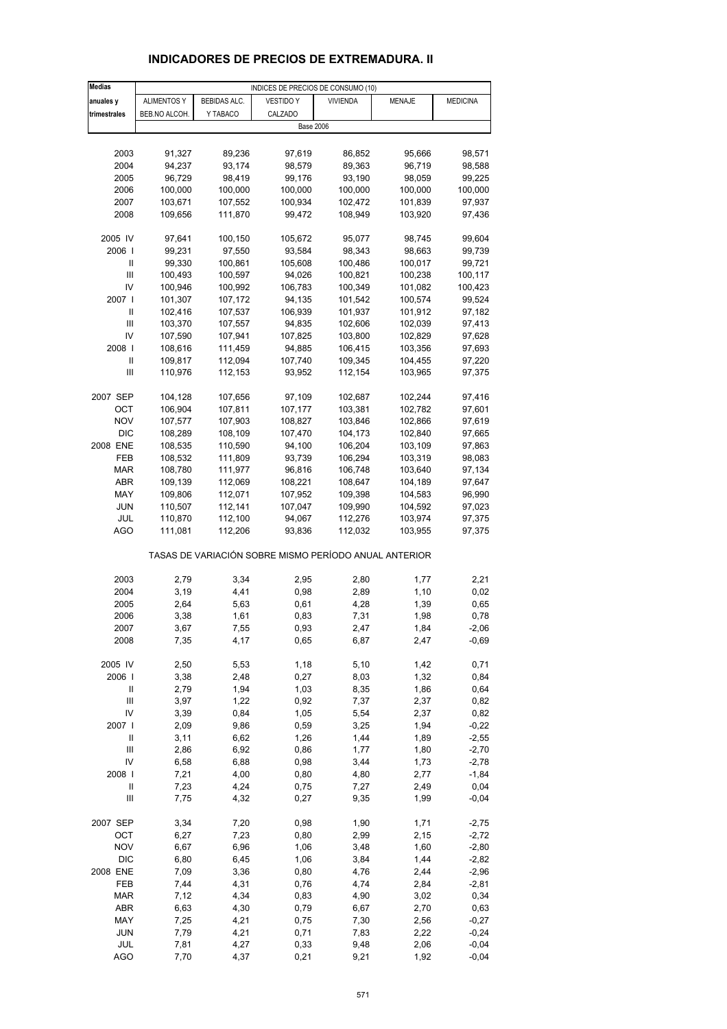# INDICADORES DE PRECIOS DE EXTREMADURA. II

| Medias anuales y trimestrales | INDICES DE PRECIOS DE CONSUMO (10) | | | | | |
|---|---|---|---|---|---|---|
| | ALIMENTOS Y BEB.NO ALCOH. | BEBIDAS ALC. Y TABACO | VESTIDO Y CALZADO | VIVIENDA | MENAJE | MEDICINA |
| | Base 2006 | | | | | |
| 2003 | 91,327 | 89,236 | 97,619 | 86,852 | 95,666 | 98,571 |
| 2004 | 94,237 | 93,174 | 98,579 | 89,363 | 96,719 | 98,588 |
| 2005 | 96,729 | 98,419 | 99,176 | 93,190 | 98,059 | 99,225 |
| 2006 | 100,000 | 100,000 | 100,000 | 100,000 | 100,000 | 100,000 |
| 2007 | 103,671 | 107,552 | 100,934 | 102,472 | 101,839 | 97,937 |
| 2008 | 109,656 | 111,870 | 99,472 | 108,949 | 103,920 | 97,436 |
| 2005 IV | 97,641 | 100,150 | 105,672 | 95,077 | 98,745 | 99,604 |
| 2006 I | 99,231 | 97,550 | 93,584 | 98,343 | 98,663 | 99,739 |
| II | 99,330 | 100,861 | 105,608 | 100,486 | 100,017 | 99,721 |
| III | 100,493 | 100,597 | 94,026 | 100,821 | 100,238 | 100,117 |
| IV | 100,946 | 100,992 | 106,783 | 100,349 | 101,082 | 100,423 |
| 2007 I | 101,307 | 107,172 | 94,135 | 101,542 | 100,574 | 99,524 |
| II | 102,416 | 107,537 | 106,939 | 101,937 | 101,912 | 97,182 |
| III | 103,370 | 107,557 | 94,835 | 102,606 | 102,039 | 97,413 |
| IV | 107,590 | 107,941 | 107,825 | 103,800 | 102,829 | 97,628 |
| 2008 I | 108,616 | 111,459 | 94,885 | 106,415 | 103,356 | 97,693 |
| II | 109,817 | 112,094 | 107,740 | 109,345 | 104,455 | 97,220 |
| III | 110,976 | 112,153 | 93,952 | 112,154 | 103,965 | 97,375 |
| 2007 SEP | 104,128 | 107,656 | 97,109 | 102,687 | 102,244 | 97,416 |
| OCT | 106,904 | 107,811 | 107,177 | 103,381 | 102,782 | 97,601 |
| NOV | 107,577 | 107,903 | 108,827 | 103,846 | 102,866 | 97,619 |
| DIC | 108,289 | 108,109 | 107,470 | 104,173 | 102,840 | 97,665 |
| 2008 ENE | 108,535 | 110,590 | 94,100 | 106,204 | 103,109 | 97,863 |
| FEB | 108,532 | 111,809 | 93,739 | 106,294 | 103,319 | 98,083 |
| MAR | 108,780 | 111,977 | 96,816 | 106,748 | 103,640 | 97,134 |
| ABR | 109,139 | 112,069 | 108,221 | 108,647 | 104,189 | 97,647 |
| MAY | 109,806 | 112,071 | 107,952 | 109,398 | 104,583 | 96,990 |
| JUN | 110,507 | 112,141 | 107,047 | 109,990 | 104,592 | 97,023 |
| JUL | 110,870 | 112,100 | 94,067 | 112,276 | 103,974 | 97,375 |
| AGO | 111,081 | 112,206 | 93,836 | 112,032 | 103,955 | 97,375 |
| | TASAS DE VARIACIÓN SOBRE MISMO PERÍODO ANUAL ANTERIOR | | | | | |
| 2003 | 2,79 | 3,34 | 2,95 | 2,80 | 1,77 | 2,21 |
| 2004 | 3,19 | 4,41 | 0,98 | 2,89 | 1,10 | 0,02 |
| 2005 | 2,64 | 5,63 | 0,61 | 4,28 | 1,39 | 0,65 |
| 2006 | 3,38 | 1,61 | 0,83 | 7,31 | 1,98 | 0,78 |
| 2007 | 3,67 | 7,55 | 0,93 | 2,47 | 1,84 | -2,06 |
| 2008 | 7,35 | 4,17 | 0,65 | 6,87 | 2,47 | -0,69 |
| 2005 IV | 2,50 | 5,53 | 1,18 | 5,10 | 1,42 | 0,71 |
| 2006 I | 3,38 | 2,48 | 0,27 | 8,03 | 1,32 | 0,84 |
| II | 2,79 | 1,94 | 1,03 | 8,35 | 1,86 | 0,64 |
| III | 3,97 | 1,22 | 0,92 | 7,37 | 2,37 | 0,82 |
| IV | 3,39 | 0,84 | 1,05 | 5,54 | 2,37 | 0,82 |
| 2007 I | 2,09 | 9,86 | 0,59 | 3,25 | 1,94 | -0,22 |
| II | 3,11 | 6,62 | 1,26 | 1,44 | 1,89 | -2,55 |
| III | 2,86 | 6,92 | 0,86 | 1,77 | 1,80 | -2,70 |
| IV | 6,58 | 6,88 | 0,98 | 3,44 | 1,73 | -2,78 |
| 2008 I | 7,21 | 4,00 | 0,80 | 4,80 | 2,77 | -1,84 |
| II | 7,23 | 4,24 | 0,75 | 7,27 | 2,49 | 0,04 |
| III | 7,75 | 4,32 | 0,27 | 9,35 | 1,99 | -0,04 |
| 2007 SEP | 3,34 | 7,20 | 0,98 | 1,90 | 1,71 | -2,75 |
| OCT | 6,27 | 7,23 | 0,80 | 2,99 | 2,15 | -2,72 |
| NOV | 6,67 | 6,96 | 1,06 | 3,48 | 1,60 | -2,80 |
| DIC | 6,80 | 6,45 | 1,06 | 3,84 | 1,44 | -2,82 |
| 2008 ENE | 7,09 | 3,36 | 0,80 | 4,76 | 2,44 | -2,96 |
| FEB | 7,44 | 4,31 | 0,76 | 4,74 | 2,84 | -2,81 |
| MAR | 7,12 | 4,34 | 0,83 | 4,90 | 3,02 | 0,34 |
| ABR | 6,63 | 4,30 | 0,79 | 6,67 | 2,70 | 0,63 |
| MAY | 7,25 | 4,21 | 0,75 | 7,30 | 2,56 | -0,27 |
| JUN | 7,79 | 4,21 | 0,71 | 7,83 | 2,22 | -0,24 |
| JUL | 7,81 | 4,27 | 0,33 | 9,48 | 2,06 | -0,04 |
| AGO | 7,70 | 4,37 | 0,21 | 9,21 | 1,92 | -0,04 |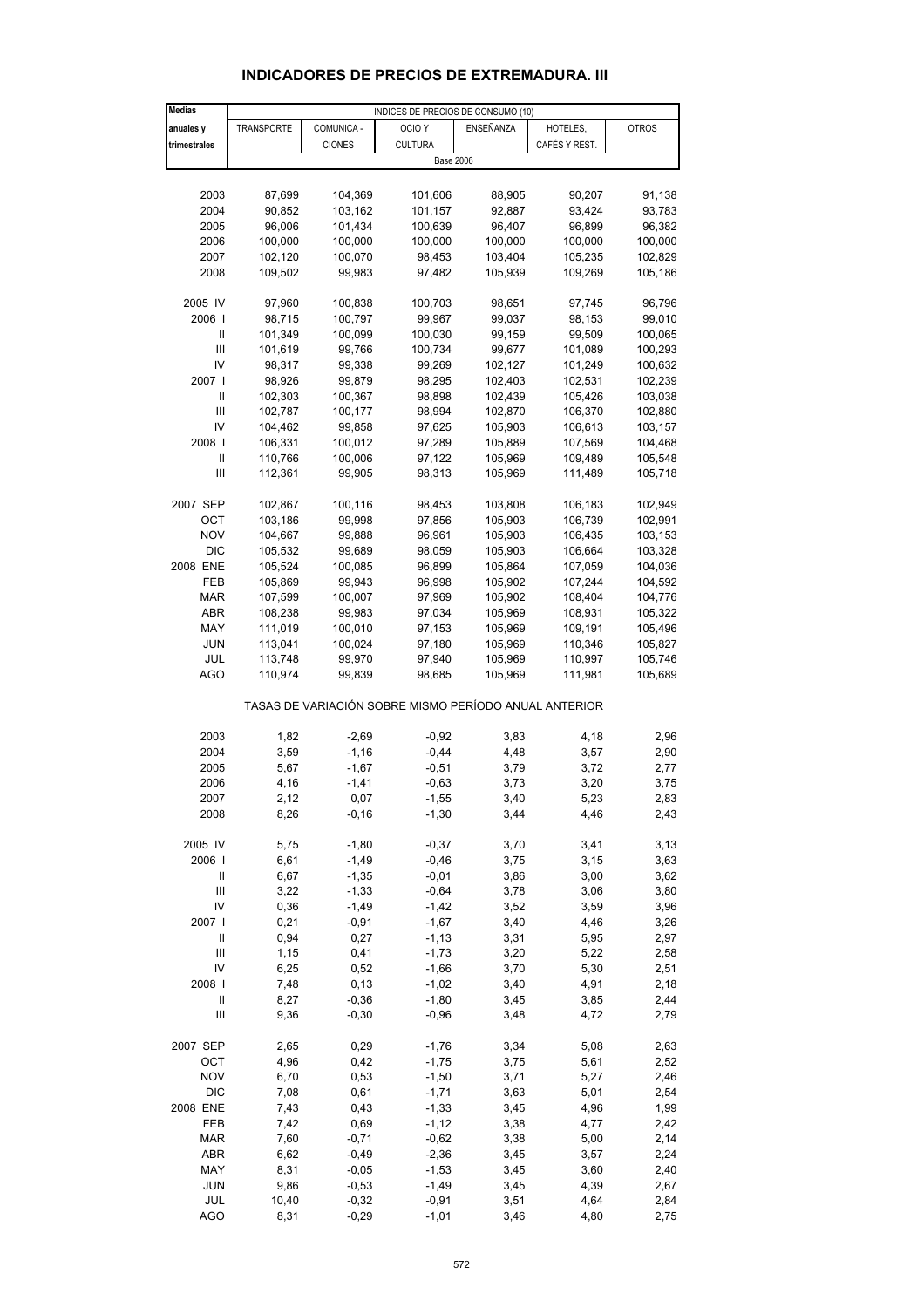## INDICADORES DE PRECIOS DE EXTREMADURA. III

| Medias anuales y trimestrales | INDICES DE PRECIOS DE CONSUMO (10) | | | | | |
|---|---|---|---|---|---|---|
| | TRANSPORTE | COMUNICA - CIONES | OCIO Y CULTURA | ENSEÑANZA | HOTELES, CAFÉS Y REST. | OTROS |
| | Base 2006 | | | | | |
| 2003 | 87,699 | 104,369 | 101,606 | 88,905 | 90,207 | 91,138 |
| 2004 | 90,852 | 103,162 | 101,157 | 92,887 | 93,424 | 93,783 |
| 2005 | 96,006 | 101,434 | 100,639 | 96,407 | 96,899 | 96,382 |
| 2006 | 100,000 | 100,000 | 100,000 | 100,000 | 100,000 | 100,000 |
| 2007 | 102,120 | 100,070 | 98,453 | 103,404 | 105,235 | 102,829 |
| 2008 | 109,502 | 99,983 | 97,482 | 105,939 | 109,269 | 105,186 |
| 2005 IV | 97,960 | 100,838 | 100,703 | 98,651 | 97,745 | 96,796 |
| 2006 I | 98,715 | 100,797 | 99,967 | 99,037 | 98,153 | 99,010 |
| II | 101,349 | 100,099 | 100,030 | 99,159 | 99,509 | 100,065 |
| III | 101,619 | 99,766 | 100,734 | 99,677 | 101,089 | 100,293 |
| IV | 98,317 | 99,338 | 99,269 | 102,127 | 101,249 | 100,632 |
| 2007 I | 98,926 | 99,879 | 98,295 | 102,403 | 102,531 | 102,239 |
| II | 102,303 | 100,367 | 98,898 | 102,439 | 105,426 | 103,038 |
| III | 102,787 | 100,177 | 98,994 | 102,870 | 106,370 | 102,880 |
| IV | 104,462 | 99,858 | 97,625 | 105,903 | 106,613 | 103,157 |
| 2008 I | 106,331 | 100,012 | 97,289 | 105,889 | 107,569 | 104,468 |
| II | 110,766 | 100,006 | 97,122 | 105,969 | 109,489 | 105,548 |
| III | 112,361 | 99,905 | 98,313 | 105,969 | 111,489 | 105,718 |
| 2007 SEP | 102,867 | 100,116 | 98,453 | 103,808 | 106,183 | 102,949 |
| OCT | 103,186 | 99,998 | 97,856 | 105,903 | 106,739 | 102,991 |
| NOV | 104,667 | 99,888 | 96,961 | 105,903 | 106,435 | 103,153 |
| DIC | 105,532 | 99,689 | 98,059 | 105,903 | 106,664 | 103,328 |
| 2008 ENE | 105,524 | 100,085 | 96,899 | 105,864 | 107,059 | 104,036 |
| FEB | 105,869 | 99,943 | 96,998 | 105,902 | 107,244 | 104,592 |
| MAR | 107,599 | 100,007 | 97,969 | 105,902 | 108,404 | 104,776 |
| ABR | 108,238 | 99,983 | 97,034 | 105,969 | 108,931 | 105,322 |
| MAY | 111,019 | 100,010 | 97,153 | 105,969 | 109,191 | 105,496 |
| JUN | 113,041 | 100,024 | 97,180 | 105,969 | 110,346 | 105,827 |
| JUL | 113,748 | 99,970 | 97,940 | 105,969 | 110,997 | 105,746 |
| AGO | 110,974 | 99,839 | 98,685 | 105,969 | 111,981 | 105,689 |
| | TASAS DE VARIACIÓN SOBRE MISMO PERÍODO ANUAL ANTERIOR | | | | | |
| 2003 | 1,82 | -2,69 | -0,92 | 3,83 | 4,18 | 2,96 |
| 2004 | 3,59 | -1,16 | -0,44 | 4,48 | 3,57 | 2,90 |
| 2005 | 5,67 | -1,67 | -0,51 | 3,79 | 3,72 | 2,77 |
| 2006 | 4,16 | -1,41 | -0,63 | 3,73 | 3,20 | 3,75 |
| 2007 | 2,12 | 0,07 | -1,55 | 3,40 | 5,23 | 2,83 |
| 2008 | 8,26 | -0,16 | -1,30 | 3,44 | 4,46 | 2,43 |
| 2005 IV | 5,75 | -1,80 | -0,37 | 3,70 | 3,41 | 3,13 |
| 2006 I | 6,61 | -1,49 | -0,46 | 3,75 | 3,15 | 3,63 |
| II | 6,67 | -1,35 | -0,01 | 3,86 | 3,00 | 3,62 |
| III | 3,22 | -1,33 | -0,64 | 3,78 | 3,06 | 3,80 |
| IV | 0,36 | -1,49 | -1,42 | 3,52 | 3,59 | 3,96 |
| 2007 I | 0,21 | -0,91 | -1,67 | 3,40 | 4,46 | 3,26 |
| II | 0,94 | 0,27 | -1,13 | 3,31 | 5,95 | 2,97 |
| III | 1,15 | 0,41 | -1,73 | 3,20 | 5,22 | 2,58 |
| IV | 6,25 | 0,52 | -1,66 | 3,70 | 5,30 | 2,51 |
| 2008 I | 7,48 | 0,13 | -1,02 | 3,40 | 4,91 | 2,18 |
| II | 8,27 | -0,36 | -1,80 | 3,45 | 3,85 | 2,44 |
| III | 9,36 | -0,30 | -0,96 | 3,48 | 4,72 | 2,79 |
| 2007 SEP | 2,65 | 0,29 | -1,76 | 3,34 | 5,08 | 2,63 |
| OCT | 4,96 | 0,42 | -1,75 | 3,75 | 5,61 | 2,52 |
| NOV | 6,70 | 0,53 | -1,50 | 3,71 | 5,27 | 2,46 |
| DIC | 7,08 | 0,61 | -1,71 | 3,63 | 5,01 | 2,54 |
| 2008 ENE | 7,43 | 0,43 | -1,33 | 3,45 | 4,96 | 1,99 |
| FEB | 7,42 | 0,69 | -1,12 | 3,38 | 4,77 | 2,42 |
| MAR | 7,60 | -0,71 | -0,62 | 3,38 | 5,00 | 2,14 |
| ABR | 6,62 | -0,49 | -2,36 | 3,45 | 3,57 | 2,24 |
| MAY | 8,31 | -0,05 | -1,53 | 3,45 | 3,60 | 2,40 |
| JUN | 9,86 | -0,53 | -1,49 | 3,45 | 4,39 | 2,67 |
| JUL | 10,40 | -0,32 | -0,91 | 3,51 | 4,64 | 2,84 |
| AGO | 8,31 | -0,29 | -1,01 | 3,46 | 4,80 | 2,75 |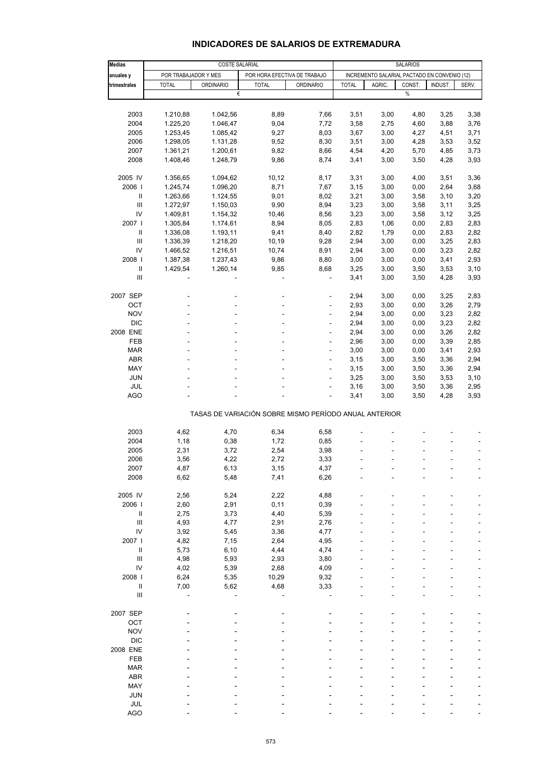# INDICADORES DE SALARIOS DE EXTREMADURA

| Medias anuales y trimestrales | COSTE SALARIAL | | | | SALARIOS | | | | |
|---|---|---|---|---|---|---|---|---|---|
| | POR TRABAJADOR Y MES | | POR HORA EFECTIVA DE TRABAJO | | INCREMENTO SALARIAL PACTADO EN CONVENIO (12) | | | | |
| | TOTAL | ORDINARIO | TOTAL | ORDINARIO | TOTAL | AGRIC. | CONST. | INDUST. | SERV. |
| | € | | | | % | | | | |
| 2003 | 1.210,88 | 1.042,56 | 8,89 | 7,66 | 3,51 | 3,00 | 4,80 | 3,25 | 3,38 |
| 2004 | 1.225,20 | 1.046,47 | 9,04 | 7,72 | 3,58 | 2,75 | 4,60 | 3,88 | 3,76 |
| 2005 | 1.253,45 | 1.085,42 | 9,27 | 8,03 | 3,67 | 3,00 | 4,27 | 4,51 | 3,71 |
| 2006 | 1.298,05 | 1.131,28 | 9,52 | 8,30 | 3,51 | 3,00 | 4,28 | 3,53 | 3,52 |
| 2007 | 1.361,21 | 1.200,61 | 9,82 | 8,66 | 4,54 | 4,20 | 5,70 | 4,85 | 3,73 |
| 2008 | 1.408,46 | 1.248,79 | 9,86 | 8,74 | 3,41 | 3,00 | 3,50 | 4,28 | 3,93 |
| 2005 IV | 1.356,65 | 1.094,62 | 10,12 | 8,17 | 3,31 | 3,00 | 4,00 | 3,51 | 3,36 |
| 2006 I | 1.245,74 | 1.096,20 | 8,71 | 7,67 | 3,15 | 3,00 | 0,00 | 2,64 | 3,68 |
| II | 1.263,66 | 1.124,55 | 9,01 | 8,02 | 3,21 | 3,00 | 3,58 | 3,10 | 3,20 |
| III | 1.272,97 | 1.150,03 | 9,90 | 8,94 | 3,23 | 3,00 | 3,58 | 3,11 | 3,25 |
| IV | 1.409,81 | 1.154,32 | 10,46 | 8,56 | 3,23 | 3,00 | 3,58 | 3,12 | 3,25 |
| 2007 I | 1.305,84 | 1.174,61 | 8,94 | 8,05 | 2,83 | 1,06 | 0,00 | 2,83 | 2,83 |
| II | 1.336,08 | 1.193,11 | 9,41 | 8,40 | 2,82 | 1,79 | 0,00 | 2,83 | 2,82 |
| III | 1.336,39 | 1.218,20 | 10,19 | 9,28 | 2,94 | 3,00 | 0,00 | 3,25 | 2,83 |
| IV | 1.466,52 | 1.216,51 | 10,74 | 8,91 | 2,94 | 3,00 | 0,00 | 3,23 | 2,82 |
| 2008 I | 1.387,38 | 1.237,43 | 9,86 | 8,80 | 3,00 | 3,00 | 0,00 | 3,41 | 2,93 |
| II | 1.429,54 | 1.260,14 | 9,85 | 8,68 | 3,25 | 3,00 | 3,50 | 3,53 | 3,10 |
| III | - | - | - | - | 3,41 | 3,00 | 3,50 | 4,28 | 3,93 |
| 2007 SEP | - | - | - | - | 2,94 | 3,00 | 0,00 | 3,25 | 2,83 |
| OCT | - | - | - | - | 2,93 | 3,00 | 0,00 | 3,26 | 2,79 |
| NOV | - | - | - | - | 2,94 | 3,00 | 0,00 | 3,23 | 2,82 |
| DIC | - | - | - | - | 2,94 | 3,00 | 0,00 | 3,23 | 2,82 |
| 2008 ENE | - | - | - | - | 2,94 | 3,00 | 0,00 | 3,26 | 2,82 |
| FEB | - | - | - | - | 2,96 | 3,00 | 0,00 | 3,39 | 2,85 |
| MAR | - | - | - | - | 3,00 | 3,00 | 0,00 | 3,41 | 2,93 |
| ABR | - | - | - | - | 3,15 | 3,00 | 3,50 | 3,36 | 2,94 |
| MAY | - | - | - | - | 3,15 | 3,00 | 3,50 | 3,36 | 2,94 |
| JUN | - | - | - | - | 3,25 | 3,00 | 3,50 | 3,53 | 3,10 |
| JUL | - | - | - | - | 3,16 | 3,00 | 3,50 | 3,36 | 2,95 |
| AGO | - | - | - | - | 3,41 | 3,00 | 3,50 | 4,28 | 3,93 |
| | TASAS DE VARIACIÓN SOBRE MISMO PERÍODO ANUAL ANTERIOR | | | | | | | | |
| 2003 | 4,62 | 4,70 | 6,34 | 6,58 | - | - | - | - | - |
| 2004 | 1,18 | 0,38 | 1,72 | 0,85 | - | - | - | - | - |
| 2005 | 2,31 | 3,72 | 2,54 | 3,98 | - | - | - | - | - |
| 2006 | 3,56 | 4,22 | 2,72 | 3,33 | - | - | - | - | - |
| 2007 | 4,87 | 6,13 | 3,15 | 4,37 | - | - | - | - | - |
| 2008 | 6,62 | 5,48 | 7,41 | 6,26 | - | - | - | - | - |
| 2005 IV | 2,56 | 5,24 | 2,22 | 4,88 | - | - | - | - | - |
| 2006 I | 2,60 | 2,91 | 0,11 | 0,39 | - | - | - | - | - |
| II | 2,75 | 3,73 | 4,40 | 5,39 | - | - | - | - | - |
| III | 4,93 | 4,77 | 2,91 | 2,76 | - | - | - | - | - |
| IV | 3,92 | 5,45 | 3,36 | 4,77 | - | - | - | - | - |
| 2007 I | 4,82 | 7,15 | 2,64 | 4,95 | - | - | - | - | - |
| II | 5,73 | 6,10 | 4,44 | 4,74 | - | - | - | - | - |
| III | 4,98 | 5,93 | 2,93 | 3,80 | - | - | - | - | - |
| IV | 4,02 | 5,39 | 2,68 | 4,09 | - | - | - | - | - |
| 2008 I | 6,24 | 5,35 | 10,29 | 9,32 | - | - | - | - | - |
| II | 7,00 | 5,62 | 4,68 | 3,33 | - | - | - | - | - |
| III | - | - | - | - | - | - | - | - | - |
| 2007 SEP | - | - | - | - | - | - | - | - | - |
| OCT | - | - | - | - | - | - | - | - | - |
| NOV | - | - | - | - | - | - | - | - | - |
| DIC | - | - | - | - | - | - | - | - | - |
| 2008 ENE | - | - | - | - | - | - | - | - | - |
| FEB | - | - | - | - | - | - | - | - | - |
| MAR | - | - | - | - | - | - | - | - | - |
| ABR | - | - | - | - | - | - | - | - | - |
| MAY | - | - | - | - | - | - | - | - | - |
| JUN | - | - | - | - | - | - | - | - | - |
| JUL | - | - | - | - | - | - | - | - | - |
| AGO | - | - | - | - | - | - | - | - | - |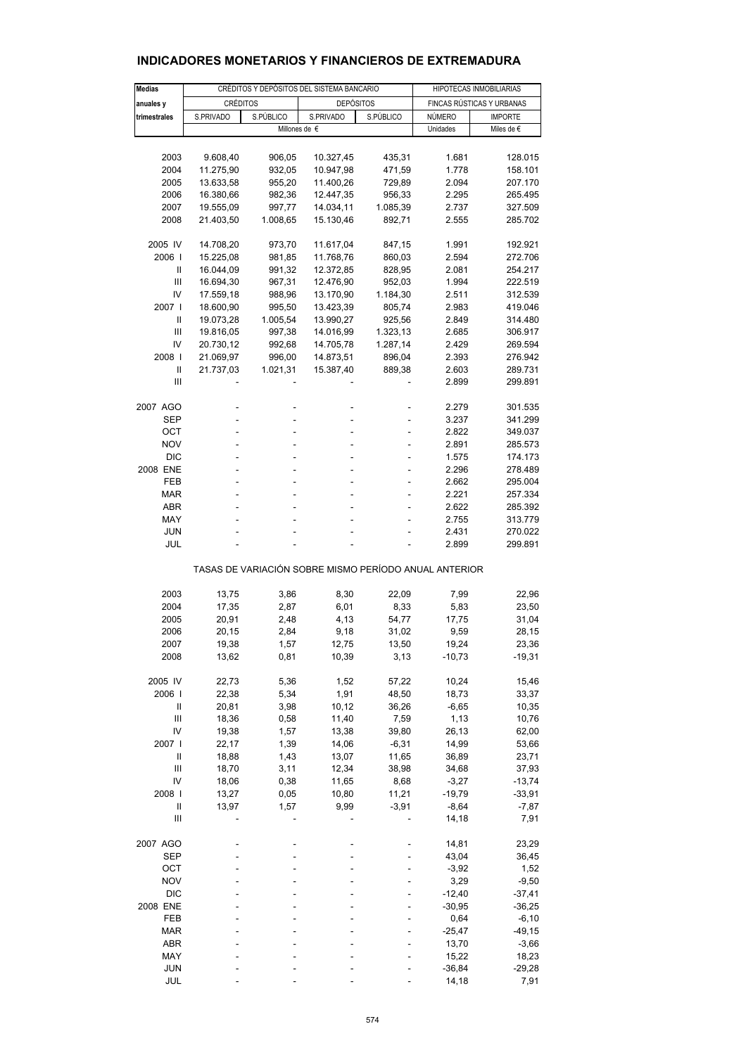# INDICADORES MONETARIOS Y FINANCIEROS DE EXTREMADURA

| Medias anuales y trimestrales | CRÉDITOS Y DEPÓSITOS DEL SISTEMA BANCARIO | | | | HIPOTECAS INMOBILIARIAS | |
|---|---|---|---|---|---|---|
| | CRÉDITOS | | DEPÓSITOS | | FINCAS RÚSTICAS Y URBANAS | |
| | S.PRIVADO | S.PÚBLICO | S.PRIVADO | S.PÚBLICO | NÚMERO | IMPORTE |
| | Millones de € | | | | Unidades | Miles de € |
| 2003 | 9.608,40 | 906,05 | 10.327,45 | 435,31 | 1.681 | 128.015 |
| 2004 | 11.275,90 | 932,05 | 10.947,98 | 471,59 | 1.778 | 158.101 |
| 2005 | 13.633,58 | 955,20 | 11.400,26 | 729,89 | 2.094 | 207.170 |
| 2006 | 16.380,66 | 982,36 | 12.447,35 | 956,33 | 2.295 | 265.495 |
| 2007 | 19.555,09 | 997,77 | 14.034,11 | 1.085,39 | 2.737 | 327.509 |
| 2008 | 21.403,50 | 1.008,65 | 15.130,46 | 892,71 | 2.555 | 285.702 |
| 2005 IV | 14.708,20 | 973,70 | 11.617,04 | 847,15 | 1.991 | 192.921 |
| 2006 I | 15.225,08 | 981,85 | 11.768,76 | 860,03 | 2.594 | 272.706 |
| II | 16.044,09 | 991,32 | 12.372,85 | 828,95 | 2.081 | 254.217 |
| III | 16.694,30 | 967,31 | 12.476,90 | 952,03 | 1.994 | 222.519 |
| IV | 17.559,18 | 988,96 | 13.170,90 | 1.184,30 | 2.511 | 312.539 |
| 2007 I | 18.600,90 | 995,50 | 13.423,39 | 805,74 | 2.983 | 419.046 |
| II | 19.073,28 | 1.005,54 | 13.990,27 | 925,56 | 2.849 | 314.480 |
| III | 19.816,05 | 997,38 | 14.016,99 | 1.323,13 | 2.685 | 306.917 |
| IV | 20.730,12 | 992,68 | 14.705,78 | 1.287,14 | 2.429 | 269.594 |
| 2008 I | 21.069,97 | 996,00 | 14.873,51 | 896,04 | 2.393 | 276.942 |
| II | 21.737,03 | 1.021,31 | 15.387,40 | 889,38 | 2.603 | 289.731 |
| III | - | - | - | - | 2.899 | 299.891 |
| 2007 AGO | - | - | - | - | 2.279 | 301.535 |
| SEP | - | - | - | - | 3.237 | 341.299 |
| OCT | - | - | - | - | 2.822 | 349.037 |
| NOV | - | - | - | - | 2.891 | 285.573 |
| DIC | - | - | - | - | 1.575 | 174.173 |
| 2008 ENE | - | - | - | - | 2.296 | 278.489 |
| FEB | - | - | - | - | 2.662 | 295.004 |
| MAR | - | - | - | - | 2.221 | 257.334 |
| ABR | - | - | - | - | 2.622 | 285.392 |
| MAY | - | - | - | - | 2.755 | 313.779 |
| JUN | - | - | - | - | 2.431 | 270.022 |
| JUL | - | - | - | - | 2.899 | 299.891 |
| TASAS DE VARIACIÓN SOBRE MISMO PERÍODO ANUAL ANTERIOR | | | | | | |
| 2003 | 13,75 | 3,86 | 8,30 | 22,09 | 7,99 | 22,96 |
| 2004 | 17,35 | 2,87 | 6,01 | 8,33 | 5,83 | 23,50 |
| 2005 | 20,91 | 2,48 | 4,13 | 54,77 | 17,75 | 31,04 |
| 2006 | 20,15 | 2,84 | 9,18 | 31,02 | 9,59 | 28,15 |
| 2007 | 19,38 | 1,57 | 12,75 | 13,50 | 19,24 | 23,36 |
| 2008 | 13,62 | 0,81 | 10,39 | 3,13 | -10,73 | -19,31 |
| 2005 IV | 22,73 | 5,36 | 1,52 | 57,22 | 10,24 | 15,46 |
| 2006 I | 22,38 | 5,34 | 1,91 | 48,50 | 18,73 | 33,37 |
| II | 20,81 | 3,98 | 10,12 | 36,26 | -6,65 | 10,35 |
| III | 18,36 | 0,58 | 11,40 | 7,59 | 1,13 | 10,76 |
| IV | 19,38 | 1,57 | 13,38 | 39,80 | 26,13 | 62,00 |
| 2007 I | 22,17 | 1,39 | 14,06 | -6,31 | 14,99 | 53,66 |
| II | 18,88 | 1,43 | 13,07 | 11,65 | 36,89 | 23,71 |
| III | 18,70 | 3,11 | 12,34 | 38,98 | 34,68 | 37,93 |
| IV | 18,06 | 0,38 | 11,65 | 8,68 | -3,27 | -13,74 |
| 2008 I | 13,27 | 0,05 | 10,80 | 11,21 | -19,79 | -33,91 |
| II | 13,97 | 1,57 | 9,99 | -3,91 | -8,64 | -7,87 |
| III | - | - | - | - | 14,18 | 7,91 |
| 2007 AGO | - | - | - | - | 14,81 | 23,29 |
| SEP | - | - | - | - | 43,04 | 36,45 |
| OCT | - | - | - | - | -3,92 | 1,52 |
| NOV | - | - | - | - | 3,29 | -9,50 |
| DIC | - | - | - | - | -12,40 | -37,41 |
| 2008 ENE | - | - | - | - | -30,95 | -36,25 |
| FEB | - | - | - | - | 0,64 | -6,10 |
| MAR | - | - | - | - | -25,47 | -49,15 |
| ABR | - | - | - | - | 13,70 | -3,66 |
| MAY | - | - | - | - | 15,22 | 18,23 |
| JUN | - | - | - | - | -36,84 | -29,28 |
| JUL | - | - | - | - | 14,18 | 7,91 |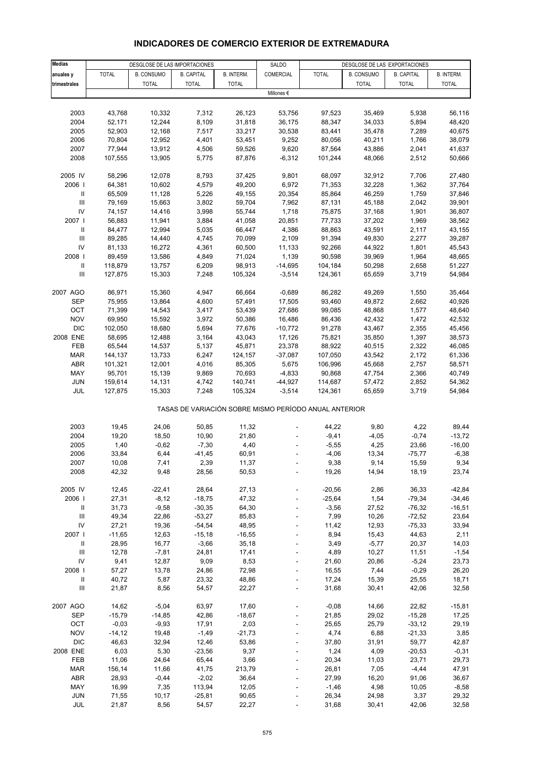## INDICADORES DE COMERCIO EXTERIOR DE EXTREMADURA

| Medias anuales y trimestrales | DESGLOSE DE LAS IMPORTACIONES | | | | SALDO | DESGLOSE DE LAS EXPORTACIONES | | | |
|---|---|---|---|---|---|---|---|---|---|
| | TOTAL | B. CONSUMO TOTAL | B. CAPITAL TOTAL | B. INTERM. TOTAL | COMERCIAL | TOTAL | B. CONSUMO TOTAL | B. CAPITAL TOTAL | B. INTERM. TOTAL |
| | | | | | Millones € | | | | |
| 2003 | 43,768 | 10,332 | 7,312 | 26,123 | 53,756 | 97,523 | 35,469 | 5,938 | 56,116 |
| 2004 | 52,171 | 12,244 | 8,109 | 31,818 | 36,175 | 88,347 | 34,033 | 5,894 | 48,420 |
| 2005 | 52,903 | 12,168 | 7,517 | 33,217 | 30,538 | 83,441 | 35,478 | 7,289 | 40,675 |
| 2006 | 70,804 | 12,952 | 4,401 | 53,451 | 9,252 | 80,056 | 40,211 | 1,766 | 38,079 |
| 2007 | 77,944 | 13,912 | 4,506 | 59,526 | 9,620 | 87,564 | 43,886 | 2,041 | 41,637 |
| 2008 | 107,555 | 13,905 | 5,775 | 87,876 | -6,312 | 101,244 | 48,066 | 2,512 | 50,666 |
| 2005 IV | 58,296 | 12,078 | 8,793 | 37,425 | 9,801 | 68,097 | 32,912 | 7,706 | 27,480 |
| 2006 I | 64,381 | 10,602 | 4,579 | 49,200 | 6,972 | 71,353 | 32,228 | 1,362 | 37,764 |
| II | 65,509 | 11,128 | 5,226 | 49,155 | 20,354 | 85,864 | 46,259 | 1,759 | 37,846 |
| III | 79,169 | 15,663 | 3,802 | 59,704 | 7,962 | 87,131 | 45,188 | 2,042 | 39,901 |
| IV | 74,157 | 14,416 | 3,998 | 55,744 | 1,718 | 75,875 | 37,168 | 1,901 | 36,807 |
| 2007 I | 56,883 | 11,941 | 3,884 | 41,058 | 20,851 | 77,733 | 37,202 | 1,969 | 38,562 |
| II | 84,477 | 12,994 | 5,035 | 66,447 | 4,386 | 88,863 | 43,591 | 2,117 | 43,155 |
| III | 89,285 | 14,440 | 4,745 | 70,099 | 2,109 | 91,394 | 49,830 | 2,277 | 39,287 |
| IV | 81,133 | 16,272 | 4,361 | 60,500 | 11,133 | 92,266 | 44,922 | 1,801 | 45,543 |
| 2008 I | 89,459 | 13,586 | 4,849 | 71,024 | 1,139 | 90,598 | 39,969 | 1,964 | 48,665 |
| II | 118,879 | 13,757 | 6,209 | 98,913 | -14,695 | 104,184 | 50,298 | 2,658 | 51,227 |
| III | 127,875 | 15,303 | 7,248 | 105,324 | -3,514 | 124,361 | 65,659 | 3,719 | 54,984 |
| 2007 AGO | 86,971 | 15,360 | 4,947 | 66,664 | -0,689 | 86,282 | 49,269 | 1,550 | 35,464 |
| SEP | 75,955 | 13,864 | 4,600 | 57,491 | 17,505 | 93,460 | 49,872 | 2,662 | 40,926 |
| OCT | 71,399 | 14,543 | 3,417 | 53,439 | 27,686 | 99,085 | 48,868 | 1,577 | 48,640 |
| NOV | 69,950 | 15,592 | 3,972 | 50,386 | 16,486 | 86,436 | 42,432 | 1,472 | 42,532 |
| DIC | 102,050 | 18,680 | 5,694 | 77,676 | -10,772 | 91,278 | 43,467 | 2,355 | 45,456 |
| 2008 ENE | 58,695 | 12,488 | 3,164 | 43,043 | 17,126 | 75,821 | 35,850 | 1,397 | 38,573 |
| FEB | 65,544 | 14,537 | 5,137 | 45,871 | 23,378 | 88,922 | 40,515 | 2,322 | 46,085 |
| MAR | 144,137 | 13,733 | 6,247 | 124,157 | -37,087 | 107,050 | 43,542 | 2,172 | 61,336 |
| ABR | 101,321 | 12,001 | 4,016 | 85,305 | 5,675 | 106,996 | 45,668 | 2,757 | 58,571 |
| MAY | 95,701 | 15,139 | 9,869 | 70,693 | -4,833 | 90,868 | 47,754 | 2,366 | 40,749 |
| JUN | 159,614 | 14,131 | 4,742 | 140,741 | -44,927 | 114,687 | 57,472 | 2,852 | 54,362 |
| JUL | 127,875 | 15,303 | 7,248 | 105,324 | -3,514 | 124,361 | 65,659 | 3,719 | 54,984 |
| | TASAS DE VARIACIÓN SOBRE MISMO PERÍODO ANUAL ANTERIOR | | | | | | | | |
| 2003 | 19,45 | 24,06 | 50,85 | 11,32 | - | 44,22 | 9,80 | 4,22 | 89,44 |
| 2004 | 19,20 | 18,50 | 10,90 | 21,80 | - | -9,41 | -4,05 | -0,74 | -13,72 |
| 2005 | 1,40 | -0,62 | -7,30 | 4,40 | - | -5,55 | 4,25 | 23,66 | -16,00 |
| 2006 | 33,84 | 6,44 | -41,45 | 60,91 | - | -4,06 | 13,34 | -75,77 | -6,38 |
| 2007 | 10,08 | 7,41 | 2,39 | 11,37 | - | 9,38 | 9,14 | 15,59 | 9,34 |
| 2008 | 42,32 | 9,48 | 28,56 | 50,53 | - | 19,26 | 14,94 | 18,19 | 23,74 |
| 2005 IV | 12,45 | -22,41 | 28,64 | 27,13 | - | -20,56 | 2,86 | 36,33 | -42,84 |
| 2006 I | 27,31 | -8,12 | -18,75 | 47,32 | - | -25,64 | 1,54 | -79,34 | -34,46 |
| II | 31,73 | -9,58 | -30,35 | 64,30 | - | -3,56 | 27,52 | -76,32 | -16,51 |
| III | 49,34 | 22,86 | -53,27 | 85,83 | - | 7,99 | 10,26 | -72,52 | 23,64 |
| IV | 27,21 | 19,36 | -54,54 | 48,95 | - | 11,42 | 12,93 | -75,33 | 33,94 |
| 2007 I | -11,65 | 12,63 | -15,18 | -16,55 | - | 8,94 | 15,43 | 44,63 | 2,11 |
| II | 28,95 | 16,77 | -3,66 | 35,18 | - | 3,49 | -5,77 | 20,37 | 14,03 |
| III | 12,78 | -7,81 | 24,81 | 17,41 | - | 4,89 | 10,27 | 11,51 | -1,54 |
| IV | 9,41 | 12,87 | 9,09 | 8,53 | - | 21,60 | 20,86 | -5,24 | 23,73 |
| 2008 I | 57,27 | 13,78 | 24,86 | 72,98 | - | 16,55 | 7,44 | -0,29 | 26,20 |
| II | 40,72 | 5,87 | 23,32 | 48,86 | - | 17,24 | 15,39 | 25,55 | 18,71 |
| III | 21,87 | 8,56 | 54,57 | 22,27 | - | 31,68 | 30,41 | 42,06 | 32,58 |
| 2007 AGO | 14,62 | -5,04 | 63,97 | 17,60 | - | -0,08 | 14,66 | 22,82 | -15,81 |
| SEP | -15,79 | -14,85 | 42,86 | -18,67 | - | 21,85 | 29,02 | -15,28 | 17,25 |
| OCT | -0,03 | -9,93 | 17,91 | 2,03 | - | 25,65 | 25,79 | -33,12 | 29,19 |
| NOV | -14,12 | 19,48 | -1,49 | -21,73 | - | 4,74 | 6,88 | -21,33 | 3,85 |
| DIC | 46,63 | 32,94 | 12,46 | 53,86 | - | 37,80 | 31,91 | 59,77 | 42,87 |
| 2008 ENE | 6,03 | 5,30 | -23,56 | 9,37 | - | 1,24 | 4,09 | -20,53 | -0,31 |
| FEB | 11,06 | 24,64 | 65,44 | 3,66 | - | 20,34 | 11,03 | 23,71 | 29,73 |
| MAR | 156,14 | 11,66 | 41,75 | 213,79 | - | 26,81 | 7,05 | -4,44 | 47,91 |
| ABR | 28,93 | -0,44 | -2,02 | 36,64 | - | 27,99 | 16,20 | 91,06 | 36,67 |
| MAY | 16,99 | 7,35 | 113,94 | 12,05 | - | -1,46 | 4,98 | 10,05 | -8,58 |
| JUN | 71,55 | 10,17 | -25,81 | 90,65 | - | 26,34 | 24,98 | 3,37 | 29,32 |
| JUL | 21,87 | 8,56 | 54,57 | 22,27 | - | 31,68 | 30,41 | 42,06 | 32,58 |